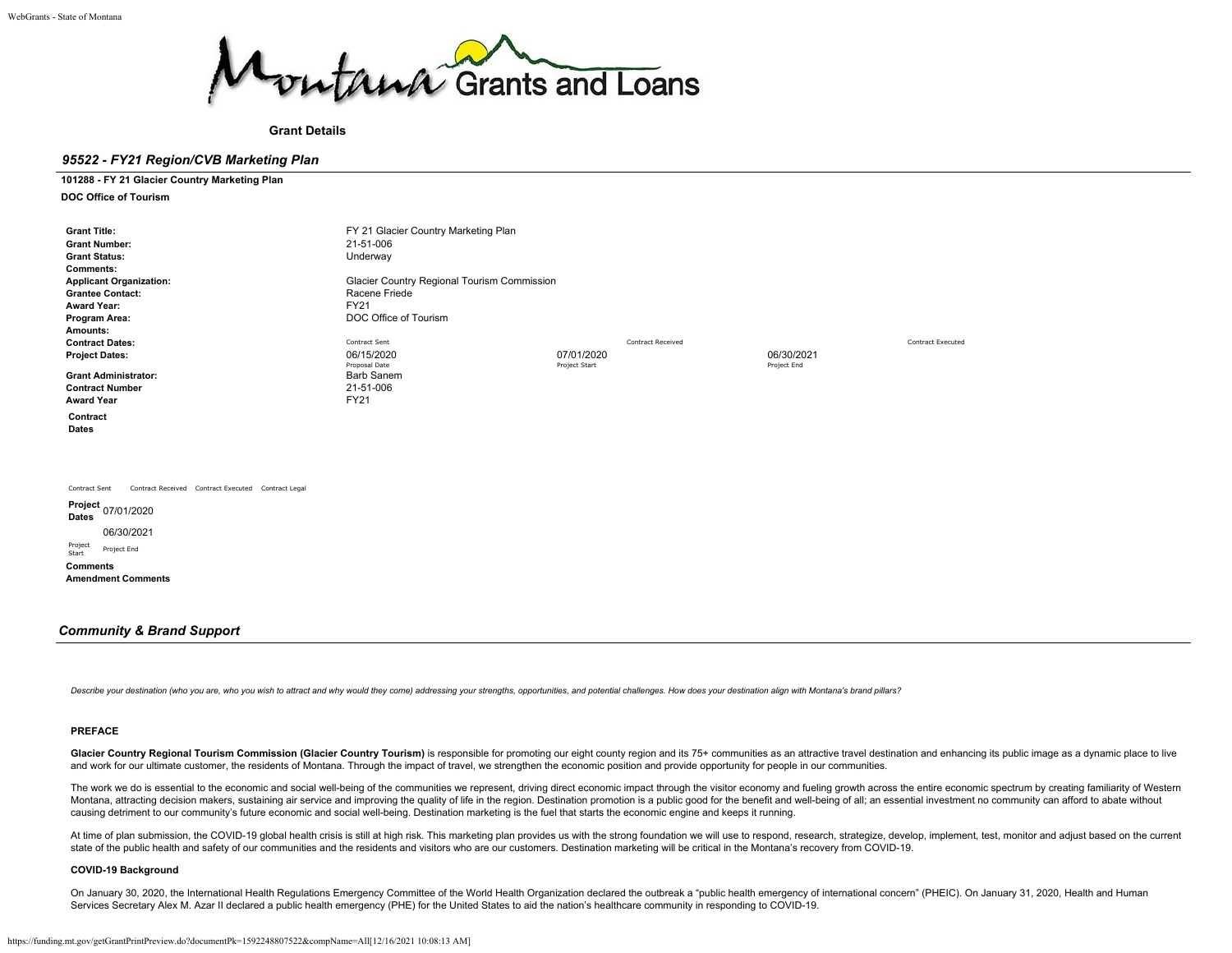Montana Grants and Loans

**Grant Details**

## *95522 - FY21 Region/CVB Marketing Plan*

**101288 - FY 21 Glacier Country Marketing Plan**

**DOC Office of Tourism**

| | | | | |
|---|---|---|---|---|
| **Grant Title:** | FY 21 Glacier Country Marketing Plan | | | |
| **Grant Number:** | 21-51-006 | | | |
| **Grant Status:** | Underway | | | |
| **Comments:** | | | | |
| **Applicant Organization:** | Glacier Country Regional Tourism Commission | | | |
| **Grantee Contact:** | Racene Friede | | | |
| **Award Year:** | FY21 | | | |
| **Program Area:** | DOC Office of Tourism | | | |
| **Amounts:** | | | | |
| **Contract Dates:** | Contract Sent | Contract Received | | Contract Executed |
| **Project Dates:** | 06/15/2020 Proposal Date | 07/01/2020 Project Start | 06/30/2021 Project End | |
| **Grant Administrator:** | Barb Sanem | | | |
| **Contract Number** | 21-51-006 | | | |
| **Award Year** | FY21 | | | |

**Contract Dates**

Contract Sent | Contract Received | Contract Executed | Contract Legal

**Project Dates** 07/01/2020 (Project Start) 06/30/2021 (Project End)

**Comments**

**Amendment Comments**

## *Community & Brand Support*

*Describe your destination (who you are, who you wish to attract and why would they come) addressing your strengths, opportunities, and potential challenges. How does your destination align with Montana's brand pillars?*

**PREFACE**

**Glacier Country Regional Tourism Commission (Glacier Country Tourism)** is responsible for promoting our eight county region and its 75+ communities as an attractive travel destination and enhancing its public image as a dynamic place to live and work for our ultimate customer, the residents of Montana. Through the impact of travel, we strengthen the economic position and provide opportunity for people in our communities.

The work we do is essential to the economic and social well-being of the communities we represent, driving direct economic impact through the visitor economy and fueling growth across the entire economic spectrum by creating familiarity of Western Montana, attracting decision makers, sustaining air service and improving the quality of life in the region. Destination promotion is a public good for the benefit and well-being of all; an essential investment no community can afford to abate without causing detriment to our community's future economic and social well-being. Destination marketing is the fuel that starts the economic engine and keeps it running.

At time of plan submission, the COVID-19 global health crisis is still at high risk. This marketing plan provides us with the strong foundation we will use to respond, research, strategize, develop, implement, test, monitor and adjust based on the current state of the public health and safety of our communities and the residents and visitors who are our customers. Destination marketing will be critical in the Montana's recovery from COVID-19.

**COVID-19 Background**

On January 30, 2020, the International Health Regulations Emergency Committee of the World Health Organization declared the outbreak a "public health emergency of international concern" (PHEIC). On January 31, 2020, Health and Human Services Secretary Alex M. Azar II declared a public health emergency (PHE) for the United States to aid the nation's healthcare community in responding to COVID-19.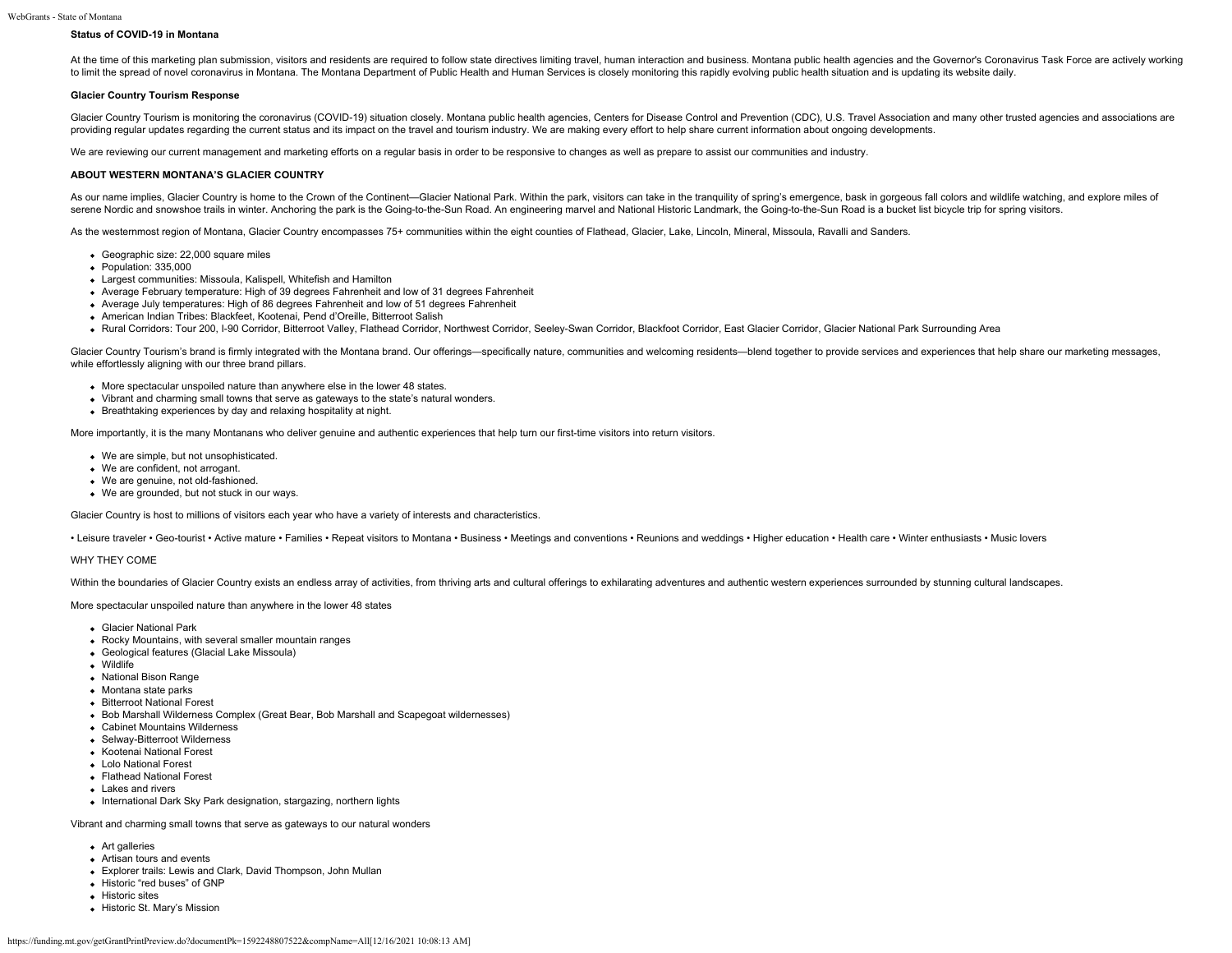**Status of COVID-19 in Montana**

At the time of this marketing plan submission, visitors and residents are required to follow state directives limiting travel, human interaction and business. Montana public health agencies and the Governor's Coronavirus Task Force are actively working to limit the spread of novel coronavirus in Montana. The Montana Department of Public Health and Human Services is closely monitoring this rapidly evolving public health situation and is updating its website daily.

**Glacier Country Tourism Response**

Glacier Country Tourism is monitoring the coronavirus (COVID-19) situation closely. Montana public health agencies, Centers for Disease Control and Prevention (CDC), U.S. Travel Association and many other trusted agencies and associations are providing regular updates regarding the current status and its impact on the travel and tourism industry. We are making every effort to help share current information about ongoing developments.

We are reviewing our current management and marketing efforts on a regular basis in order to be responsive to changes as well as prepare to assist our communities and industry.

**ABOUT WESTERN MONTANA'S GLACIER COUNTRY**

As our name implies, Glacier Country is home to the Crown of the Continent—Glacier National Park. Within the park, visitors can take in the tranquility of spring's emergence, bask in gorgeous fall colors and wildlife watching, and explore miles of serene Nordic and snowshoe trails in winter. Anchoring the park is the Going-to-the-Sun Road. An engineering marvel and National Historic Landmark, the Going-to-the-Sun Road is a bucket list bicycle trip for spring visitors.

As the westernmost region of Montana, Glacier Country encompasses 75+ communities within the eight counties of Flathead, Glacier, Lake, Lincoln, Mineral, Missoula, Ravalli and Sanders.

- Geographic size: 22,000 square miles
- Population: 335,000
- Largest communities: Missoula, Kalispell, Whitefish and Hamilton
- Average February temperature: High of 39 degrees Fahrenheit and low of 31 degrees Fahrenheit
- Average July temperatures: High of 86 degrees Fahrenheit and low of 51 degrees Fahrenheit
- American Indian Tribes: Blackfeet, Kootenai, Pend d'Oreille, Bitterroot Salish
- Rural Corridors: Tour 200, I-90 Corridor, Bitterroot Valley, Flathead Corridor, Northwest Corridor, Seeley-Swan Corridor, Blackfoot Corridor, East Glacier Corridor, Glacier National Park Surrounding Area

Glacier Country Tourism's brand is firmly integrated with the Montana brand. Our offerings—specifically nature, communities and welcoming residents—blend together to provide services and experiences that help share our marketing messages, while effortlessly aligning with our three brand pillars.

- More spectacular unspoiled nature than anywhere else in the lower 48 states.
- Vibrant and charming small towns that serve as gateways to the state's natural wonders.
- Breathtaking experiences by day and relaxing hospitality at night.

More importantly, it is the many Montanans who deliver genuine and authentic experiences that help turn our first-time visitors into return visitors.

- We are simple, but not unsophisticated.
- We are confident, not arrogant.
- We are genuine, not old-fashioned.
- We are grounded, but not stuck in our ways.

Glacier Country is host to millions of visitors each year who have a variety of interests and characteristics.

• Leisure traveler • Geo-tourist • Active mature • Families • Repeat visitors to Montana • Business • Meetings and conventions • Reunions and weddings • Higher education • Health care • Winter enthusiasts • Music lovers

WHY THEY COME

Within the boundaries of Glacier Country exists an endless array of activities, from thriving arts and cultural offerings to exhilarating adventures and authentic western experiences surrounded by stunning cultural landscapes.

More spectacular unspoiled nature than anywhere in the lower 48 states

- Glacier National Park
- Rocky Mountains, with several smaller mountain ranges
- Geological features (Glacial Lake Missoula)
- Wildlife
- National Bison Range
- Montana state parks
- Bitterroot National Forest
- Bob Marshall Wilderness Complex (Great Bear, Bob Marshall and Scapegoat wildernesses)
- Cabinet Mountains Wilderness
- Selway-Bitterroot Wilderness
- Kootenai National Forest
- Lolo National Forest
- Flathead National Forest
- Lakes and rivers
- International Dark Sky Park designation, stargazing, northern lights

Vibrant and charming small towns that serve as gateways to our natural wonders

- Art galleries
- Artisan tours and events
- Explorer trails: Lewis and Clark, David Thompson, John Mullan
- Historic "red buses" of GNP
- Historic sites
- Historic St. Mary's Mission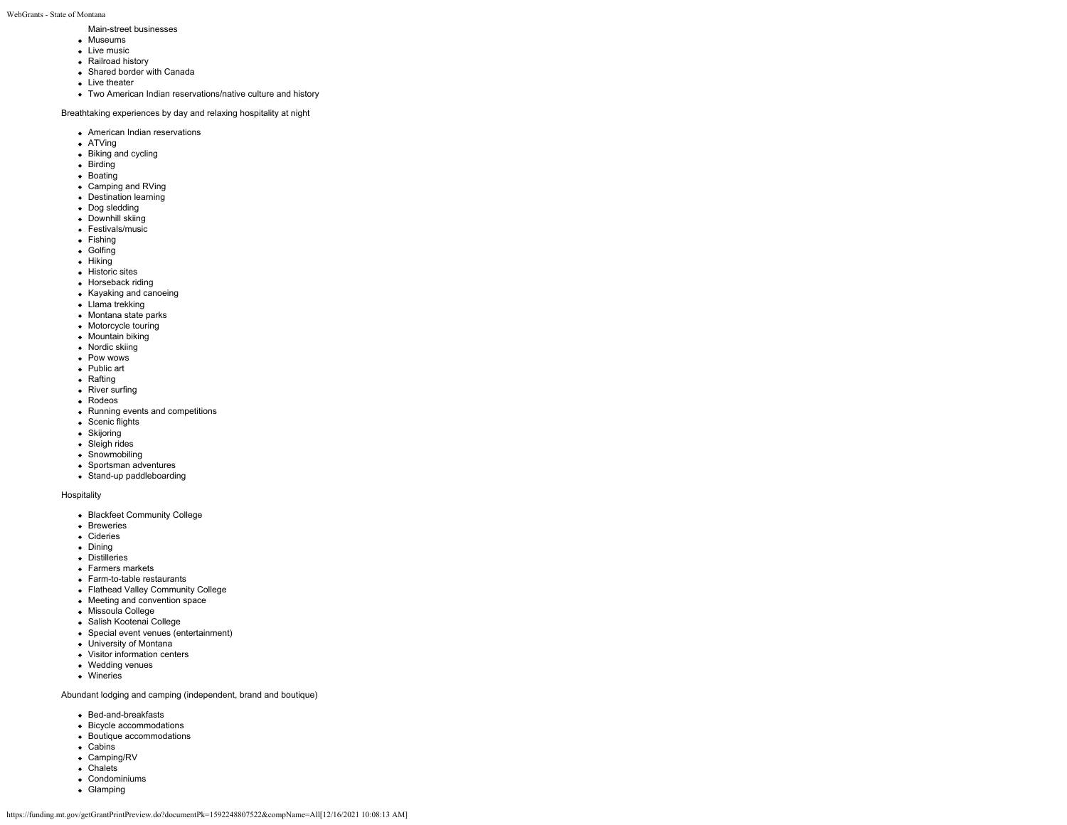- Main-street businesses
- Museums
- Live music
- Railroad history
- Shared border with Canada
- Live theater
- Two American Indian reservations/native culture and history

Breathtaking experiences by day and relaxing hospitality at night

- American Indian reservations
- ATVing
- Biking and cycling
- Birding
- Boating
- Camping and RVing
- Destination learning
- Dog sledding
- Downhill skiing
- Festivals/music
- Fishing
- Golfing
- Hiking
- Historic sites
- Horseback riding
- Kayaking and canoeing
- Llama trekking
- Montana state parks
- Motorcycle touring
- Mountain biking
- Nordic skiing
- Pow wows
- Public art
- Rafting
- River surfing
- Rodeos
- Running events and competitions
- Scenic flights
- Skijoring
- Sleigh rides
- Snowmobiling
- Sportsman adventures
- Stand-up paddleboarding

Hospitality

- Blackfeet Community College
- Breweries
- Cideries
- Dining
- Distilleries
- Farmers markets
- Farm-to-table restaurants
- Flathead Valley Community College
- Meeting and convention space
- Missoula College
- Salish Kootenai College
- Special event venues (entertainment)
- University of Montana
- Visitor information centers
- Wedding venues
- Wineries

Abundant lodging and camping (independent, brand and boutique)

- Bed-and-breakfasts
- Bicycle accommodations
- Boutique accommodations
- Cabins
- Camping/RV
- Chalets
- Condominiums
- Glamping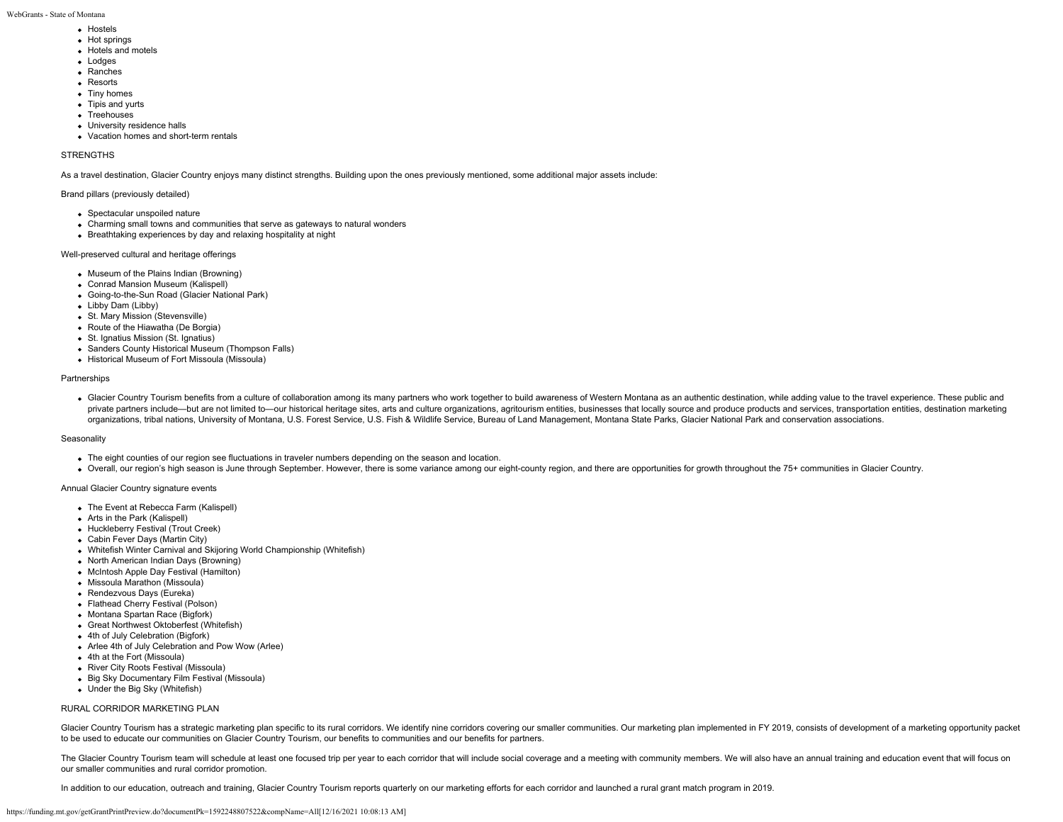- Hostels
- Hot springs
- Hotels and motels
- Lodges
- Ranches
- Resorts
- Tiny homes
- Tipis and yurts
- Treehouses
- University residence halls
- Vacation homes and short-term rentals

STRENGTHS

As a travel destination, Glacier Country enjoys many distinct strengths. Building upon the ones previously mentioned, some additional major assets include:

Brand pillars (previously detailed)

- Spectacular unspoiled nature
- Charming small towns and communities that serve as gateways to natural wonders
- Breathtaking experiences by day and relaxing hospitality at night

Well-preserved cultural and heritage offerings

- Museum of the Plains Indian (Browning)
- Conrad Mansion Museum (Kalispell)
- Going-to-the-Sun Road (Glacier National Park)
- Libby Dam (Libby)
- St. Mary Mission (Stevensville)
- Route of the Hiawatha (De Borgia)
- St. Ignatius Mission (St. Ignatius)
- Sanders County Historical Museum (Thompson Falls)
- Historical Museum of Fort Missoula (Missoula)

Partnerships

- Glacier Country Tourism benefits from a culture of collaboration among its many partners who work together to build awareness of Western Montana as an authentic destination, while adding value to the travel experience. These public and private partners include—but are not limited to—our historical heritage sites, arts and culture organizations, agritourism entities, businesses that locally source and produce products and services, transportation entities, destination marketing organizations, tribal nations, University of Montana, U.S. Forest Service, U.S. Fish & Wildlife Service, Bureau of Land Management, Montana State Parks, Glacier National Park and conservation associations.

Seasonality

- The eight counties of our region see fluctuations in traveler numbers depending on the season and location.
- Overall, our region's high season is June through September. However, there is some variance among our eight-county region, and there are opportunities for growth throughout the 75+ communities in Glacier Country.

Annual Glacier Country signature events

- The Event at Rebecca Farm (Kalispell)
- Arts in the Park (Kalispell)
- Huckleberry Festival (Trout Creek)
- Cabin Fever Days (Martin City)
- Whitefish Winter Carnival and Skijoring World Championship (Whitefish)
- North American Indian Days (Browning)
- McIntosh Apple Day Festival (Hamilton)
- Missoula Marathon (Missoula)
- Rendezvous Days (Eureka)
- Flathead Cherry Festival (Polson)
- Montana Spartan Race (Bigfork)
- Great Northwest Oktoberfest (Whitefish)
- 4th of July Celebration (Bigfork)
- Arlee 4th of July Celebration and Pow Wow (Arlee)
- 4th at the Fort (Missoula)
- River City Roots Festival (Missoula)
- Big Sky Documentary Film Festival (Missoula)
- Under the Big Sky (Whitefish)

RURAL CORRIDOR MARKETING PLAN

Glacier Country Tourism has a strategic marketing plan specific to its rural corridors. We identify nine corridors covering our smaller communities. Our marketing plan implemented in FY 2019, consists of development of a marketing opportunity packet to be used to educate our communities on Glacier Country Tourism, our benefits to communities and our benefits for partners.

The Glacier Country Tourism team will schedule at least one focused trip per year to each corridor that will include social coverage and a meeting with community members. We will also have an annual training and education event that will focus on our smaller communities and rural corridor promotion.

In addition to our education, outreach and training, Glacier Country Tourism reports quarterly on our marketing efforts for each corridor and launched a rural grant match program in 2019.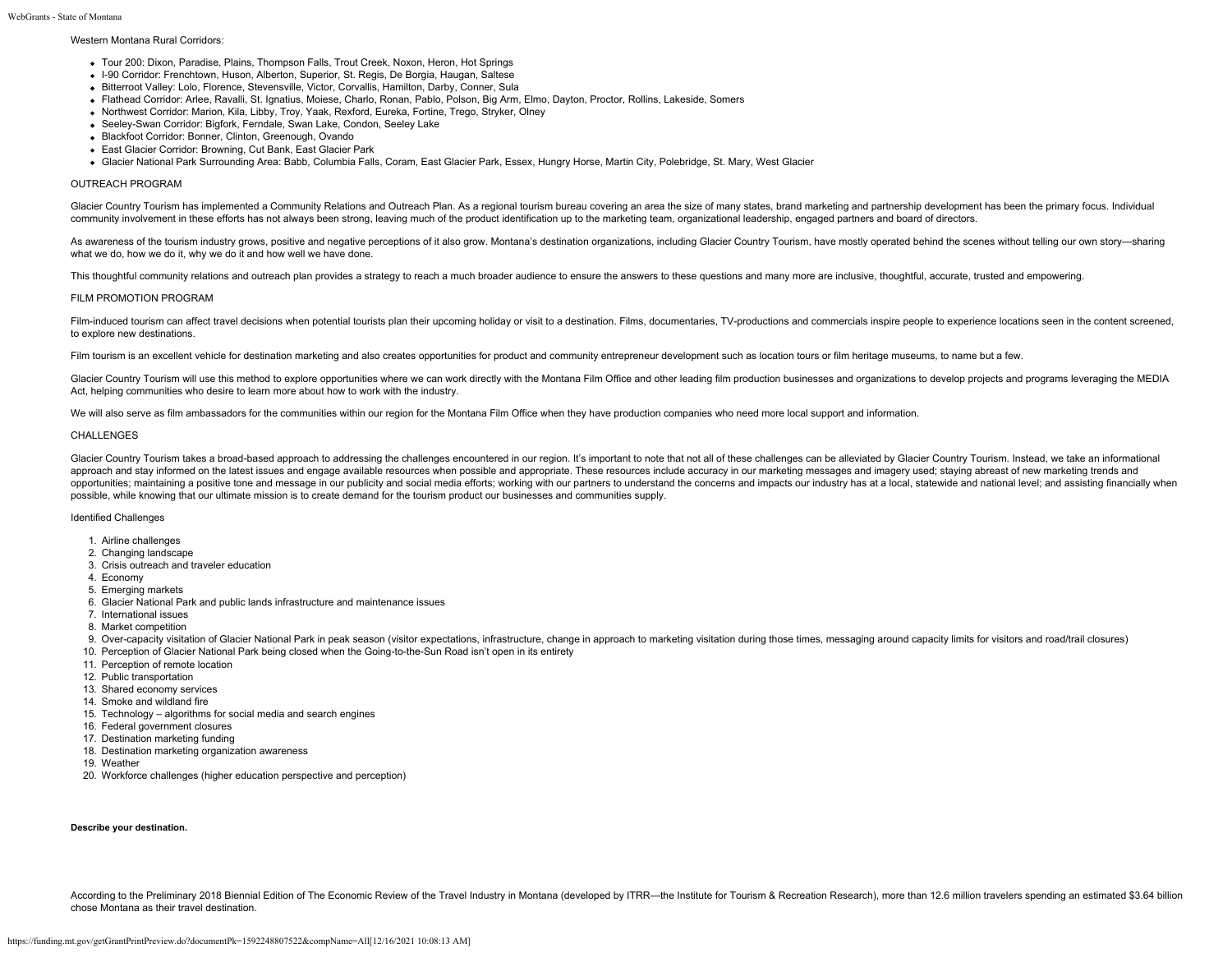Western Montana Rural Corridors:

- Tour 200: Dixon, Paradise, Plains, Thompson Falls, Trout Creek, Noxon, Heron, Hot Springs
- I-90 Corridor: Frenchtown, Huson, Alberton, Superior, St. Regis, De Borgia, Haugan, Saltese
- Bitterroot Valley: Lolo, Florence, Stevensville, Victor, Corvallis, Hamilton, Darby, Conner, Sula
- Flathead Corridor: Arlee, Ravalli, St. Ignatius, Moiese, Charlo, Ronan, Pablo, Polson, Big Arm, Elmo, Dayton, Proctor, Rollins, Lakeside, Somers
- Northwest Corridor: Marion, Kila, Libby, Troy, Yaak, Rexford, Eureka, Fortine, Trego, Stryker, Olney
- Seeley-Swan Corridor: Bigfork, Ferndale, Swan Lake, Condon, Seeley Lake
- Blackfoot Corridor: Bonner, Clinton, Greenough, Ovando
- East Glacier Corridor: Browning, Cut Bank, East Glacier Park
- Glacier National Park Surrounding Area: Babb, Columbia Falls, Coram, East Glacier Park, Essex, Hungry Horse, Martin City, Polebridge, St. Mary, West Glacier

OUTREACH PROGRAM

Glacier Country Tourism has implemented a Community Relations and Outreach Plan. As a regional tourism bureau covering an area the size of many states, brand marketing and partnership development has been the primary focus. Individual community involvement in these efforts has not always been strong, leaving much of the product identification up to the marketing team, organizational leadership, engaged partners and board of directors.

As awareness of the tourism industry grows, positive and negative perceptions of it also grow. Montana's destination organizations, including Glacier Country Tourism, have mostly operated behind the scenes without telling our own story—sharing what we do, how we do it, why we do it and how well we have done.

This thoughtful community relations and outreach plan provides a strategy to reach a much broader audience to ensure the answers to these questions and many more are inclusive, thoughtful, accurate, trusted and empowering.

FILM PROMOTION PROGRAM

Film-induced tourism can affect travel decisions when potential tourists plan their upcoming holiday or visit to a destination. Films, documentaries, TV-productions and commercials inspire people to experience locations seen in the content screened, to explore new destinations.

Film tourism is an excellent vehicle for destination marketing and also creates opportunities for product and community entrepreneur development such as location tours or film heritage museums, to name but a few.

Glacier Country Tourism will use this method to explore opportunities where we can work directly with the Montana Film Office and other leading film production businesses and organizations to develop projects and programs leveraging the MEDIA Act, helping communities who desire to learn more about how to work with the industry.

We will also serve as film ambassadors for the communities within our region for the Montana Film Office when they have production companies who need more local support and information.

CHALLENGES

Glacier Country Tourism takes a broad-based approach to addressing the challenges encountered in our region. It's important to note that not all of these challenges can be alleviated by Glacier Country Tourism. Instead, we take an informational approach and stay informed on the latest issues and engage available resources when possible and appropriate. These resources include accuracy in our marketing messages and imagery used; staying abreast of new marketing trends and opportunities; maintaining a positive tone and message in our publicity and social media efforts; working with our partners to understand the concerns and impacts our industry has at a local, statewide and national level; and assisting financially when possible, while knowing that our ultimate mission is to create demand for the tourism product our businesses and communities supply.

Identified Challenges

1. Airline challenges
2. Changing landscape
3. Crisis outreach and traveler education
4. Economy
5. Emerging markets
6. Glacier National Park and public lands infrastructure and maintenance issues
7. International issues
8. Market competition
9. Over-capacity visitation of Glacier National Park in peak season (visitor expectations, infrastructure, change in approach to marketing visitation during those times, messaging around capacity limits for visitors and road/trail closures)
10. Perception of Glacier National Park being closed when the Going-to-the-Sun Road isn't open in its entirety
11. Perception of remote location
12. Public transportation
13. Shared economy services
14. Smoke and wildland fire
15. Technology – algorithms for social media and search engines
16. Federal government closures
17. Destination marketing funding
18. Destination marketing organization awareness
19. Weather
20. Workforce challenges (higher education perspective and perception)

**Describe your destination.**

According to the Preliminary 2018 Biennial Edition of The Economic Review of the Travel Industry in Montana (developed by ITRR—the Institute for Tourism & Recreation Research), more than 12.6 million travelers spending an estimated $3.64 billion chose Montana as their travel destination.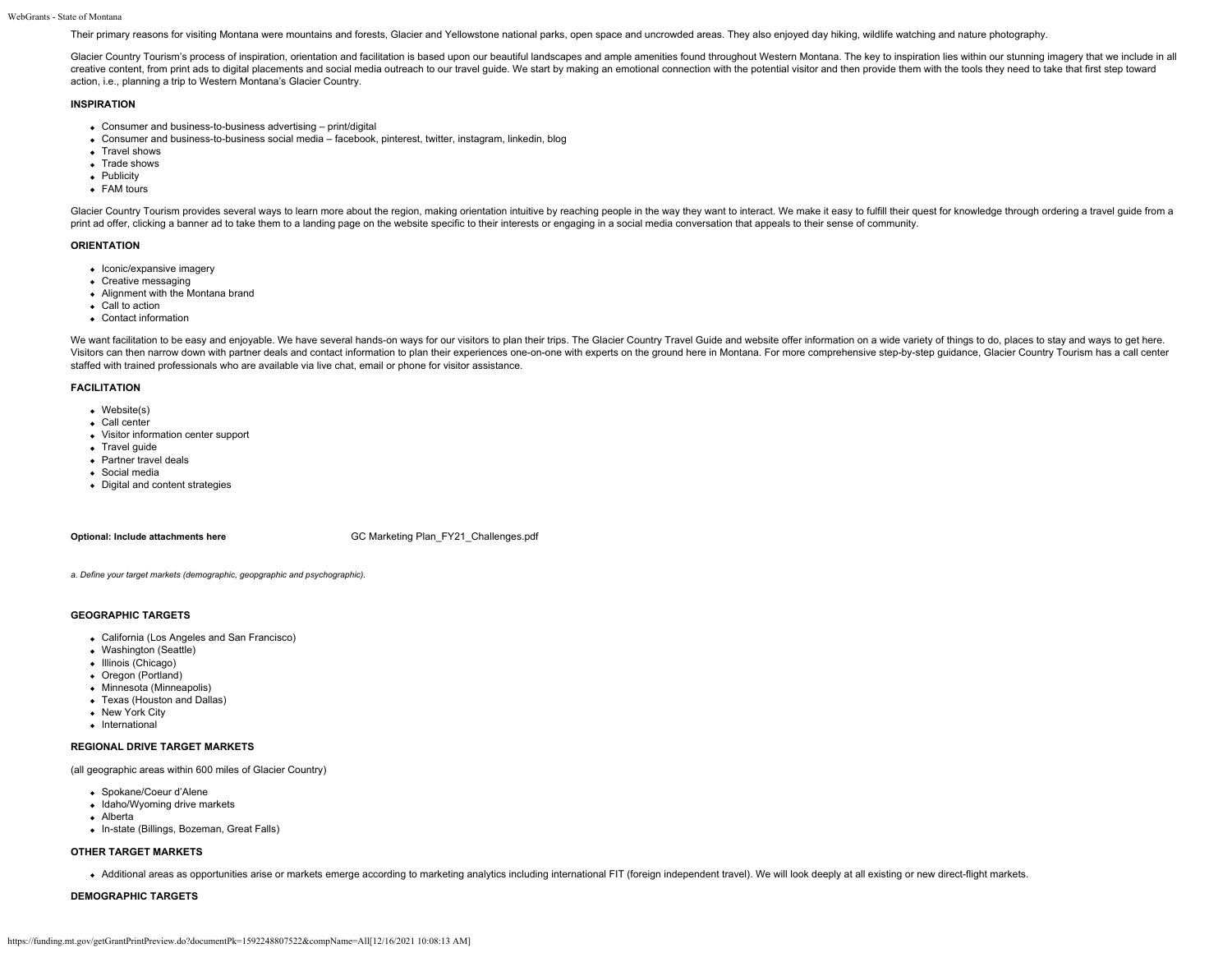Their primary reasons for visiting Montana were mountains and forests, Glacier and Yellowstone national parks, open space and uncrowded areas. They also enjoyed day hiking, wildlife watching and nature photography.

Glacier Country Tourism's process of inspiration, orientation and facilitation is based upon our beautiful landscapes and ample amenities found throughout Western Montana. The key to inspiration lies within our stunning imagery that we include in all creative content, from print ads to digital placements and social media outreach to our travel guide. We start by making an emotional connection with the potential visitor and then provide them with the tools they need to take that first step toward action, i.e., planning a trip to Western Montana's Glacier Country.

**INSPIRATION**

- Consumer and business-to-business advertising – print/digital
- Consumer and business-to-business social media – facebook, pinterest, twitter, instagram, linkedin, blog
- Travel shows
- Trade shows
- Publicity
- FAM tours

Glacier Country Tourism provides several ways to learn more about the region, making orientation intuitive by reaching people in the way they want to interact. We make it easy to fulfill their quest for knowledge through ordering a travel guide from a print ad offer, clicking a banner ad to take them to a landing page on the website specific to their interests or engaging in a social media conversation that appeals to their sense of community.

**ORIENTATION**

- Iconic/expansive imagery
- Creative messaging
- Alignment with the Montana brand
- Call to action
- Contact information

We want facilitation to be easy and enjoyable. We have several hands-on ways for our visitors to plan their trips. The Glacier Country Travel Guide and website offer information on a wide variety of things to do, places to stay and ways to get here. Visitors can then narrow down with partner deals and contact information to plan their experiences one-on-one with experts on the ground here in Montana. For more comprehensive step-by-step guidance, Glacier Country Tourism has a call center staffed with trained professionals who are available via live chat, email or phone for visitor assistance.

**FACILITATION**

- Website(s)
- Call center
- Visitor information center support
- Travel guide
- Partner travel deals
- Social media
- Digital and content strategies

**Optional: Include attachments here** GC Marketing Plan_FY21_Challenges.pdf

*a. Define your target markets (demographic, geopgraphic and psychographic).*

**GEOGRAPHIC TARGETS**

- California (Los Angeles and San Francisco)
- Washington (Seattle)
- Illinois (Chicago)
- Oregon (Portland)
- Minnesota (Minneapolis)
- Texas (Houston and Dallas)
- New York City
- International

**REGIONAL DRIVE TARGET MARKETS**

(all geographic areas within 600 miles of Glacier Country)

- Spokane/Coeur d'Alene
- Idaho/Wyoming drive markets
- Alberta
- In-state (Billings, Bozeman, Great Falls)

**OTHER TARGET MARKETS**

- Additional areas as opportunities arise or markets emerge according to marketing analytics including international FIT (foreign independent travel). We will look deeply at all existing or new direct-flight markets.

**DEMOGRAPHIC TARGETS**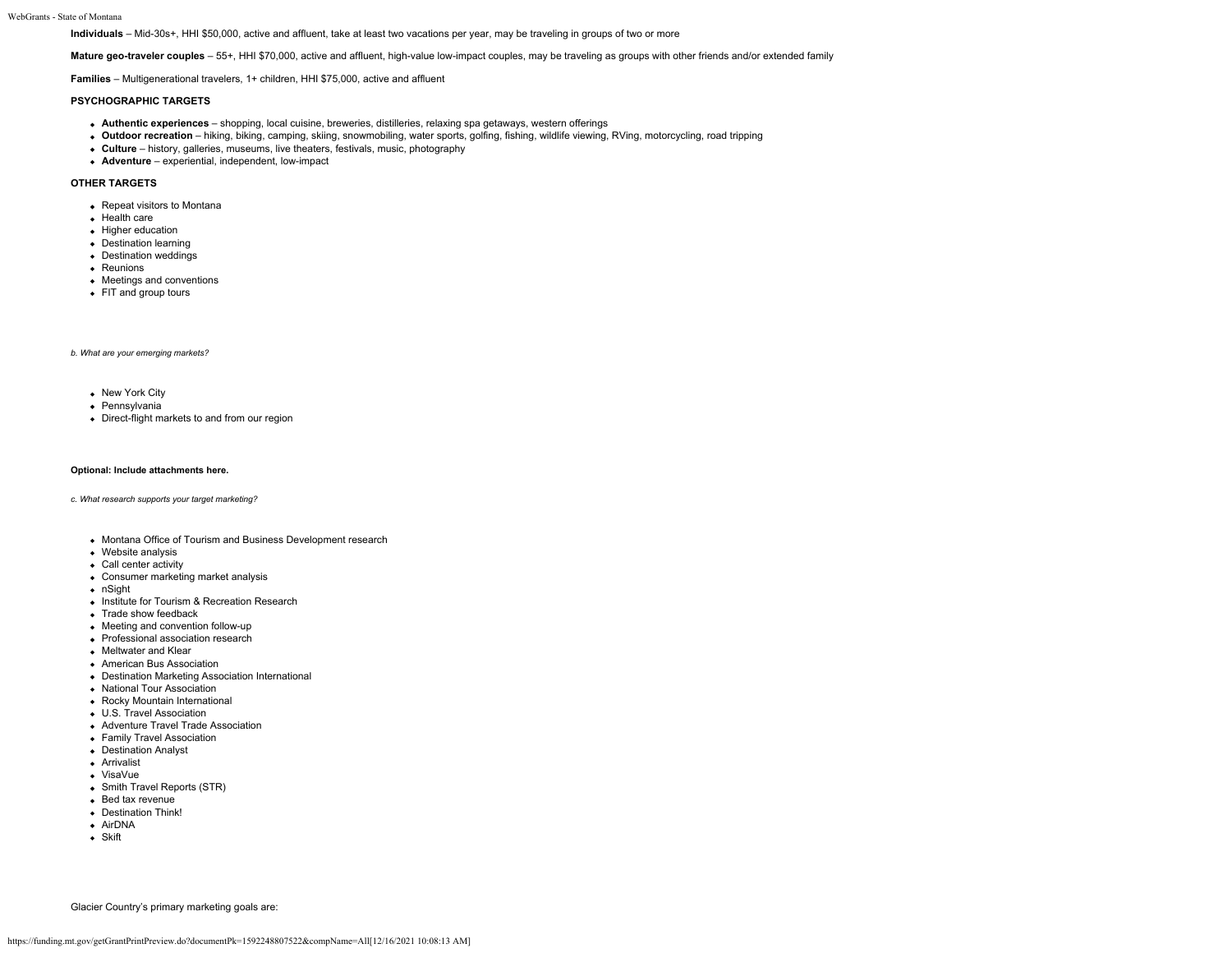**Individuals** – Mid-30s+, HHI $50,000, active and affluent, take at least two vacations per year, may be traveling in groups of two or more

**Mature geo-traveler couples** – 55+, HHI $70,000, active and affluent, high-value low-impact couples, may be traveling as groups with other friends and/or extended family

**Families** – Multigenerational travelers, 1+ children, HHI $75,000, active and affluent

**PSYCHOGRAPHIC TARGETS**

- **Authentic experiences** – shopping, local cuisine, breweries, distilleries, relaxing spa getaways, western offerings
- **Outdoor recreation** – hiking, biking, camping, skiing, snowmobiling, water sports, golfing, fishing, wildlife viewing, RVing, motorcycling, road tripping
- **Culture** – history, galleries, museums, live theaters, festivals, music, photography
- **Adventure** – experiential, independent, low-impact

**OTHER TARGETS**

- Repeat visitors to Montana
- Health care
- Higher education
- Destination learning
- Destination weddings
- Reunions
- Meetings and conventions
- FIT and group tours

*b. What are your emerging markets?*

- New York City
- Pennsylvania
- Direct-flight markets to and from our region

**Optional: Include attachments here.**

*c. What research supports your target marketing?*

- Montana Office of Tourism and Business Development research
- Website analysis
- Call center activity
- Consumer marketing market analysis
- nSight
- Institute for Tourism & Recreation Research
- Trade show feedback
- Meeting and convention follow-up
- Professional association research
- Meltwater and Klear
- American Bus Association
- Destination Marketing Association International
- National Tour Association
- Rocky Mountain International
- U.S. Travel Association
- Adventure Travel Trade Association
- Family Travel Association
- Destination Analyst
- Arrivalist
- VisaVue
- Smith Travel Reports (STR)
- Bed tax revenue
- Destination Think!
- AirDNA
- Skift

Glacier Country's primary marketing goals are: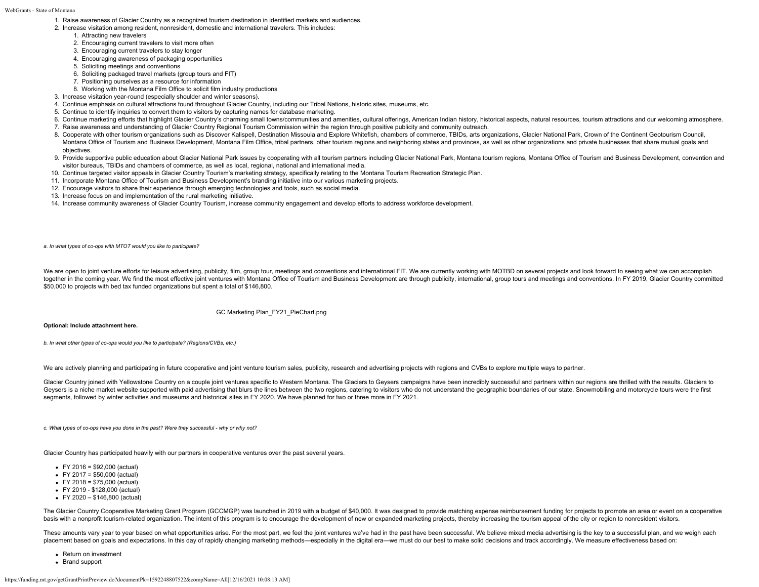1. Raise awareness of Glacier Country as a recognized tourism destination in identified markets and audiences.
2. Increase visitation among resident, nonresident, domestic and international travelers. This includes:
    1. Attracting new travelers
    2. Encouraging current travelers to visit more often
    3. Encouraging current travelers to stay longer
    4. Encouraging awareness of packaging opportunities
    5. Soliciting meetings and conventions
    6. Soliciting packaged travel markets (group tours and FIT)
    7. Positioning ourselves as a resource for information
    8. Working with the Montana Film Office to solicit film industry productions
3. Increase visitation year-round (especially shoulder and winter seasons).
4. Continue emphasis on cultural attractions found throughout Glacier Country, including our Tribal Nations, historic sites, museums, etc.
5. Continue to identify inquiries to convert them to visitors by capturing names for database marketing.
6. Continue marketing efforts that highlight Glacier Country's charming small towns/communities and amenities, cultural offerings, American Indian history, historical aspects, natural resources, tourism attractions and our welcoming atmosphere.
7. Raise awareness and understanding of Glacier Country Regional Tourism Commission within the region through positive publicity and community outreach.
8. Cooperate with other tourism organizations such as Discover Kalispell, Destination Missoula and Explore Whitefish, chambers of commerce, TBIDs, arts organizations, Glacier National Park, Crown of the Continent Geotourism Council, Montana Office of Tourism and Business Development, Montana Film Office, tribal partners, other tourism regions and neighboring states and provinces, as well as other organizations and private businesses that share mutual goals and objectives.
9. Provide supportive public education about Glacier National Park issues by cooperating with all tourism partners including Glacier National Park, Montana tourism regions, Montana Office of Tourism and Business Development, convention and visitor bureaus, TBIDs and chambers of commerce, as well as local, regional, national and international media.
10. Continue targeted visitor appeals in Glacier Country Tourism's marketing strategy, specifically relating to the Montana Tourism Recreation Strategic Plan.
11. Incorporate Montana Office of Tourism and Business Development's branding initiative into our various marketing projects.
12. Encourage visitors to share their experience through emerging technologies and tools, such as social media.
13. Increase focus on and implementation of the rural marketing initiative.
14. Increase community awareness of Glacier Country Tourism, increase community engagement and develop efforts to address workforce development.

*a. In what types of co-ops with MTOT would you like to participate?*

We are open to joint venture efforts for leisure advertising, publicity, film, group tour, meetings and conventions and international FIT. We are currently working with MOTBD on several projects and look forward to seeing what we can accomplish together in the coming year. We find the most effective joint ventures with Montana Office of Tourism and Business Development are through publicity, international, group tours and meetings and conventions. In FY 2019, Glacier Country committed $50,000 to projects with bed tax funded organizations but spent a total of $146,800.

GC Marketing Plan_FY21_PieChart.png

**Optional: Include attachment here.**

*b. In what other types of co-ops would you like to participate? (Regions/CVBs, etc.)*

We are actively planning and participating in future cooperative and joint venture tourism sales, publicity, research and advertising projects with regions and CVBs to explore multiple ways to partner.

Glacier Country joined with Yellowstone Country on a couple joint ventures specific to Western Montana. The Glaciers to Geysers campaigns have been incredibly successful and partners within our regions are thrilled with the results. Glaciers to Geysers is a niche market website supported with paid advertising that blurs the lines between the two regions, catering to visitors who do not understand the geographic boundaries of our state. Snowmobiling and motorcycle tours were the first segments, followed by winter activities and museums and historical sites in FY 2020. We have planned for two or three more in FY 2021.

*c. What types of co-ops have you done in the past? Were they successful - why or why not?*

Glacier Country has participated heavily with our partners in cooperative ventures over the past several years.

- FY 2016 = $92,000 (actual)
- FY 2017 = $50,000 (actual)
- FY 2018 = $75,000 (actual)
- FY 2019 - $128,000 (actual)
- FY 2020 – $146,800 (actual)

The Glacier Country Cooperative Marketing Grant Program (GCCMGP) was launched in 2019 with a budget of $40,000. It was designed to provide matching expense reimbursement funding for projects to promote an area or event on a cooperative basis with a nonprofit tourism-related organization. The intent of this program is to encourage the development of new or expanded marketing projects, thereby increasing the tourism appeal of the city or region to nonresident visitors.

These amounts vary year to year based on what opportunities arise. For the most part, we feel the joint ventures we've had in the past have been successful. We believe mixed media advertising is the key to a successful plan, and we weigh each placement based on goals and expectations. In this day of rapidly changing marketing methods—especially in the digital era—we must do our best to make solid decisions and track accordingly. We measure effectiveness based on:

- Return on investment
- Brand support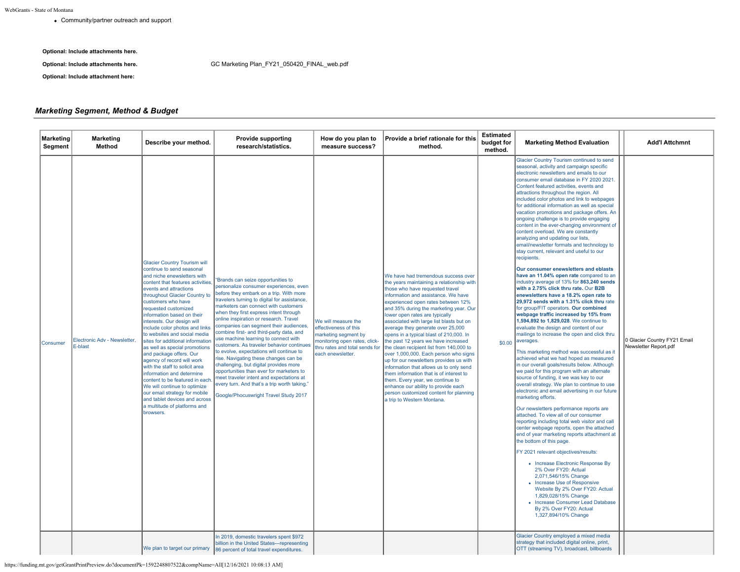- Community/partner outreach and support

**Optional: Include attachments here.**

**Optional: Include attachments here.** GC Marketing Plan_FY21_050420_FINAL_web.pdf

**Optional: Include attachment here:**

## *Marketing Segment, Method & Budget*

| Marketing Segment | Marketing Method | Describe your method. | Provide supporting research/statistics. | How do you plan to measure success? | Provide a brief rationale for this method. | Estimated budget for method. | Marketing Method Evaluation | Add'l Attchmnt |
|---|---|---|---|---|---|---|---|---|
| Consumer | Electronic Adv - Newsletter, E-blast | Glacier Country Tourism will continue to send seasonal and niche enewsletters with content that features activities, events and attractions throughout Glacier Country to customers who have requested customized information based on their interests. Our design will include color photos and links to websites and social media sites for additional information as well as special promotions and package offers. Our agency of record will work with the staff to solicit area information and determine content to be featured in each. We will continue to optimize our email strategy for mobile and tablet devices and across a multitude of platforms and browsers. | "Brands can seize opportunities to personalize consumer experiences, even before they embark on a trip. With more travelers turning to digital for assistance, marketers can connect with customers when they first express intent through online inspiration or research. Travel companies can segment their audiences, combine first- and third-party data, and use machine learning to connect with customers. As traveler behavior continues to evolve, expectations will continue to rise. Navigating these changes can be challenging, but digital provides more opportunities than ever for marketers to meet traveler intent and expectations at every turn. And that's a trip worth taking."<br><br>Google/Phocuswright Travel Study 2017 | We will measure the effectiveness of this marketing segment by monitoring open rates, click-thru rates and total sends for each enewsletter. | We have had tremendous success over the years maintaining a relationship with those who have requested travel information and assistance. We have experienced open rates between 12% and 35% during the marketing year. Our lower open rates are typically associated with large list blasts but on average they generate over 25,000 opens in a typical blast of 210,000. In the past 12 years we have increased the clean recipient list from 140,000 to over 1,000,000. Each person who signs up for our newsletters provides us with information that allows us to only send them information that is of interest to them. Every year, we continue to enhance our ability to provide each person customized content for planning a trip to Western Montana. | $0.00 | Glacier Country Tourism continued to send seasonal, activity and campaign specific electronic newsletters and emails to our consumer email database in FY 2020 2021. Content featured activities, events and attractions throughout the region. All included color photos and link to webpages for additional information as well as special vacation promotions and package offers. An ongoing challenge is to provide engaging content in the ever-changing environment of content overload. We are constantly analyzing and updating our lists, email/newsletter formats and technology to stay current, relevant and useful to our recipients.<br><br>**Our consumer enewsletters and eblasts have an 11.04% open rate** compared to an industry average of 13% for **863,240 sends with a 2.75% click thru rate.** Our **B2B enewsletters have a 18.2% open rate to 29,972 sends with a 1.31% click thru** rate for group/FIT operators. **Our combined webpage traffic increased by 15% from 1,594,892 to 1,829,028**. We continue to evaluate the design and content of our mailings to increase the open and click thru averages.<br><br>This marketing method was successful as it achieved what we had hoped as measured in our overall goals/results below. Although we paid for this program with an alternate source of funding, it we was key to our overall strategy. We plan to continue to use electronic and email advertising in our future marketing efforts.<br><br>Our newsletters performance reports are attached. To view all of our consumer reporting including total web visitor and call center webpage reports, open the attached end of year marketing reports attachment at the bottom of this page.<br><br>FY 2021 relevant objectives/results:<br>• Increase Electronic Response By 2% Over FY20: Actual 2,071,546/15% Change<br>• Increase Use of Responsive Website By 2% Over FY20: Actual 1,829,028/15% Change<br>• Increase Consumer Lead Database By 2% Over FY20: Actual 1,327,894/10% Change | 0 Glacier Country FY21 Email Newsletter Report.pdf |
| | | We plan to target our primary | In 2019, domestic travelers spent $972 billion in the United States—representing 86 percent of total travel expenditures. | | | | Glacier Country employed a mixed media strategy that included digital online, print, OTT (streaming TV), broadcast, billboards | |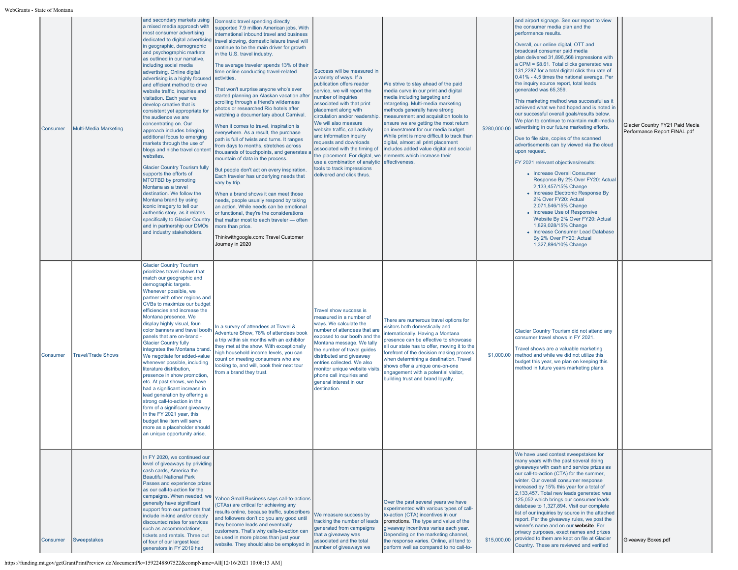| | | | | | | | | | |
|---|---|---|---|---|---|---|---|---|---|
| Consumer | Multi-Media Marketing | and secondary markets using a mixed media approach with most consumer advertising dedicated to digital advertising in geographic, demographic and psychographic markets as outlined in our narrative, including social media advertising. Online digital advertising is a highly focused and efficient method to drive website traffic, inquiries and visitation. Each year we develop creative that is consistent yet appropriate for the audience we are concentrating on. Our approach includes bringing additional focus to emerging markets through the use of blogs and niche travel content websites.<br><br>Glacier Country Tourism fully supports the efforts of MTOTBD by promoting Montana as a travel destination. We follow the Montana brand by using iconic imagery to tell our authentic story, as it relates specifically to Glacier Country and in partnership our DMOs and industry stakeholders. | Domestic travel spending directly supported 7.9 million American jobs. With international inbound travel and business travel slowing, domestic leisure travel will continue to be the main driver for growth in the U.S. travel industry.<br><br>The average traveler spends 13% of their time online conducting travel-related activities.<br><br>That won't surprise anyone who's ever started planning an Alaskan vacation after scrolling through a friend's wilderness photos or researched Rio hotels after watching a documentary about Carnival.<br><br>When it comes to travel, inspiration is everywhere. As a result, the purchase path is full of twists and turns. It ranges from days to months, stretches across thousands of touchpoints, and generates a mountain of data in the process.<br><br>But people don't act on every inspiration. Each traveler has underlying needs that vary by trip.<br><br>When a brand shows it can meet those needs, people usually respond by taking an action. While needs can be emotional or functional, they're the considerations that matter most to each traveler — often more than price.<br><br>Thinkwithgoogle.com: Travel Customer Journey in 2020 | Success will be measured in a variety of ways. If a publication offers reader service, we will report the number of inquiries associated with that print placement along with circulation and/or readership. We will also measure website traffic, call activity and information inquiry requests and downloads associated with the timing of the placement. For digital, we use a combination of analytic tools to track impressions delivered and click thrus. | We strive to stay ahead of the paid media curve in our print and digital media including targeting and retargeting. Multi-media marketing methods generally have strong measurement and acquisition tools to ensure we are getting the most return on investment for our media budget. While print is more difficult to track than digital, almost all print placement includes added value digital and social elements which increase their effectiveness. | $280,000.00 | and airport signage. See our report to view the consumer media plan and the performance results.<br><br>Overall, our online digital, OTT and broadcast consumer paid media plan delivered 31,896,568 impressions with a CPM = $8.61. Total clicks generated was 131,2287 for a total digital click thru rate of 0.41% - 4.5 times the national average. Per the inquiry source report, total leads generated was 65,359.<br><br>This marketing method was successful as it achieved what we had hoped and is noted in our successful overall goals/results below. We plan to continue to maintain multi-media advertising in our future marketing efforts.<br><br>Due to file size, copies of the scanned advertisements can by viewed via the cloud upon request.<br><br>FY 2021 relevant objectives/results:<br>• Increase Overall Consumer Response By 2% Over FY20: Actual 2,133,457/15% Change<br>• Increase Electronic Response By 2% Over FY20: Actual 2,071,546/15% Change<br>• Increase Use of Responsive Website By 2% Over FY20: Actual 1,829,028/15% Change<br>• Increase Consumer Lead Database By 2% Over FY20: Actual 1,327,894/10% Change | | Glacier Country FY21 Paid Media Performance Report FINAL.pdf |
| Consumer | Travel/Trade Shows | Glacier Country Tourism prioritizes travel shows that match our geographic and demographic targets. Whenever possible, we partner with other regions and CVBs to maximize our budget efficiencies and increase the Montana presence. We display highly visual, four-color banners and travel booth panels that are on-brand - Glacier Country fully integrates the Montana brand. We negotiate for added-value whenever possible, including literature distribution, presence in show promotion, etc. At past shows, we have had a significant increase in lead generation by offering a strong call-to-action in the form of a significant giveaway. In the FY 2021 year, this budget line item will serve more as a placeholder should an unique opportunity arise. | In a survey of attendees at Travel & Adventure Show, 78% of attendees book a trip within six months with an exhibitor they met at the show. With exceptionally high household income levels, you can count on meeting consumers who are looking to, and will, book their next tour from a brand they trust. | Travel show success is measured in a number of ways. We calculate the number of attendees that are exposed to our booth and the Montana message. We tally the number of travel guides distributed and giveaway entries collected. We also monitor unique website visits, phone call inquiries and general interest in our destination. | There are numerous travel options for visitors both domestically and internationally. Having a Montana presence can be effective to showcase all our state has to offer, moving it to the forefront of the decision making process when determining a destination. Travel shows offer a unique one-on-one engagement with a potential visitor, building trust and brand loyalty. | $1,000.00 | Glacier Country Tourism did not attend any consumer travel shows in FY 2021.<br><br>Travel shows are a valuable marketing method and while we did not utilize this budget this year, we plan on keeping this method in future years marketing plans. | | |
| Consumer | Sweepstakes | In FY 2020, we continued our level of giveaways by prividing cash cards, America the Beautiful National Park Passes and experience prizes as our call-to-action for the campaigns. When needed, we generally have significant support from our partners that include in-kind and/or deeply discounted rates for services such as accommodations, tickets and rentals. Three out of four of our largest lead generators in FY 2019 had | Yahoo Small Business says call-to-actions (CTAs) are critical for achieving any results online, because traffic, subscribers and followers don't do you any good until they become leads and eventually customers. That's why calls-to-action can be used in more places than just your website. They should also be employed in | We measure success by tracking the number of leads generated from campaigns that a giveaway was associated and the total number of giveaways we | Over the past several years we have experimented with various types of call-to-action (CTA) incentives in our promotions. The type and value of the giveaway incentives varies each year. Depending on the marketing channel, the response varies. Online, all tend to perform well as compared to no call-to- | $15,000.00 | We have used contest sweepstakes for many years with the past several doing giveaways with cash and service prizes as our call-to-action (CTA) for the summer, winter. Our overall consumer response increased by 15% this year for a total of 2,133,457. Total new leads generated was 125,052 which brings our consumers leads database to 1,327,894. Visit our complete list of our inquiries by source in the attached report. Per the giveaway rules, we post the winner's name and on our **website**. For privacy purposes, exact names and prizes provided to them are kept on file at Glacier Country. These are reviewed and verified | | Giveaway Boxes.pdf |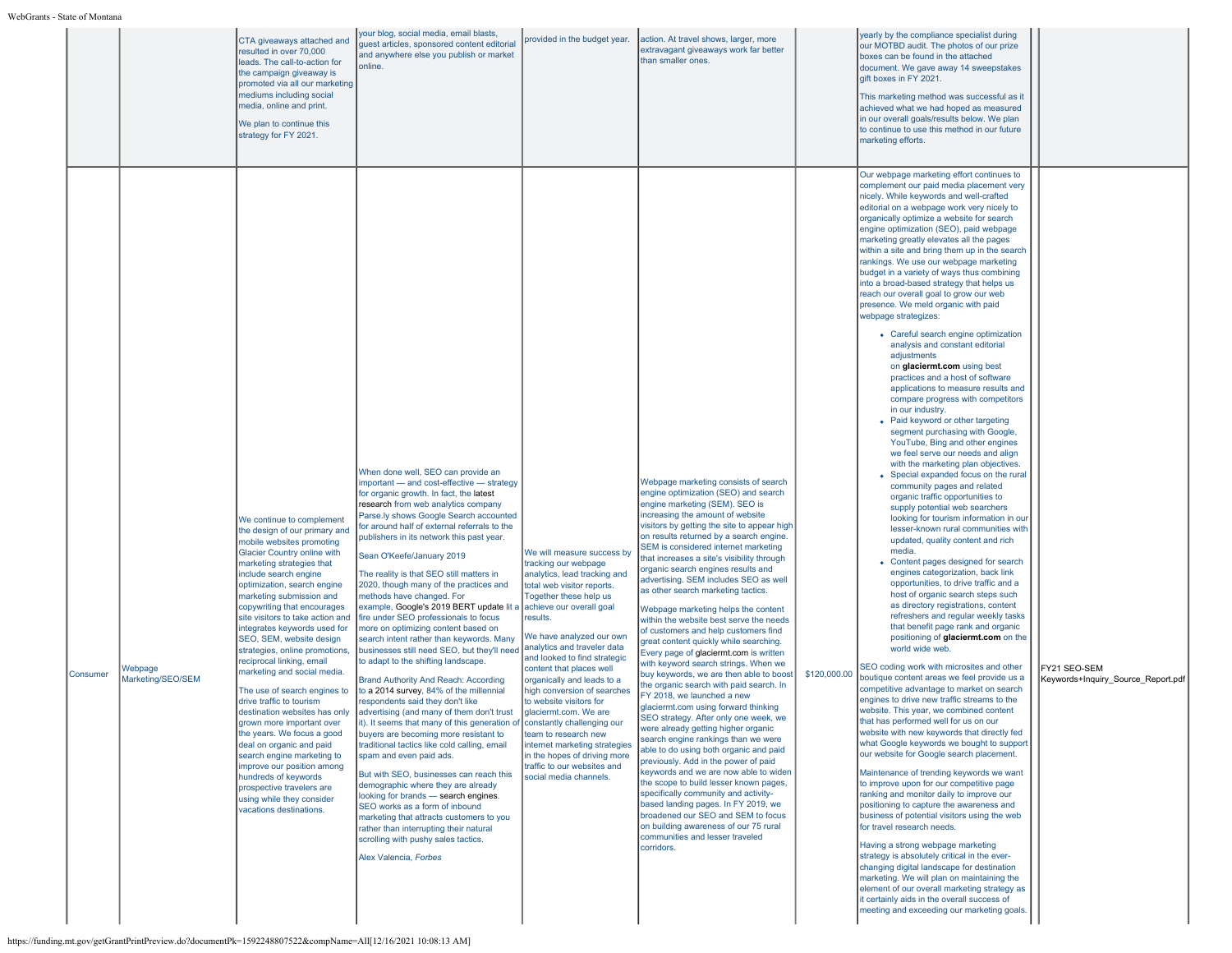| | | | | | | | | | |
|---|---|---|---|---|---|---|---|---|---|
| | | CTA giveaways attached and resulted in over 70,000 leads. The call-to-action for the campaign giveaway is promoted via all our marketing mediums including social media, online and print. We plan to continue this strategy for FY 2021. | your blog, social media, email blasts, guest articles, sponsored content editorial and anywhere else you publish or market online. | provided in the budget year. | action. At travel shows, larger, more extravagant giveaways work far better than smaller ones. | | yearly by the compliance specialist during our MOTBD audit. The photos of our prize boxes can be found in the attached document. We gave away 14 sweepstakes gift boxes in FY 2021. This marketing method was successful as it achieved what we had hoped as measured in our overall goals/results below. We plan to continue to use this method in our future marketing efforts. | | |
| Consumer | Webpage Marketing/SEO/SEM | We continue to complement the design of our primary and mobile websites promoting Glacier Country online with marketing strategies that include search engine optimization, search engine marketing submission and copywriting that encourages site visitors to take action and integrates keywords used for SEO, SEM, website design strategies, online promotions, reciprocal linking, email marketing and social media. The use of search engines to drive traffic to tourism destination websites has only grown more important over the years. We focus a good deal on organic and paid search engine marketing to improve our position among hundreds of keywords prospective travelers are using while they consider vacations destinations. | When done well, SEO can provide an important — and cost-effective — strategy for organic growth. In fact, the latest research from web analytics company Parse.ly shows Google Search accounted for around half of external referrals to the publishers in its network this past year. Sean O'Keefe/January 2019 The reality is that SEO still matters in 2020, though many of the practices and methods have changed. For example, Google's 2019 BERT update lit a fire under SEO professionals to focus more on optimizing content based on search intent rather than keywords. Many businesses still need SEO, but they'll need to adapt to the shifting landscape. Brand Authority And Reach: According to a 2014 survey, 84% of the millennial respondents said they don't like advertising (and many of them don't trust it). It seems that many of this generation of buyers are becoming more resistant to traditional tactics like cold calling, email spam and even paid ads. But with SEO, businesses can reach this demographic where they are already looking for brands — search engines. SEO works as a form of inbound marketing that attracts customers to you rather than interrupting their natural scrolling with pushy sales tactics. Alex Valencia, *Forbes* | We will measure success by tracking our webpage analytics, lead tracking and total web visitor reports. Together these help us achieve our overall goal results. We have analyzed our own analytics and traveler data and looked to find strategic content that places well organically and leads to a high conversion of searches to website visitors for glaciermt.com. We are constantly challenging our team to research new internet marketing strategies in the hopes of driving more traffic to our websites and social media channels. | Webpage marketing consists of search engine optimization (SEO) and search engine marketing (SEM). SEO is increasing the amount of website visitors by getting the site to appear high on results returned by a search engine. SEM is considered internet marketing that increases a site's visibility through organic search engines results and advertising. SEM includes SEO as well as other search marketing tactics. Webpage marketing helps the content within the website best serve the needs of customers and help customers find great content quickly while searching. Every page of glaciermt.com is written with keyword search strings. When we buy keywords, we are then able to boost the organic search with paid search. In FY 2018, we launched a new glaciermt.com using forward thinking SEO strategy. After only one week, we were already getting higher organic search engine rankings than we were able to do using both organic and paid previously. Add in the power of paid keywords and we are now able to widen the scope to build lesser known pages, specifically community and activity-based landing pages. In FY 2019, we broadened our SEO and SEM to focus on building awareness of our 75 rural communities and lesser traveled corridors. | $120,000.00 | Our webpage marketing effort continues to complement our paid media placement very nicely. While keywords and well-crafted editorial on a webpage work very nicely to organically optimize a website for search engine optimization (SEO), paid webpage marketing greatly elevates all the pages within a site and bring them up in the search rankings. We use our webpage marketing budget in a variety of ways thus combining into a broad-based strategy that helps us reach our overall goal to grow our web presence. We meld organic with paid webpage strategizes: • Careful search engine optimization analysis and constant editorial adjustments on **glaciermt.com** using best practices and a host of software applications to measure results and compare progress with competitors in our industry. • Paid keyword or other targeting segment purchasing with Google, YouTube, Bing and other engines we feel serve our needs and align with the marketing plan objectives. • Special expanded focus on the rural community pages and related organic traffic opportunities to supply potential web searchers looking for tourism information in our lesser-known rural communities with updated, quality content and rich media. • Content pages designed for search engines categorization, back link opportunities, to drive traffic and a host of organic search steps such as directory registrations, content refreshers and regular weekly tasks that benefit page rank and organic positioning of **glaciermt.com** on the world wide web. SEO coding work with microsites and other boutique content areas we feel provide us a competitive advantage to market on search engines to drive new traffic streams to the website. This year, we combined content that has performed well for us on our website with new keywords that directly fed what Google keywords we bought to support our website for Google search placement. Maintenance of trending keywords we want to improve upon for our competitive page ranking and monitor daily to improve our positioning to capture the awareness and business of potential visitors using the web for travel research needs. Having a strong webpage marketing strategy is absolutely critical in the ever-changing digital landscape for destination marketing. We will plan on maintaining the element of our overall marketing strategy as it certainly aids in the overall success of meeting and exceeding our marketing goals. | | FY21 SEO-SEM Keywords+Inquiry_Source_Report.pdf |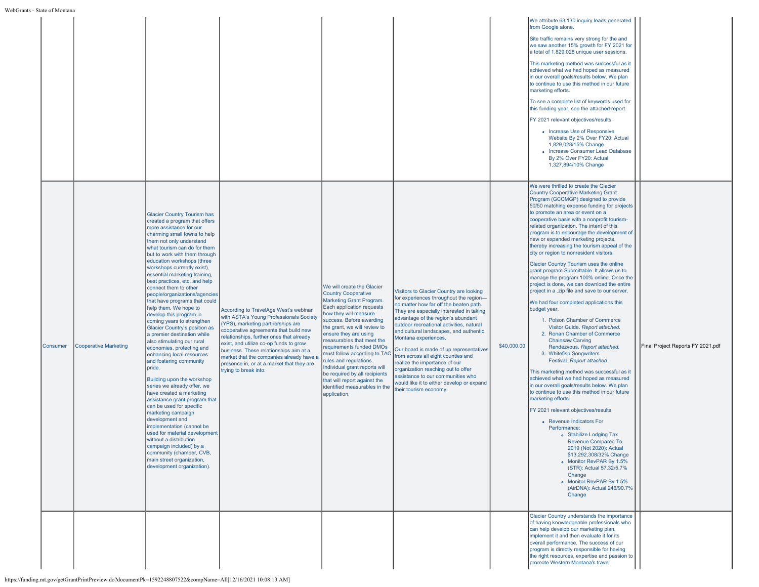| | | | | | | | | |
|---|---|---|---|---|---|---|---|---|
| | | | | | | | We attribute 63,130 inquiry leads generated from Google alone.<br><br>Site traffic remains very strong for the and we saw another 15% growth for FY 2021 for a total of 1,829,028 unique user sessions.<br><br>This marketing method was successful as it achieved what we had hoped as measured in our overall goals/results below. We plan to continue to use this method in our future marketing efforts.<br><br>To see a complete list of keywords used for this funding year, see the attached report.<br><br>FY 2021 relevant objectives/results:<br><br>• Increase Use of Responsive Website By 2% Over FY20: Actual 1,829,028/15% Change<br>• Increase Consumer Lead Database By 2% Over FY20: Actual 1,327,894/10% Change | |
| Consumer | Cooperative Marketing | Glacier Country Tourism has created a program that offers more assistance for our charming small towns to help them not only understand what tourism can do for them but to work with them through education workshops (three workshops currently exist), essential marketing training, best practices, etc. and help connect them to other people/organizations/agencies that have programs that could help them. We hope to develop this program in coming years to strengthen Glacier Country's position as a premier destination while also stimulating our rural economies, protecting and enhancing local resources and fostering community pride.<br><br>Building upon the workshop series we already offer, we have created a marketing assistance grant program that can be used for specific marketing campaign development and implementation (cannot be used for material development without a distribution campaign included) by a community (chamber, CVB, main street organization, development organization). | According to TravelAge West's webinar with ASTA's Young Professionals Society (YPS), marketing partnerships are cooperative agreements that build new relationships, further ones that already exist, and utilize co-op funds to grow business. These relationships aim at a market that the companies already have a presence in, or at a market that they are trying to break into. | We will create the Glacier Country Cooperative Marketing Grant Program. Each application requests how they will measure success. Before awarding the grant, we will review to ensure they are using measurables that meet the requirements funded DMOs must follow according to TAC rules and regulations. Individual grant reports will be required by all recipients that will report against the identified measurables in the application. | Visitors to Glacier Country are looking for experiences throughout the region—no matter how far off the beaten path. They are especially interested in taking advantage of the region's abundant outdoor recreational activities, natural and cultural landscapes, and authentic Montana experiences.<br><br>Our board is made of up representatives from across all eight counties and realize the importance of our organization reaching out to offer assistance to our communities who would like it to either develop or expand their tourism economy. | $40,000.00 | We were thrilled to create the Glacier Country Cooperative Marketing Grant Program (GCCMGP) designed to provide 50/50 matching expense funding for projects to promote an area or event on a cooperative basis with a nonprofit tourism-related organization. The intent of this program is to encourage the development of new or expanded marketing projects, thereby increasing the tourism appeal of the city or region to nonresident visitors.<br><br>Glacier Country Tourism uses the online grant program Submittable. It allows us to manage the program 100% online. Once the project is done, we can download the entire project in a .zip file and save to our server.<br><br>We had four completed applications this budget year.<br><br>1. Polson Chamber of Commerce Visitor Guide. *Report attached.*<br>2. Ronan Chamber of Commerce Chainsaw Carving Rendezvous. *Report attached.*<br>3. Whitefish Songwriters Festival. *Report attached.*<br><br>This marketing method was successful as it achieved what we had hoped as measured in our overall goals/results below. We plan to continue to use this method in our future marketing efforts.<br><br>FY 2021 relevant objectives/results:<br><br>• Revenue Indicators For Performance:<br>  ◦ Stabilize Lodging Tax Revenue Compared To 2019 (Not 2020): Actual $13,292,308/32% Change<br>  ◦ Monitor RevPAR By 1.5% (STR): Actual 57.32/5.7% Change<br>  ◦ Monitor RevPAR By 1.5% (AirDNA): Actual 246/90.7% Change | Final Project Reports FY 2021.pdf |
| | | | | | | | Glacier Country understands the importance of having knowledgeable professionals who can help develop our marketing plan, implement it and then evaluate it for its overall performance. The success of our program is directly responsible for having the right resources, expertise and passion to promote Western Montana's travel | |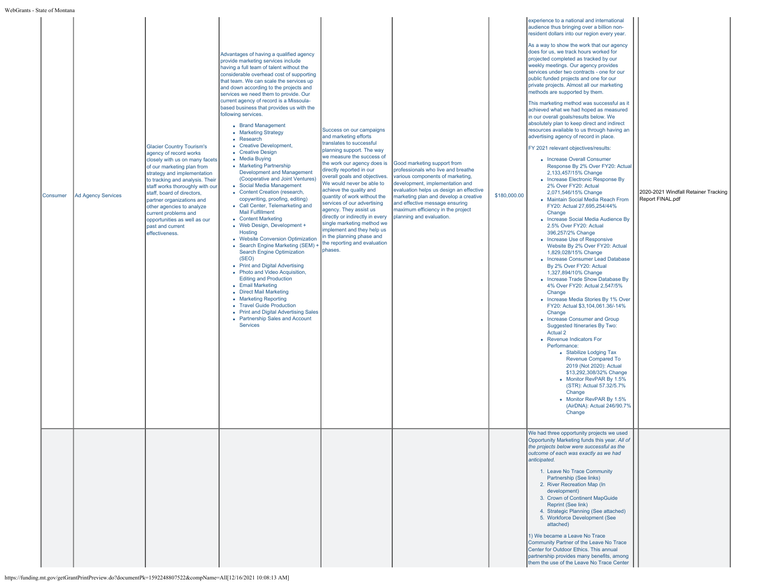| | | | | | | | | |
|---|---|---|---|---|---|---|---|---|
| Consumer | Ad Agency Services | Glacier Country Tourism's agency of record works closely with us on many facets of our marketing plan from strategy and implementation to tracking and analysis. Their staff works thoroughly with our staff, board of directors, partner organizations and other agencies to analyze current problems and opportunities as well as our past and current effectiveness. | Advantages of having a qualified agency provide marketing services include having a full team of talent without the considerable overhead cost of supporting that team. We can scale the services up and down according to the projects and services we need them to provide. Our current agency of record is a Missoula-based business that provides us with the following services.<br>• Brand Management<br>• Marketing Strategy<br>• Research<br>• Creative Development,<br>• Creative Design<br>• Media Buying<br>• Marketing Partnership Development and Management (Cooperative and Joint Ventures)<br>• Social Media Management<br>• Content Creation (research, copywriting, proofing, editing)<br>• Call Center, Telemarketing and Mail Fulfillment<br>• Content Marketing<br>• Web Design, Development + Hosting<br>• Website Conversion Optimization<br>• Search Engine Marketing (SEM) + Search Engine Optimization (SEO)<br>• Print and Digital Advertising<br>• Photo and Video Acquisition, Editing and Production<br>• Email Marketing<br>• Direct Mail Marketing<br>• Marketing Reporting<br>• Travel Guide Production<br>• Print and Digital Advertising Sales<br>• Partnership Sales and Account Services | Success on our campaigns and marketing efforts translates to successful planning support. The way we measure the success of the work our agency does is directly reported in our overall goals and objectives. We would never be able to achieve the quality and quantity of work without the services of our advertising agency. They assist us directly or indirectly in every single marketing method we implement and they help us in the planning phase and the reporting and evaluation phases. | Good marketing support from professionals who live and breathe various components of marketing, development, implementation and evaluation helps us design an effective marketing plan and develop a creative and effective message ensuring maximum efficiency in the project planning and evaluation. | $180,000.00 | experience to a national and international audience thus bringing over a billion non-resident dollars into our region every year.<br><br>As a way to show the work that our agency does for us, we track hours worked for projected completed as tracked by our weekly meetings. Our agency provides services under two contracts - one for our public funded projects and one for our private projects. Almost all our marketing methods are supported by them.<br><br>This marketing method was successful as it achieved what we had hoped as measured in our overall goals/results below. We absolutely plan to keep direct and indirect resources available to us through having an advertising agency of record in place.<br><br>FY 2021 relevant objectives/results:<br>• Increase Overall Consumer Response By 2% Over FY20: Actual 2,133,457/15% Change<br>• Increase Electronic Response By 2% Over FY20: Actual 2,071,546/15% Change<br>• Maintain Social Media Reach From FY20: Actual 27,695,254/44% Change<br>• Increase Social Media Audience By 2.5% Over FY20: Actual 396,257/2% Change<br>• Increase Use of Responsive Website By 2% Over FY20: Actual 1,829,028/15% Change<br>• Increase Consumer Lead Database By 2% Over FY20: Actual 1,327,894/10% Change<br>• Increase Trade Show Database By 4% Over FY20: Actual 2,547/5% Change<br>• Increase Media Stories By 1% Over FY20: Actual $3,104,061.36/-14% Change<br>• Increase Consumer and Group Suggested Itineraries By Two: Actual 2<br>• Revenue Indicators For Performance:<br>&nbsp;&nbsp;◦ Stabilize Lodging Tax Revenue Compared To 2019 (Not 2020): Actual $13,292,308/32% Change<br>&nbsp;&nbsp;◦ Monitor RevPAR By 1.5% (STR): Actual 57.32/5.7% Change<br>&nbsp;&nbsp;◦ Monitor RevPAR By 1.5% (AirDNA): Actual 246/90.7% Change | | 2020-2021 Windfall Retainer Tracking Report FINAL.pdf |
| | | | | | | | We had three opportunity projects we used Opportunity Marketing funds this year. *All of the projects below were successful as the outcome of each was exactly as we had anticipated.*<br><br>1. Leave No Trace Community Partnership (See links)<br>2. River Recreation Map (In development)<br>3. Crown of Continent MapGuide Reprint (See link)<br>4. Strategic Planning (See attached)<br>5. Workforce Development (See attached)<br><br>1) We became a Leave No Trace Community Partner of the Leave No Trace Center for Outdoor Ethics. This annual partnership provides many benefits, among them the use of the Leave No Trace Center | | |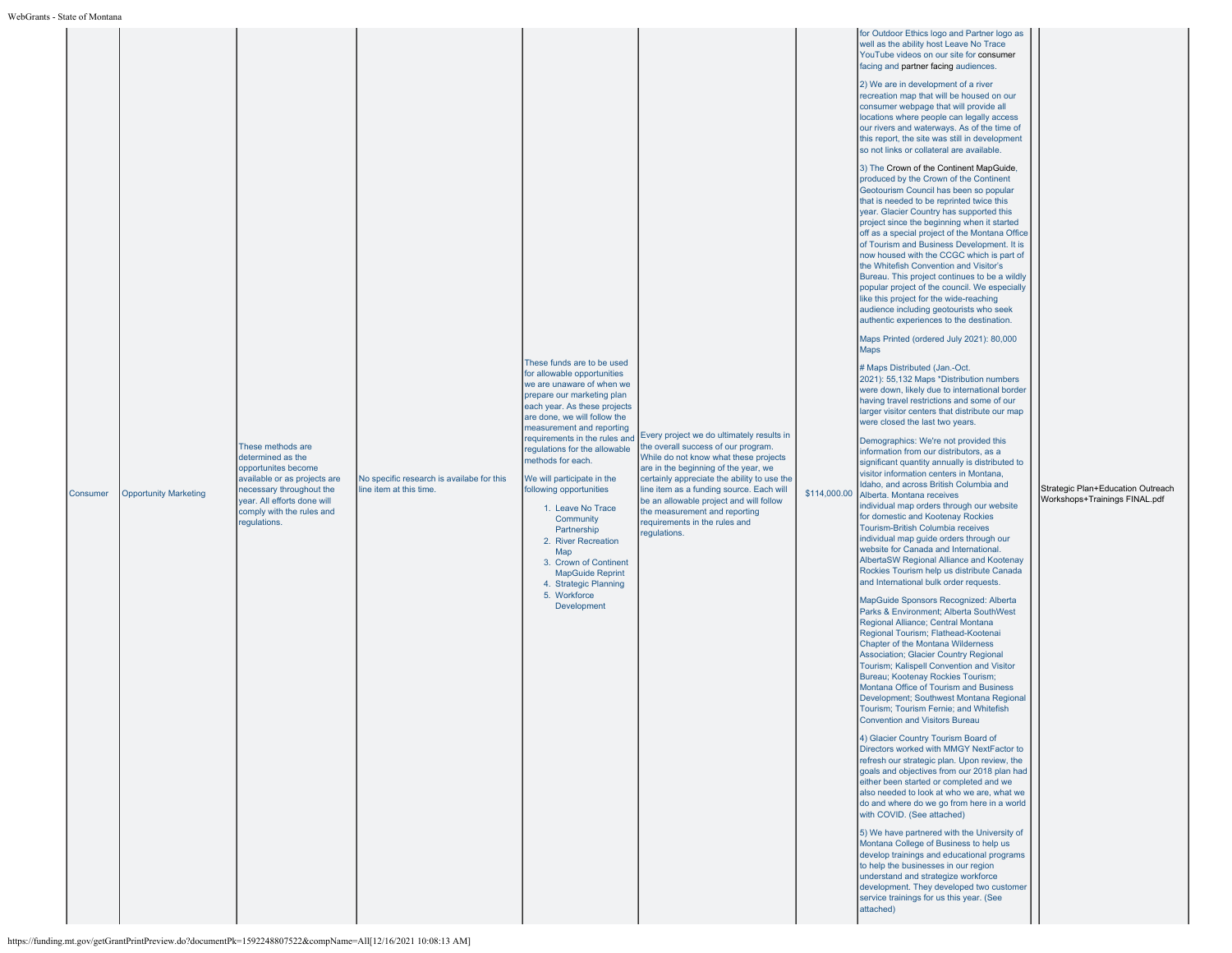| Consumer | Opportunity Marketing | These methods are determined as the opportunites become available or as projects are necessary throughout the year. All efforts done will comply with the rules and regulations. | No specific research is availabe for this line item at this time. | These funds are to be used for allowable opportunities we are unaware of when we prepare our marketing plan each year. As these projects are done, we will follow the measurement and reporting requirements in the rules and regulations for the allowable methods for each.<br><br>We will participate in the following opportunities<br><br>1. Leave No Trace Community Partnership<br>2. River Recreation Map<br>3. Crown of Continent MapGuide Reprint<br>4. Strategic Planning<br>5. Workforce Development | Every project we do ultimately results in the overall success of our program. While do not know what these projects are in the beginning of the year, we certainly appreciate the ability to use the line item as a funding source. Each will be an allowable project and will follow the measurement and reporting requirements in the rules and regulations. | $114,000.00 | for Outdoor Ethics logo and Partner logo as well as the ability host Leave No Trace YouTube videos on our site for consumer facing and partner facing audiences.<br><br>2) We are in development of a river recreation map that will be housed on our consumer webpage that will provide all locations where people can legally access our rivers and waterways. As of the time of this report, the site was still in development so not links or collateral are available.<br><br>3) The Crown of the Continent MapGuide, produced by the Crown of the Continent Geotourism Council has been so popular that is needed to be reprinted twice this year. Glacier Country has supported this project since the beginning when it started off as a special project of the Montana Office of Tourism and Business Development. It is now housed with the CCGC which is part of the Whitefish Convention and Visitor's Bureau. This project continues to be a wildly popular project of the council. We especially like this project for the wide-reaching audience including geotourists who seek authentic experiences to the destination.<br><br>Maps Printed (ordered July 2021): 80,000 Maps<br><br># Maps Distributed (Jan.-Oct. 2021): 55,132 Maps *Distribution numbers were down, likely due to international border having travel restrictions and some of our larger visitor centers that distribute our map were closed the last two years.<br><br>Demographics: We're not provided this information from our distributors, as a significant quantity annually is distributed to visitor information centers in Montana, Idaho, and across British Columbia and Alberta. Montana receives individual map orders through our website for domestic and Kootenay Rockies Tourism-British Columbia receives individual map guide orders through our website for Canada and International. AlbertaSW Regional Alliance and Kootenay Rockies Tourism help us distribute Canada and International bulk order requests.<br><br>MapGuide Sponsors Recognized: Alberta Parks & Environment; Alberta SouthWest Regional Alliance; Central Montana Regional Tourism; Flathead-Kootenai Chapter of the Montana Wilderness Association; Glacier Country Regional Tourism; Kalispell Convention and Visitor Bureau; Kootenay Rockies Tourism; Montana Office of Tourism and Business Development; Southwest Montana Regional Tourism; Tourism Fernie; and Whitefish Convention and Visitors Bureau<br><br>4) Glacier Country Tourism Board of Directors worked with MMGY NextFactor to refresh our strategic plan. Upon review, the goals and objectives from our 2018 plan had either been started or completed and we also needed to look at who we are, what we do and where do we go from here in a world with COVID. (See attached)<br><br>5) We have partnered with the University of Montana College of Business to help us develop trainings and educational programs to help the businesses in our region understand and strategize workforce development. They developed two customer service trainings for us this year. (See attached) | | Strategic Plan+Education Outreach Workshops+Trainings FINAL.pdf |
|---|---|---|---|---|---|---|---|---|---|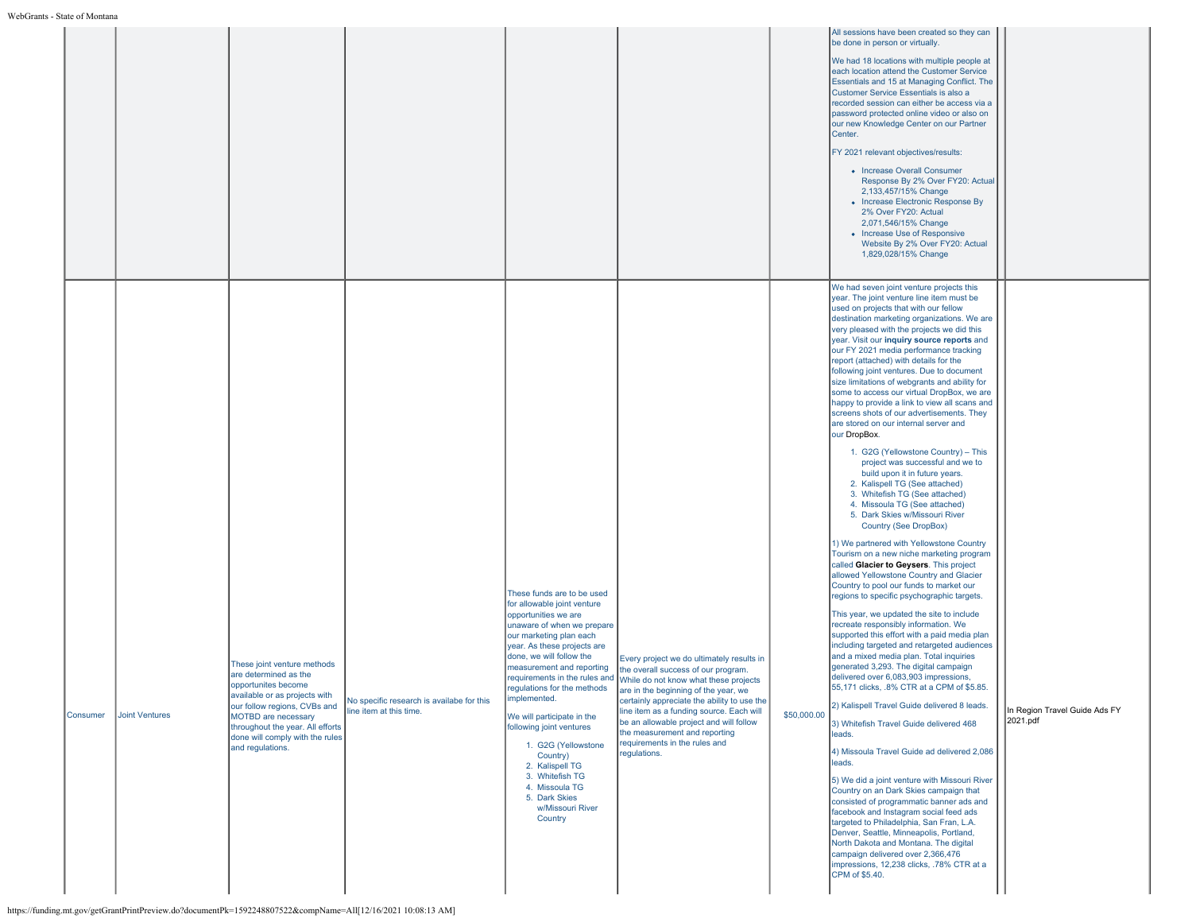| | | | | | | | | | |
|---|---|---|---|---|---|---|---|---|---|
| | | | | | | | All sessions have been created so they can be done in person or virtually.<br><br>We had 18 locations with multiple people at each location attend the Customer Service Essentials and 15 at Managing Conflict. The Customer Service Essentials is also a recorded session can either be access via a password protected online video or also on our new Knowledge Center on our Partner Center.<br><br>FY 2021 relevant objectives/results:<br><br>• Increase Overall Consumer Response By 2% Over FY20: Actual 2,133,457/15% Change<br>• Increase Electronic Response By 2% Over FY20: Actual 2,071,546/15% Change<br>• Increase Use of Responsive Website By 2% Over FY20: Actual 1,829,028/15% Change | | |
| Consumer | Joint Ventures | These joint venture methods are determined as the opportunites become available or as projects with our follow regions, CVBs and MOTBD are necessary throughout the year. All efforts done will comply with the rules and regulations. | No specific research is availabe for this line item at this time. | These funds are to be used for allowable joint venture opportunities we are unaware of when we prepare our marketing plan each year. As these projects are done, we will follow the measurement and reporting requirements in the rules and regulations for the methods implemented.<br><br>We will participate in the following joint ventures<br><br>1. G2G (Yellowstone Country)<br>2. Kalispell TG<br>3. Whitefish TG<br>4. Missoula TG<br>5. Dark Skies w/Missouri River Country | Every project we do ultimately results in the overall success of our program. While do not know what these projects are in the beginning of the year, we certainly appreciate the ability to use the line item as a funding source. Each will be an allowable project and will follow the measurement and reporting requirements in the rules and regulations. | $50,000.00 | We had seven joint venture projects this year. The joint venture line item must be used on projects that with our fellow destination marketing organizations. We are very pleased with the projects we did this year. Visit our **inquiry source reports** and our FY 2021 media performance tracking report (attached) with details for the following joint ventures. Due to document size limitations of webgrants and ability for some to access our virtual DropBox, we are happy to provide a link to view all scans and screens shots of our advertisements. They are stored on our internal server and our DropBox.<br><br>1. G2G (Yellowstone Country) – This project was successful and we to build upon it in future years.<br>2. Kalispell TG (See attached)<br>3. Whitefish TG (See attached)<br>4. Missoula TG (See attached)<br>5. Dark Skies w/Missouri River Country (See DropBox)<br><br>1) We partnered with Yellowstone Country Tourism on a new niche marketing program called **Glacier to Geysers**. This project allowed Yellowstone Country and Glacier Country to pool our funds to market our regions to specific psychographic targets.<br><br>This year, we updated the site to include recreate responsibly information. We supported this effort with a paid media plan including targeted and retargeted audiences and a mixed media plan. Total inquiries generated 3,293. The digital campaign delivered over 6,083,903 impressions, 55,171 clicks, .8% CTR at a CPM of $5.85.<br><br>2) Kalispell Travel Guide delivered 8 leads.<br><br>3) Whitefish Travel Guide delivered 468 leads.<br><br>4) Missoula Travel Guide ad delivered 2,086 leads.<br><br>5) We did a joint venture with Missouri River Country on an Dark Skies campaign that consisted of programmatic banner ads and facebook and Instagram social feed ads targeted to Philadelphia, San Fran, L.A. Denver, Seattle, Minneapolis, Portland, North Dakota and Montana. The digital campaign delivered over 2,366,476 impressions, 12,238 clicks, .78% CTR at a CPM of $5.40. | | In Region Travel Guide Ads FY 2021.pdf |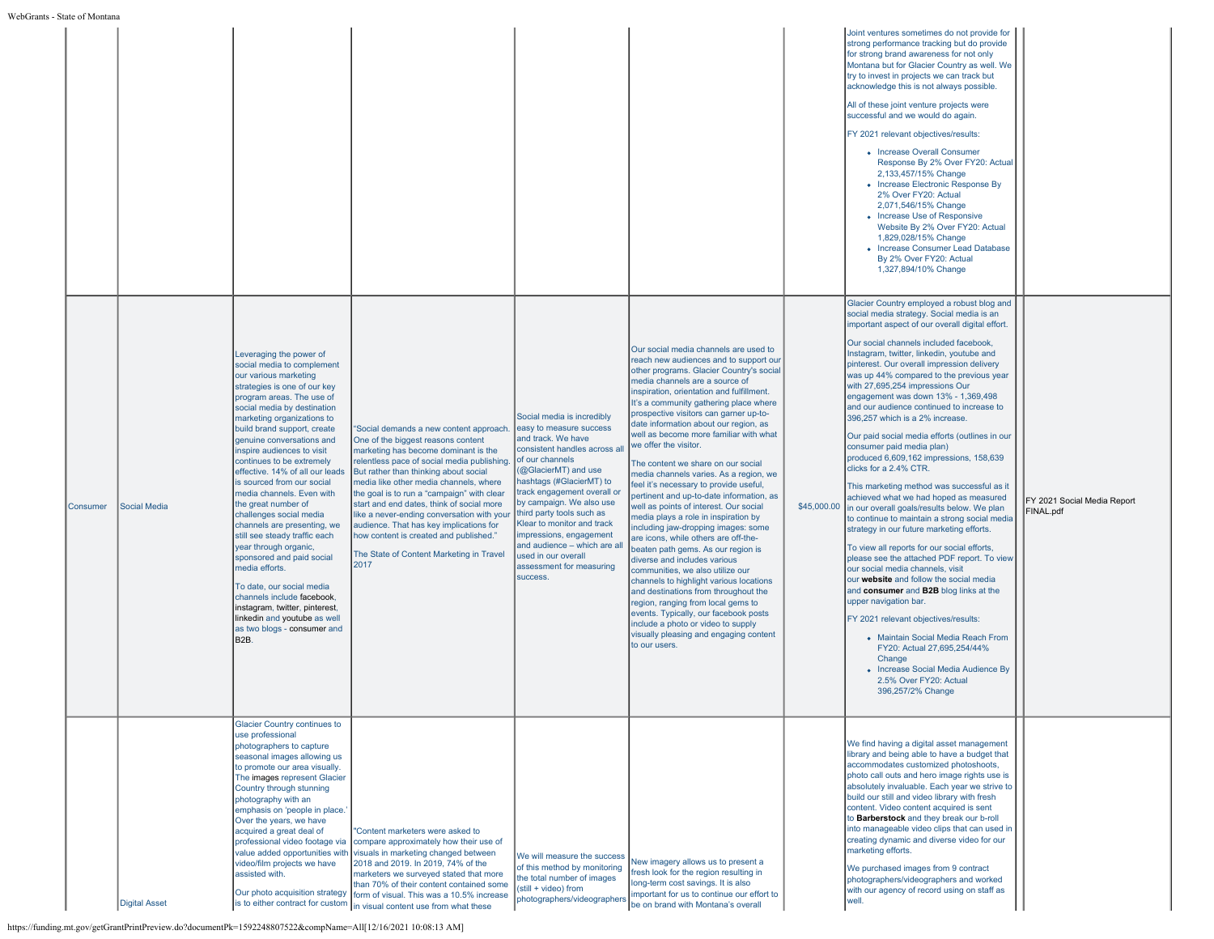| | | | | | | | | |
|---|---|---|---|---|---|---|---|---|
| | | | | | | | Joint ventures sometimes do not provide for strong performance tracking but do provide for strong brand awareness for not only Montana but for Glacier Country as well. We try to invest in projects we can track but acknowledge this is not always possible.<br><br>All of these joint venture projects were successful and we would do again.<br><br>FY 2021 relevant objectives/results:<br><br>- Increase Overall Consumer Response By 2% Over FY20: Actual 2,133,457/15% Change<br>- Increase Electronic Response By 2% Over FY20: Actual 2,071,546/15% Change<br>- Increase Use of Responsive Website By 2% Over FY20: Actual 1,829,028/15% Change<br>- Increase Consumer Lead Database By 2% Over FY20: Actual 1,327,894/10% Change | |
| Consumer | Social Media | Leveraging the power of social media to complement our various marketing strategies is one of our key program areas. The use of social media by destination marketing organizations to build brand support, create genuine conversations and inspire audiences to visit continues to be extremely effective. 14% of all our leads is sourced from our social media channels. Even with the great number of challenges social media channels are presenting, we still see steady traffic each year through organic, sponsored and paid social media efforts.<br><br>To date, our social media channels include facebook, instagram, twitter, pinterest, linkedin and youtube as well as two blogs - consumer and B2B. | "Social demands a new content approach. One of the biggest reasons content marketing has become dominant is the relentless pace of social media publishing. But rather than thinking about social media like other media channels, where the goal is to run a "campaign" with clear start and end dates, think of social more like a never-ending conversation with your audience. That has key implications for how content is created and published."<br><br>The State of Content Marketing in Travel 2017 | Social media is incredibly easy to measure success and track. We have consistent handles across all of our channels (@GlacierMT) and use hashtags (#GlacierMT) to track engagement overall or by campaign. We also use third party tools such as Klear to monitor and track impressions, engagement and audience – which are all used in our overall assessment for measuring success. | Our social media channels are used to reach new audiences and to support our other programs. Glacier Country's social media channels are a source of inspiration, orientation and fulfillment. It's a community gathering place where prospective visitors can garner up-to-date information about our region, as well as become more familiar with what we offer the visitor.<br><br>The content we share on our social media channels varies. As a region, we feel it's necessary to provide useful, pertinent and up-to-date information, as well as points of interest. Our social media plays a role in inspiration by including jaw-dropping images: some are icons, while others are off-the-beaten path gems. As our region is diverse and includes various communities, we also utilize our channels to highlight various locations and destinations from throughout the region, ranging from local gems to events. Typically, our facebook posts include a photo or video to supply visually pleasing and engaging content to our users. | $45,000.00 | Glacier Country employed a robust blog and social media strategy. Social media is an important aspect of our overall digital effort.<br><br>Our social channels included facebook, Instagram, twitter, linkedin, youtube and pinterest. Our overall impression delivery was up 44% compared to the previous year with 27,695,254 impressions Our engagement was down 13% - 1,369,498 and our audience continued to increase to 396,257 which is a 2% increase.<br><br>Our paid social media efforts (outlines in our consumer paid media plan) produced 6,609,162 impressions, 158,639 clicks for a 2.4% CTR.<br><br>This marketing method was successful as it achieved what we had hoped as measured in our overall goals/results below. We plan to continue to maintain a strong social media strategy in our future marketing efforts.<br><br>To view all reports for our social efforts, please see the attached PDF report. To view our social media channels, visit our **website** and follow the social media and **consumer** and **B2B** blog links at the upper navigation bar.<br><br>FY 2021 relevant objectives/results:<br><br>- Maintain Social Media Reach From FY20: Actual 27,695,254/44% Change<br>- Increase Social Media Audience By 2.5% Over FY20: Actual 396,257/2% Change | FY 2021 Social Media Report FINAL.pdf |
| | Digital Asset | Glacier Country continues to use professional photographers to capture seasonal images allowing us to promote our area visually. The images represent Glacier Country through stunning photography with an emphasis on 'people in place.' Over the years, we have acquired a great deal of professional video footage via value added opportunities with video/film projects we have assisted with.<br><br>Our photo acquisition strategy is to either contract for custom | "Content marketers were asked to compare approximately how their use of visuals in marketing changed between 2018 and 2019. In 2019, 74% of the marketers we surveyed stated that more than 70% of their content contained some form of visual. This was a 10.5% increase in visual content use from what these | We will measure the success of this method by monitoring the total number of images (still + video) from photographers/videographers | New imagery allows us to present a fresh look for the region resulting in long-term cost savings. It is also important for us to continue our effort to be on brand with Montana's overall | | We find having a digital asset management library and being able to have a budget that accommodates customized photoshoots, photo call outs and hero image rights use is absolutely invaluable. Each year we strive to build our still and video library with fresh content. Video content acquired is sent to **Barberstock** and they break our b-roll into manageable video clips that can used in creating dynamic and diverse video for our marketing efforts.<br><br>We purchased images from 9 contract photographers/videographers and worked with our agency of record using on staff as well. | |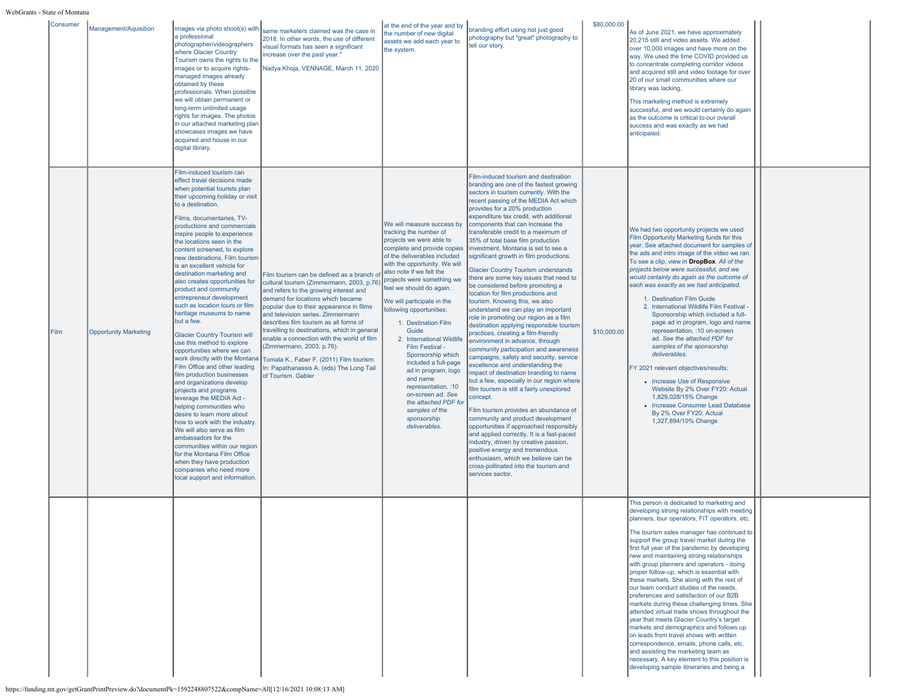| | | | | | | | | | |
|---|---|---|---|---|---|---|---|---|---|
| Consumer | Management/Aquisition | images via photo shoot(s) with a professional photographer/videographers where Glacier Country Tourism owns the rights to the images or to acquire rights-managed images already obtained by these professionals. When possible we will obtain permanent or long-term unlimited usage rights for images. The photos in our attached marketing plan showcases images we have acquired and house in our digital library. | same marketers claimed was the case in 2018. In other words, the use of different visual formats has seen a significant increase over the past year."<br><br>Nadya Khoja, VENNAGE, March 11, 2020 | at the end of the year and by the number of new digital assets we add each year to the system. | branding effort using not just good photography but "great" photography to tell our story. | $80,000.00 | As of June 2021, we have approximately 20,215 still and video assets. We added over 10,000 images and have more on the way. We used the time COVID provided us to concentrate completing corridor videos and acquired still and video footage for over 20 of our small communities where our library was lacking.<br><br>This marketing method is extremely successful, and we would certainly do again as the outcome is critical to our overall success and was exactly as we had anticipated. | | |
| Film | Opportunity Marketing | Film-induced tourism can effect travel decisions made when potential tourists plan their upcoming holiday or visit to a destination.<br><br>Films, documentaries, TV-productions and commercials inspire people to experience the locations seen in the content screened, to explore new destinations. Film tourism is an excellent vehicle for destination marketing and also creates opportunities for product and community entrepreneur development such as location tours or film heritage museums to name but a few.<br><br>Glacier Country Tourism will use this method to explore opportunities where we can work directly with the Montana Film Office and other leading film production businesses and organizations develop projects and programs leverage the MEDIA Act - helping communities who desire to learn more about how to work with the industry. We will also serve as film ambassadors for the communities within our region for the Montana Film Office when they have production companies who need more local support and information. | Film tourism can be defined as a branch of cultural tourism (Zimmermann, 2003, p.76) and refers to the growing interest and demand for locations which became popular due to their appearance in films and television series. Zimmermann describes film tourism as all forms of travelling to destinations, which in general enable a connection with the world of film (Zimmermann, 2003, p.76).<br><br>Tomala K., Faber F. (2011) Film tourism. In: Papathanassis A. (eds) The Long Tail of Tourism. Gabler | We will measure success by tracking the number of projects we were able to complete and provide copies of the deliverables included with the opportunity. We will also note if we felt the projects were something we feel we should do again.<br><br>We will participate in the following opportunities:<br><br>1. Destination Film Guide<br>2. International Wildlife Film Festival - Sponsorship which included a full-page ad in program, logo and name representation, :10 on-screen ad. *See the attached PDF for samples of the sponsorship deliverables.* | Film-induced tourism and destination branding are one of the fastest growing sectors in tourism currently. With the recent passing of the MEDIA Act which provides for a 20% production expenditure tax credit, with additional components that can increase the transferable credit to a maximum of 35% of total base film production investment, Montana is set to see a significant growth in film productions.<br><br>Glacier Country Tourism understands there are some key issues that need to be considered before promoting a location for film productions and tourism. Knowing this, we also understand we can play an important role in promoting our region as a film destination applying responsible tourism practices, creating a film-friendly environment in advance, through community participation and awareness campaigns, safety and security, service excellence and understanding the impact of destination branding to name but a few, especially in our region where film tourism is still a fairly unexplored concept.<br><br>Film tourism provides an abundance of community and product development opportunities if approached responsibly and applied correctly. It is a fast-paced industry, driven by creative passion, positive energy and tremendous enthusiasm, which we believe can be cross-pollinated into the tourism and services sector. | $10,000.00 | We had two opportunity projects we used Film Opportunity Marketing funds for this year. See attached document for samples of the ads and intro image of the video we ran. To see a clip, view in **DropBox**. *All of the projects below were successful, and we would certainly do again as the outcome of each was exactly as we had anticipated.*<br><br>1. Destination Film Guide<br>2. International Wildlife Film Festival - Sponsorship which included a full-page ad in program, logo and name representation, :10 on-screen ad. *See the attached PDF for samples of the sponsorship deliverables.*<br><br>FY 2021 relevant objectives/results:<br><br>- Increase Use of Responsive Website By 2% Over FY20: Actual 1,829,028/15% Change<br>- Increase Consumer Lead Database By 2% Over FY20: Actual 1,327,894/10% Change | | |
| | | | | | | | This person is dedicated to marketing and developing strong relationships with meeting planners, tour operators, FIT operators, etc.<br><br>The tourism sales manager has continued to support the group travel market during the first full year of the pandemic by developing new and maintaining strong relationships with group planners and operators - doing proper follow-up, which is essential with these markets. She along with the rest of our team conduct studies of the needs, preferences and satisfaction of our B2B markets during these challenging times. She attended virtual trade shows throughout the year that meets Glacier Country's target markets and demographics and follows up on leads from travel shows with written correspondence, emails, phone calls, etc. and assisting the marketing team as necessary. A key element to this position is developing sample itineraries and being a | | |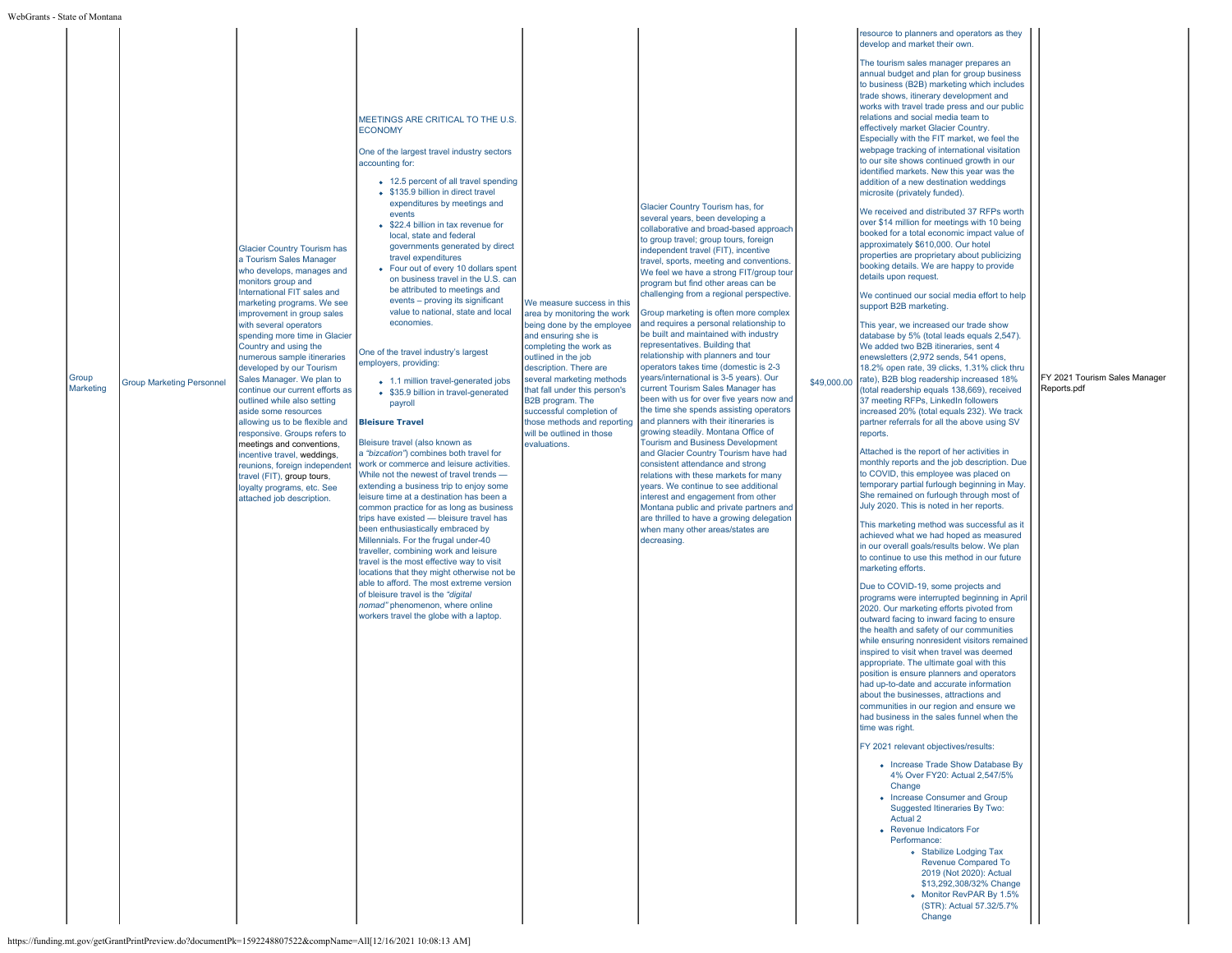| | | | | | | | | |
|---|---|---|---|---|---|---|---|---|
| Group Marketing | Group Marketing Personnel | Glacier Country Tourism has a Tourism Sales Manager who develops, manages and monitors group and International FIT sales and marketing programs. We see improvement in group sales with several operators spending more time in Glacier Country and using the numerous sample itineraries developed by our Tourism Sales Manager. We plan to continue our current efforts as outlined while also setting aside some resources allowing us to be flexible and responsive. Groups refers to meetings and conventions, incentive travel, weddings, reunions, foreign independent travel (FIT), group tours, loyalty programs, etc. See attached job description. | MEETINGS ARE CRITICAL TO THE U.S. ECONOMY<br><br>One of the largest travel industry sectors accounting for:<br><br>• 12.5 percent of all travel spending<br>• $135.9 billion in direct travel expenditures by meetings and events<br>• $22.4 billion in tax revenue for local, state and federal governments generated by direct travel expenditures<br>• Four out of every 10 dollars spent on business travel in the U.S. can be attributed to meetings and events – proving its significant value to national, state and local economies.<br><br>One of the travel industry's largest employers, providing:<br><br>• 1.1 million travel-generated jobs<br>• $35.9 billion in travel-generated payroll<br><br>**Bleisure Travel**<br><br>Bleisure travel (also known as a *"bizcation"*) combines both travel for work or commerce and leisure activities. While not the newest of travel trends — extending a business trip to enjoy some leisure time at a destination has been a common practice for as long as business trips have existed — bleisure travel has been enthusiastically embraced by Millennials. For the frugal under-40 traveller, combining work and leisure travel is the most effective way to visit locations that they might otherwise not be able to afford. The most extreme version of bleisure travel is the *"digital nomad"* phenomenon, where online workers travel the globe with a laptop. | We measure success in this area by monitoring the work being done by the employee and ensuring she is completing the work as outlined in the job description. There are several marketing methods that fall under this person's B2B program. The successful completion of those methods and reporting will be outlined in those evaluations. | Glacier Country Tourism has, for several years, been developing a collaborative and broad-based approach to group travel; group tours, foreign independent travel (FIT), incentive travel, sports, meeting and conventions. We feel we have a strong FIT/group tour program but find other areas can be challenging from a regional perspective.<br><br>Group marketing is often more complex and requires a personal relationship to be built and maintained with industry representatives. Building that relationship with planners and tour operators takes time (domestic is 2-3 years/international is 3-5 years). Our current Tourism Sales Manager has been with us for over five years now and the time she spends assisting operators and planners with their itineraries is growing steadily. Montana Office of Tourism and Business Development and Glacier Country Tourism have had consistent attendance and strong relations with these markets for many years. We continue to see additional interest and engagement from other Montana public and private partners and are thrilled to have a growing delegation when many other areas/states are decreasing. | $49,000.00 | resource to planners and operators as they develop and market their own.<br><br>The tourism sales manager prepares an annual budget and plan for group business to business (B2B) marketing which includes trade shows, itinerary development and works with travel trade press and our public relations and social media team to effectively market Glacier Country. Especially with the FIT market, we feel the webpage tracking of international visitation to our site shows continued growth in our identified markets. New this year was the addition of a new destination weddings microsite (privately funded).<br><br>We received and distributed 37 RFPs worth over $14 million for meetings with 10 being booked for a total economic impact value of approximately $610,000. Our hotel properties are proprietary about publicizing booking details. We are happy to provide details upon request.<br><br>We continued our social media effort to help support B2B marketing.<br><br>This year, we increased our trade show database by 5% (total leads equals 2,547). We added two B2B itineraries, sent 4 enewsletters (2,972 sends, 541 opens, 18.2% open rate, 39 clicks, 1.31% click thru rate), B2B blog readership increased 18% (total readership equals 138,669), received 37 meeting RFPs, LinkedIn followers increased 20% (total equals 232). We track partner referrals for all the above using SV reports.<br><br>Attached is the report of her activities in monthly reports and the job description. Due to COVID, this employee was placed on temporary partial furlough beginning in May. She remained on furlough through most of July 2020. This is noted in her reports.<br><br>This marketing method was successful as it achieved what we had hoped as measured in our overall goals/results below. We plan to continue to use this method in our future marketing efforts.<br><br>Due to COVID-19, some projects and programs were interrupted beginning in April 2020. Our marketing efforts pivoted from outward facing to inward facing to ensure the health and safety of our communities while ensuring nonresident visitors remained inspired to visit when travel was deemed appropriate. The ultimate goal with this position is ensure planners and operators had up-to-date and accurate information about the businesses, attractions and communities in our region and ensure we had business in the sales funnel when the time was right.<br><br>FY 2021 relevant objectives/results:<br><br>• Increase Trade Show Database By 4% Over FY20: Actual 2,547/5% Change<br>• Increase Consumer and Group Suggested Itineraries By Two: Actual 2<br>• Revenue Indicators For Performance:<br>  ◦ Stabilize Lodging Tax Revenue Compared To 2019 (Not 2020): Actual $13,292,308/32% Change<br>  ◦ Monitor RevPAR By 1.5% (STR): Actual 57.32/5.7% Change | FY 2021 Tourism Sales Manager Reports.pdf |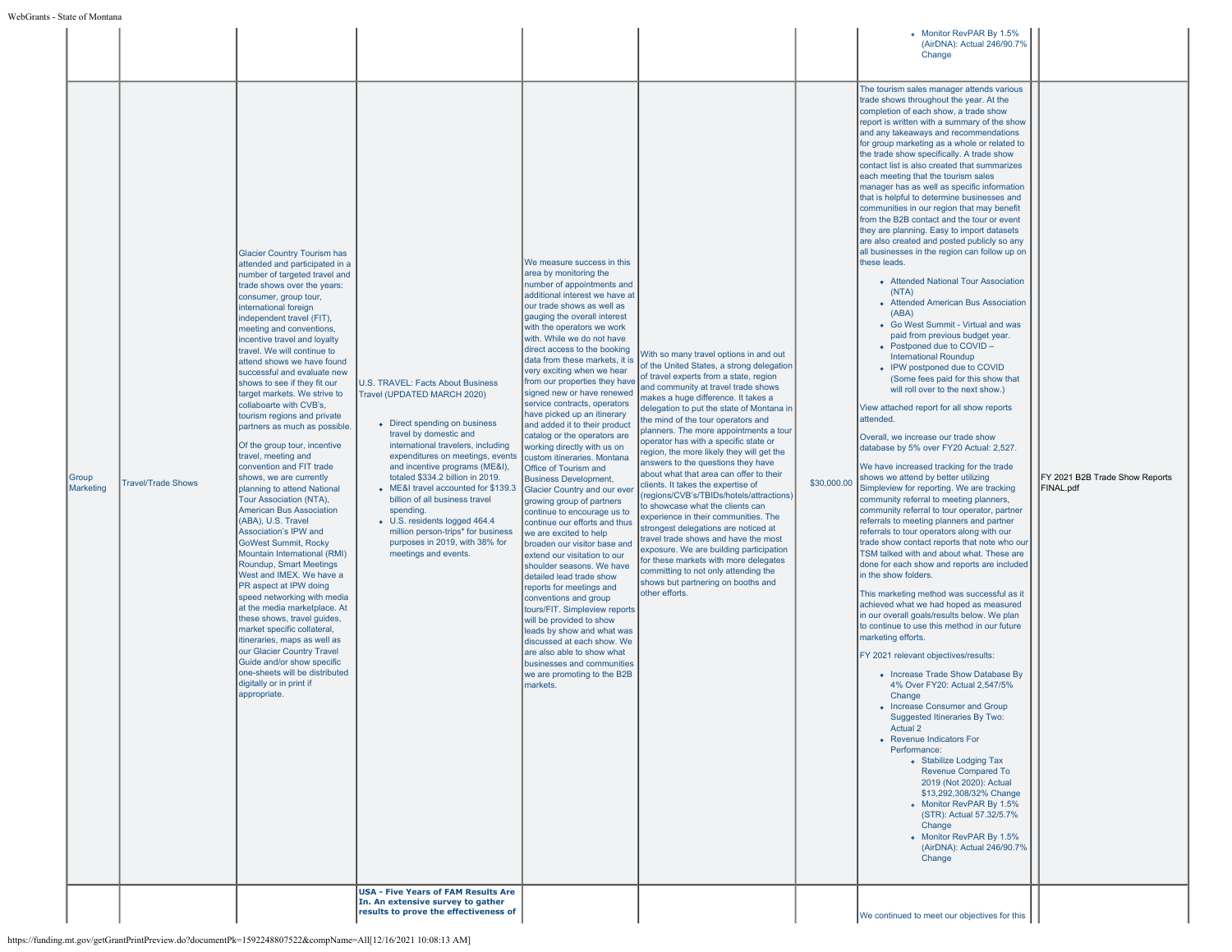| | | | | | | | | |
|---|---|---|---|---|---|---|---|---|
| | | | | | | | • Monitor RevPAR By 1.5% (AirDNA): Actual 246/90.7% Change | |
| Group Marketing | Travel/Trade Shows | Glacier Country Tourism has attended and participated in a number of targeted travel and trade shows over the years: consumer, group tour, international foreign independent travel (FIT), meeting and conventions, incentive travel and loyalty travel. We will continue to attend shows we have found successful and evaluate new shows to see if they fit our target markets. We strive to collaboarte with CVB's, tourism regions and private partners as much as possible.<br><br>Of the group tour, incentive travel, meeting and convention and FIT trade shows, we are currently planning to attend National Tour Association (NTA), American Bus Association (ABA), U.S. Travel Association's IPW and GoWest Summit, Rocky Mountain International (RMI) Roundup, Smart Meetings West and IMEX. We have a PR aspect at IPW doing speed networking with media at the media marketplace. At these shows, travel guides, market specific collateral, itineraries, maps as well as our Glacier Country Travel Guide and/or show specific one-sheets will be distributed digitally or in print if appropriate. | U.S. TRAVEL: Facts About Business Travel (UPDATED MARCH 2020)<br><br>• Direct spending on business travel by domestic and international travelers, including expenditures on meetings, events and incentive programs (ME&I), totaled $334.2 billion in 2019.<br>• ME&I travel accounted for $139.3 billion of all business travel spending.<br>• U.S. residents logged 464.4 million person-trips* for business purposes in 2019, with 38% for meetings and events. | We measure success in this area by monitoring the number of appointments and additional interest we have at our trade shows as well as gauging the overall interest with the operators we work with. While we do not have direct access to the booking data from these markets, it is very exciting when we hear from our properties they have signed new or have renewed service contracts, operators have picked up an itinerary and added it to their product catalog or the operators are working directly with us on custom itineraries. Montana Office of Tourism and Business Development, Glacier Country and our ever growing group of partners continue to encourage us to continue our efforts and thus we are excited to help broaden our visitor base and extend our visitation to our shoulder seasons. We have detailed lead trade show reports for meetings and conventions and group tours/FIT. Simpleview reports will be provided to show leads by show and what was discussed at each show. We are also able to show what businesses and communities we are promoting to the B2B markets. | With so many travel options in and out of the United States, a strong delegation of travel experts from a state, region and community at travel trade shows makes a huge difference. It takes a delegation to put the state of Montana in the mind of the tour operators and planners. The more appointments a tour operator has with a specific state or region, the more likely they will get the answers to the questions they have about what that area can offer to their clients. It takes the expertise of (regions/CVB's/TBIDs/hotels/attractions) to showcase what the clients can experience in their communities. The strongest delegations are noticed at travel trade shows and have the most exposure. We are building participation for these markets with more delegates committing to not only attending the shows but partnering on booths and other efforts. | $30,000.00 | The tourism sales manager attends various trade shows throughout the year. At the completion of each show, a trade show report is written with a summary of the show and any takeaways and recommendations for group marketing as a whole or related to the trade show specifically. A trade show contact list is also created that summarizes each meeting that the tourism sales manager has as well as specific information that is helpful to determine businesses and communities in our region that may benefit from the B2B contact and the tour or event they are planning. Easy to import datasets are also created and posted publicly so any all businesses in the region can follow up on these leads.<br><br>• Attended National Tour Association (NTA)<br>• Attended American Bus Association (ABA)<br>• Go West Summit - Virtual and was paid from previous budget year.<br>• Postponed due to COVID – International Roundup<br>• IPW postponed due to COVID (Some fees paid for this show that will roll over to the next show.)<br><br>View attached report for all show reports attended.<br><br>Overall, we increase our trade show database by 5% over FY20 Actual: 2,527.<br><br>We have increased tracking for the trade shows we attend by better utilizing Simpleview for reporting. We are tracking community referral to meeting planners, community referral to tour operator, partner referrals to meeting planners and partner referrals to tour operators along with our trade show contact reports that note who our TSM talked with and about what. These are done for each show and reports are included in the show folders.<br><br>This marketing method was successful as it achieved what we had hoped as measured in our overall goals/results below. We plan to continue to use this method in our future marketing efforts.<br><br>FY 2021 relevant objectives/results:<br><br>• Increase Trade Show Database By 4% Over FY20: Actual 2,547/5% Change<br>• Increase Consumer and Group Suggested Itineraries By Two: Actual 2<br>• Revenue Indicators For Performance:<br>  • Stabilize Lodging Tax Revenue Compared To 2019 (Not 2020): Actual $13,292,308/32% Change<br>  • Monitor RevPAR By 1.5% (STR): Actual 57.32/5.7% Change<br>  • Monitor RevPAR By 1.5% (AirDNA): Actual 246/90.7% Change | FY 2021 B2B Trade Show Reports FINAL.pdf |
| | | | **USA - Five Years of FAM Results Are In. An extensive survey to gather results to prove the effectiveness of** | | | | We continued to meet our objectives for this | |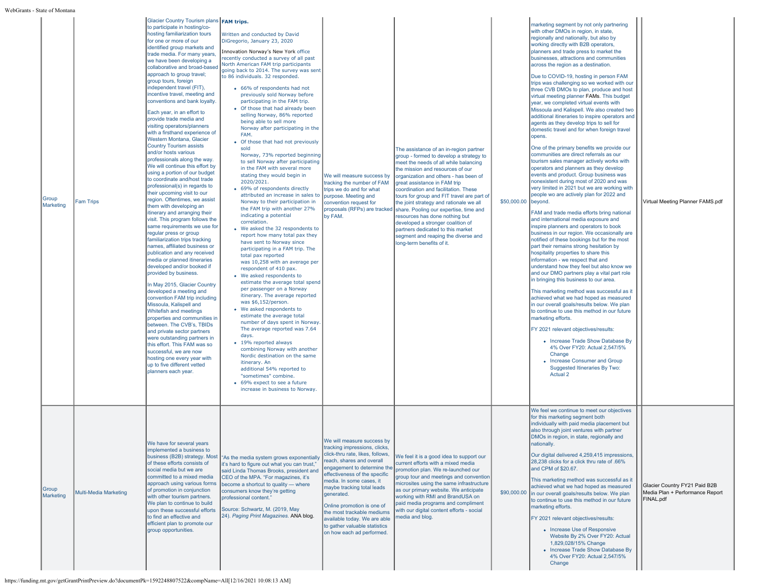| | | | | | | | | |
|---|---|---|---|---|---|---|---|---|
| Group Marketing | Fam Trips | Glacier Country Tourism plans to participate in hosting/co-hosting familiarization tours for one or more of our identified group markets and trade media. For many years, we have been developing a collaborative and broad-based approach to group travel; group tours, foreign independent travel (FIT), incentive travel, meeting and conventions and bank loyalty.<br><br>Each year, in an effort to provide trade media and visiting operators/planners with a firsthand experience of Western Montana, Glacier Country Tourism assists and/or hosts various professionals along the way. We will continue this effort by using a portion of our budget to coordinate and/host trade professional(s) in regards to their upcoming visit to our region. Oftentimes, we assist them with developing an itinerary and arranging their visit. This program follows the same requirements we use for regular press or group familiarization trips tracking names, affiliated business or publication and any received media or planned itineraries developed and/or booked if provided by business.<br><br>In May 2015, Glacier Country developed a meeting and convention FAM trip including Missoula, Kalispell and Whitefish and meetings properties and communities in between. The CVB's, TBIDs and private sector partners were outstanding partners in this effort. This FAM was so successful, we are now hosting one every year with up to five different vetted planners each year. | **FAM trips.**<br><br>Written and conducted by David DiGregorio, January 23, 2020<br><br>Innovation Norway's New York office recently conducted a survey of all past North American FAM trip participants going back to 2014. The survey was sent to 86 individuals. 32 responded.<br><br>• 66% of respondents had not previously sold Norway before participating in the FAM trip.<br>• Of those that had already been selling Norway, 86% reported being able to sell more Norway after participating in the FAM.<br>• Of those that had not previously sold Norway, 73% reported beginning to sell Norway after participating in the FAM with several more stating they would begin in 2020/2021.<br>• 69% of respondents directly attributed an increase in sales to Norway to their participation in the FAM trip with another 27% indicating a potential correlation.<br>• We asked the 32 respondents to report how many total pax they have sent to Norway since participating in a FAM trip. The total pax reported was 10,258 with an average per respondent of 410 pax.<br>• We asked respondents to estimate the average total spend per passenger on a Norway itinerary. The average reported was $6,152/person.<br>• We asked respondents to estimate the average total number of days spent in Norway. The average reported was 7.64 days.<br>• 19% reported always combining Norway with another Nordic destination on the same itinerary. An additional 54% reported to "sometimes" combine.<br>• 69% expect to see a future increase in business to Norway. | We will measure success by tracking the number of FAM trips we do and for what purpose. Meeting and convention request for proposals (RFPs) are tracked by FAM. | The assistance of an in-region partner group - formed to develop a strategy to meet the needs of all while balancing the mission and resources of our organization and others - has been of great assistance in FAM trip coordination and facilitation. These tours for group and FIT travel are part of the joint strategy and rationale we all share. Pooling our expertise, time and resources has done nothing but developed a stronger coalition of partners dedicated to this market segment and reaping the diverse and long-term benefits of it. | $50,000.00 | marketing segment by not only partnering with other DMOs in region, in state, regionally and nationally, but also by working directly with B2B operators, planners and trade press to market the businesses, attractions and communities across the region as a destination.<br><br>Due to COVID-19, hosting in person FAM trips was challenging so we worked with our three CVB DMOs to plan, produce and host virtual meeting planner FAMs. This budget year, we completed virtual events with Missoula and Kalispell. We also created two additional itineraries to inspire operators and agents as they develop trips to sell for domestic travel and for when foreign travel opens.<br><br>One of the primary benefits we provide our communities are direct referrals as our tourism sales manager actively works with operators and planners as they develop events and product. Group business was nonexistent during most of 2020 and was very limited in 2021 but we are working with people wo are actively plan for 2022 and beyond.<br><br>FAM and trade media efforts bring national and international media exposure and inspire planners and operators to book business in our region. We occasionally are notified of these bookings but for the most part their remains strong hesitation by hospitality properties to share this information - we respect that and understand how they feel but also know we and our DMO partners play a vital part role in bringing this business to our area.<br><br>This marketing method was successful as it achieved what we had hoped as measured in our overall goals/results below. We plan to continue to use this method in our future marketing efforts.<br><br>FY 2021 relevant objectives/results:<br><br>• Increase Trade Show Database By 4% Over FY20: Actual 2,547/5% Change<br>• Increase Consumer and Group Suggested Itineraries By Two: Actual 2 | Virtual Meeting Planner FAMS.pdf |
| Group Marketing | Multi-Media Marketing | We have for several years implemented a business to business (B2B) strategy. Most of these efforts consists of social media but we are committed to a mixed media approach using various forms of promotion in conjunction with other tourism partners. We plan to continue to build upon these successful efforts to find an effective and efficient plan to promote our group opportunities. | "As the media system grows exponentially it's hard to figure out what you can trust," said Linda Thomas Brooks, president and CEO of the MPA. "For magazines, it's become a shortcut to quality — where consumers know they're getting professional content."<br><br>Source: Schwartz, M. (2019, May 24). *Paging Print Magazines*. ANA blog. | We will measure success by tracking impressions, clicks, click-thru rate, likes, follows, reach, shares and overall engagement to determine the effectiveness of the specific media. In some cases, it maybe tracking total leads generated.<br><br>Online promotion is one of the most trackable mediums available today. We are able to gather valuable statistics on how each ad performed. | We feel it is a good idea to support our current efforts with a mixed media promotion plan. We re-launched our group tour and meetings and convention microsites using the same infrastructure as our primary website. We anticipate working with RMI and BrandUSA on paid media programs and compliment with our digital content efforts - social media and blog. | $90,000.00 | We feel we continue to meet our objectives for this marketing segment both individually with paid media placement but also through joint ventures with partner DMOs in region, in state, regionally and nationally.<br><br>Our digital delivered 4,259,415 impressions, 28,238 clicks for a click thru rate of .66% and CPM of $20.67.<br><br>This marketing method was successful as it achieved what we had hoped as measured in our overall goals/results below. We plan to continue to use this method in our future marketing efforts.<br><br>FY 2021 relevant objectives/results:<br><br>• Increase Use of Responsive Website By 2% Over FY20: Actual 1,829,028/15% Change<br>• Increase Trade Show Database By 4% Over FY20: Actual 2,547/5% Change | Glacier Country FY21 Paid B2B Media Plan + Performance Report FINAL.pdf |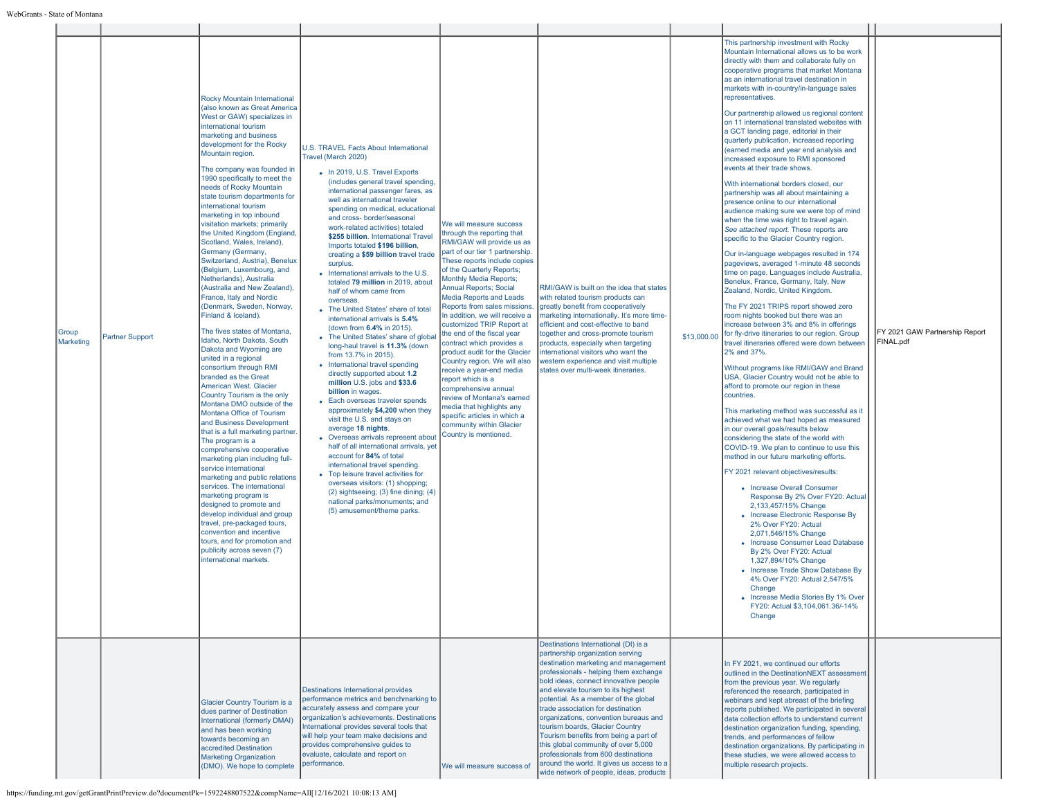| | | | | | | | | | |
|---|---|---|---|---|---|---|---|---|---|
| Group Marketing | Partner Support | Rocky Mountain International (also known as Great America West or GAW) specializes in international tourism marketing and business development for the Rocky Mountain region.<br><br>The company was founded in 1990 specifically to meet the needs of Rocky Mountain state tourism departments for international tourism marketing in top inbound visitation markets; primarily the United Kingdom (England, Scotland, Wales, Ireland), Germany (Germany, Switzerland, Austria), Benelux (Belgium, Luxembourg, and Netherlands), Australia (Australia and New Zealand), France, Italy and Nordic (Denmark, Sweden, Norway, Finland & Iceland).<br><br>The fives states of Montana, Idaho, North Dakota, South Dakota and Wyoming are united in a regional consortium through RMI branded as the Great American West. Glacier Country Tourism is the only Montana DMO outside of the Montana Office of Tourism and Business Development that is a full marketing partner. The program is a comprehensive cooperative marketing plan including full-service international marketing and public relations services. The international marketing program is designed to promote and develop individual and group travel, pre-packaged tours, convention and incentive tours, and for promotion and publicity across seven (7) international markets. | U.S. TRAVEL Facts About International Travel (March 2020)<br><br>- In 2019, U.S. Travel Exports (includes general travel spending, international passenger fares, as well as international traveler spending on medical, educational and cross- border/seasonal work-related activities) totaled **$255 billion**. International Travel Imports totaled **$196 billion**, creating a **$59 billion** travel trade surplus.<br>- International arrivals to the U.S. totaled **79 million** in 2019, about half of whom came from overseas.<br>- The United States' share of total international arrivals is **5.4%** (down from **6.4%** in 2015).<br>- The United States' share of global long-haul travel is **11.3%** (down from 13.7% in 2015).<br>- International travel spending directly supported about **1.2 million** U.S. jobs and **$33.6 billion** in wages.<br>- Each overseas traveler spends approximately **$4,200** when they visit the U.S. and stays on average **18 nights**.<br>- Overseas arrivals represent about half of all international arrivals, yet account for **84%** of total international travel spending.<br>- Top leisure travel activities for overseas visitors: (1) shopping; (2) sightseeing; (3) fine dining; (4) national parks/monuments; and (5) amusement/theme parks. | We will measure success through the reporting that RMI/GAW will provide us as part of our tier 1 partnership. These reports include copies of the Quarterly Reports; Monthly Media Reports; Annual Reports; Social Media Reports and Leads Reports from sales missions. In addition, we will receive a customized TRIP Report at the end of the fiscal year contract which provides a product audit for the Glacier Country region. We will also receive a year-end media report which is a comprehensive annual review of Montana's earned media that highlights any specific articles in which a community within Glacier Country is mentioned. | RMI/GAW is built on the idea that states with related tourism products can greatly benefit from cooperatively marketing internationally. It's more time-efficient and cost-effective to band together and cross-promote tourism products, especially when targeting international visitors who want the western experience and visit multiple states over multi-week itineraries. | $13,000.00 | This partnership investment with Rocky Mountain International allows us to be work directly with them and collaborate fully on cooperative programs that market Montana as an international travel destination in markets with in-country/in-language sales representatives.<br><br>Our partnership allowed us regional content on 11 international translated websites with a GCT landing page, editorial in their quarterly publication, increased reporting (earned media and year end analysis and increased exposure to RMI sponsored events at their trade shows.<br><br>With international borders closed, our partnership was all about maintaining a presence online to our international audience making sure we were top of mind when the time was right to travel again. *See attached report.* These reports are specific to the Glacier Country region.<br><br>Our in-language webpages resulted in 174 pageviews, averaged 1-minute 48 seconds time on page. Languages include Australia, Benelux, France, Germany, Italy, New Zealand, Nordic, United Kingdom.<br><br>The FY 2021 TRIPS report showed zero room nights booked but there was an increase between 3% and 8% in offerings for fly-drive itineraries to our region. Group travel itineraries offered were down between 2% and 37%.<br><br>Without programs like RMI/GAW and Brand USA, Glacier Country would not be able to afford to promote our region in these countries.<br><br>This marketing method was successful as it achieved what we had hoped as measured in our overall goals/results below considering the state of the world with COVID-19. We plan to continue to use this method in our future marketing efforts.<br><br>FY 2021 relevant objectives/results:<br><br>- Increase Overall Consumer Response By 2% Over FY20: Actual 2,133,457/15% Change<br>- Increase Electronic Response By 2% Over FY20: Actual 2,071,546/15% Change<br>- Increase Consumer Lead Database By 2% Over FY20: Actual 1,327,894/10% Change<br>- Increase Trade Show Database By 4% Over FY20: Actual 2,547/5% Change<br>- Increase Media Stories By 1% Over FY20: Actual $3,104,061.36/-14% Change | | FY 2021 GAW Partnership Report FINAL.pdf |
| | | Glacier Country Tourism is a dues partner of Destination International (formerly DMAI) and has been working towards becoming an accredited Destination Marketing Organization (DMO). We hope to complete | Destinations International provides performance metrics and benchmarking to accurately assess and compare your organization's achievements. Destinations International provides several tools that will help your team make decisions and provides comprehensive guides to evaluate, calculate and report on performance. | We will measure success of | Destinations International (DI) is a partnership organization serving destination marketing and management professionals - helping them exchange bold ideas, connect innovative people and elevate tourism to its highest potential. As a member of the global trade association for destination organizations, convention bureaus and tourism boards, Glacier Country Tourism benefits from being a part of this global community of over 5,000 professionals from 600 destinations around the world. It gives us access to a wide network of people, ideas, products | | In FY 2021, we continued our efforts outlined in the DestinationNEXT assessment from the previous year. We regularly referenced the research, participated in webinars and kept abreast of the briefing reports published. We participated in several data collection efforts to understand current destination organization funding, spending, trends, and performances of fellow destination organizations. By participating in these studies, we were allowed access to multiple research projects. | | |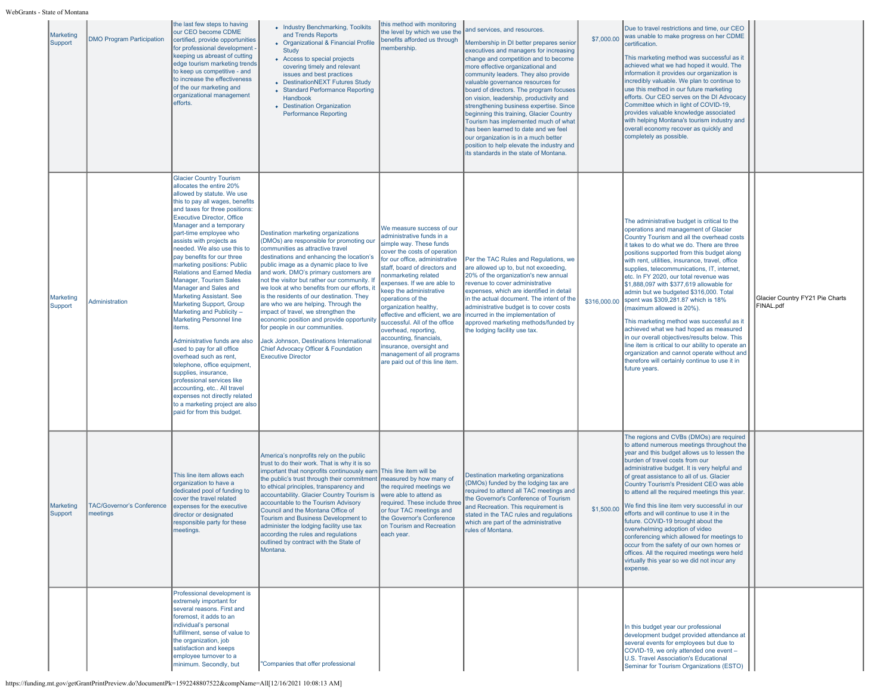| | | | | | | | | |
|---|---|---|---|---|---|---|---|---|
| Marketing Support | DMO Program Participation | the last few steps to having our CEO become CDME certified, provide opportunities for professional development - keeping us abreast of cutting edge tourism marketing trends to keep us competitive - and to increase the effectiveness of the our marketing and organizational management efforts. | • Industry Benchmarking, Toolkits and Trends Reports<br>• Organizational & Financial Profile Study<br>• Access to special projects covering timely and relevant issues and best practices<br>• DestinationNEXT Futures Study<br>• Standard Performance Reporting Handbook<br>• Destination Organization Performance Reporting | this method with monitoring the level by which we use the benefits afforded us through membership. | and services, and resources.<br><br>Membership in DI better prepares senior executives and managers for increasing change and competition and to become more effective organizational and community leaders. They also provide valuable governance resources for board of directors. The program focuses on vision, leadership, productivity and strengthening business expertise. Since beginning this training, Glacier Country Tourism has implemented much of what has been learned to date and we feel our organization is in a much better position to help elevate the industry and its standards in the state of Montana. | $7,000.00 | Due to travel restrictions and time, our CEO was unable to make progress on her CDME certification.<br><br>This marketing method was successful as it achieved what we had hoped it would. The information it provides our organization is incredibly valuable. We plan to continue to use this method in our future marketing efforts. Our CEO serves on the DI Advocacy Committee which in light of COVID-19, provides valuable knowledge associated with helping Montana's tourism industry and overall economy recover as quickly and completely as possible. | |
| Marketing Support | Administration | Glacier Country Tourism allocates the entire 20% allowed by statute. We use this to pay all wages, benefits and taxes for three positions: Executive Director, Office Manager and a temporary part-time employee who assists with projects as needed. We also use this to pay benefits for our three marketing positions: Public Relations and Earned Media Manager, Tourism Sales Manager and Sales and Marketing Assistant. See Marketing Support, Group Marketing and Publicity – Marketing Personnel line items.<br><br>Administrative funds are also used to pay for all office overhead such as rent, telephone, office equipment, supplies, insurance, professional services like accounting, etc.. All travel expenses not directly related to a marketing project are also paid for from this budget. | Destination marketing organizations (DMOs) are responsible for promoting our communities as attractive travel destinations and enhancing the location's public image as a dynamic place to live and work. DMO's primary customers are not the visitor but rather our community. If we look at who benefits from our efforts, it is the residents of our destination. They are who we are helping. Through the impact of travel, we strengthen the economic position and provide opportunity for people in our communities.<br><br>Jack Johnson, Destinations International Chief Advocacy Officer & Foundation Executive Director | We measure success of our administrative funds in a simple way. These funds cover the costs of operation for our office, administrative staff, board of directors and nonmarketing related expenses. If we are able to keep the administrative operations of the organization healthy, effective and efficient, we are successful. All of the office overhead, reporting, accounting, financials, insurance, oversight and management of all programs are paid out of this line item. | Per the TAC Rules and Regulations, we are allowed up to, but not exceeding, 20% of the organization's new annual revenue to cover administrative expenses, which are identified in detail in the actual document. The intent of the administrative budget is to cover costs incurred in the implementation of approved marketing methods/funded by the lodging facility use tax. | $316,000.00 | The administrative budget is critical to the operations and management of Glacier Country Tourism and all the overhead costs it takes to do what we do. There are three positions supported from this budget along with rent, utilities, insurance, travel, office supplies, telecommunications, IT, internet, etc. In FY 2020, our total revenue was $1,888,097 with $377,619 allowable for admin but we budgeted $316,000. Total spent was $309,281.87 which is 18% (maximum allowed is 20%).<br><br>This marketing method was successful as it achieved what we had hoped as measured in our overall objectives/results below. This line item is critical to our ability to operate an organization and cannot operate without and therefore will certainly continue to use it in future years. | | Glacier Country FY21 Pie Charts FINAL.pdf |
| Marketing Support | TAC/Governor's Conference meetings | This line item allows each organization to have a dedicated pool of funding to cover the travel related expenses for the executive director or designated responsible party for these meetings. | America's nonprofits rely on the public trust to do their work. That is why it is so important that nonprofits continuously earn the public's trust through their commitment to ethical principles, transparency and accountability. Glacier Country Tourism is accountable to the Tourism Advisory Council and the Montana Office of Tourism and Business Development to administer the lodging facility use tax according the rules and regulations outlined by contract with the State of Montana. | This line item will be measured by how many of the required meetings we were able to attend as required. These include three or four TAC meetings and the Governor's Conference on Tourism and Recreation each year. | Destination marketing organizations (DMOs) funded by the lodging tax are required to attend all TAC meetings and the Governor's Conference of Tourism and Recreation. This requirement is stated in the TAC rules and regulations which are part of the administrative rules of Montana. | $1,500.00 | The regions and CVBs (DMOs) are required to attend numerous meetings throughout the year and this budget allows us to lessen the burden of travel costs from our administrative budget. It is very helpful and of great assistance to all of us. Glacier Country Tourism's President CEO was able to attend all the required meetings this year.<br><br>We find this line item very successful in our efforts and will continue to use it in the future. COVID-19 brought about the overwhelming adoption of video conferencing which allowed for meetings to occur from the safety of our own homes or offices. All the required meetings were held virtually this year so we did not incur any expense. | | |
| | | Professional development is extremely important for several reasons. First and foremost, it adds to an individual's personal fulfillment, sense of value to the organization, job satisfaction and keeps employee turnover to a minimum. Secondly, but | "Companies that offer professional | | | | In this budget year our professional development budget provided attendance at several events for employees but due to COVID-19, we only attended one event – U.S. Travel Association's Educational Seminar for Tourism Organizations (ESTO) | | |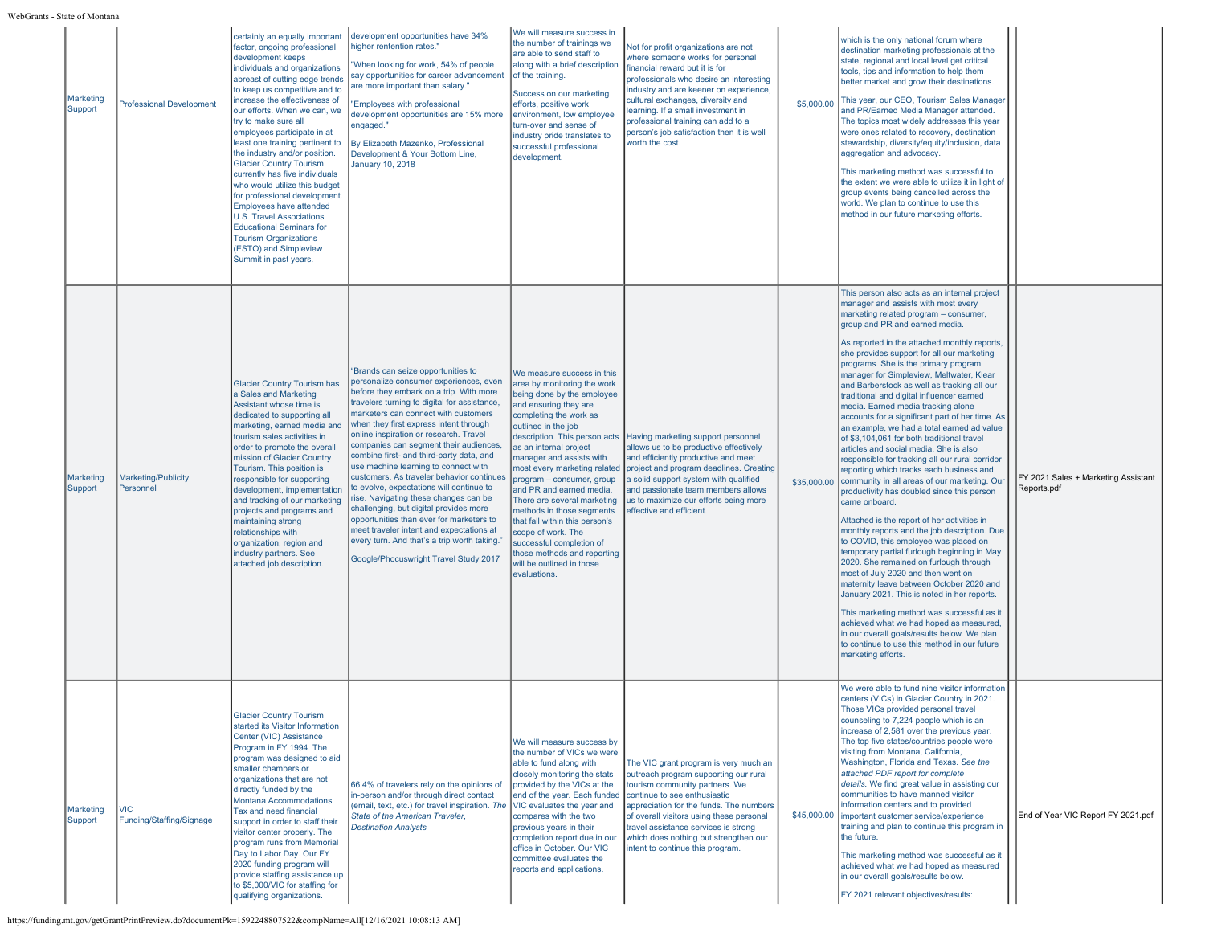| | | | | | | | | |
|---|---|---|---|---|---|---|---|---|
| Marketing Support | Professional Development | certainly an equally important factor, ongoing professional development keeps individuals and organizations abreast of cutting edge trends to keep us competitive and to increase the effectiveness of our efforts. When we can, we try to make sure all employees participate in at least one training pertinent to the industry and/or position. Glacier Country Tourism currently has five individuals who would utilize this budget for professional development. Employees have attended U.S. Travel Associations Educational Seminars for Tourism Organizations (ESTO) and Simpleview Summit in past years. | development opportunities have 34% higher retention rates."<br><br>"When looking for work, 54% of people say opportunities for career advancement are more important than salary."<br><br>"Employees with professional development opportunities are 15% more engaged."<br><br>By Elizabeth Mazenko, Professional Development & Your Bottom Line, January 10, 2018 | We will measure success in the number of trainings we are able to send staff to along with a brief description of the training.<br><br>Success on our marketing efforts, positive work environment, low employee turn-over and sense of industry pride translates to successful professional development. | Not for profit organizations are not where someone works for personal financial reward but it is for professionals who desire an interesting industry and are keener on experience, cultural exchanges, diversity and learning. If a small investment in professional training can add to a person's job satisfaction then it is well worth the cost. | $5,000.00 | which is the only national forum where destination marketing professionals at the state, regional and local level get critical tools, tips and information to help them better market and grow their destinations.<br><br>This year, our CEO, Tourism Sales Manager and PR/Earned Media Manager attended. The topics most widely addresses this year were ones related to recovery, destination stewardship, diversity/equity/inclusion, data aggregation and advocacy.<br><br>This marketing method was successful to the extent we were able to utilize it in light of group events being cancelled across the world. We plan to continue to use this method in our future marketing efforts. | |
| Marketing Support | Marketing/Publicity Personnel | Glacier Country Tourism has a Sales and Marketing Assistant whose time is dedicated to supporting all marketing, earned media and tourism sales activities in order to promote the overall mission of Glacier Country Tourism. This position is responsible for supporting development, implementation and tracking of our marketing projects and programs and maintaining strong relationships with organization, region and industry partners. See attached job description. | "Brands can seize opportunities to personalize consumer experiences, even before they embark on a trip. With more travelers turning to digital for assistance, marketers can connect with customers when they first express intent through online inspiration or research. Travel companies can segment their audiences, combine first- and third-party data, and use machine learning to connect with customers. As traveler behavior continues to evolve, expectations will continue to rise. Navigating these changes can be challenging, but digital provides more opportunities than ever for marketers to meet traveler intent and expectations at every turn. And that's a trip worth taking."<br><br>Google/Phocuswright Travel Study 2017 | We measure success in this area by monitoring the work being done by the employee and ensuring they are completing the work as outlined in the job description. This person acts as an internal project manager and assists with most every marketing related program – consumer, group and PR and earned media. There are several marketing methods in those segments that fall within this person's scope of work. The successful completion of those methods and reporting will be outlined in those evaluations. | Having marketing support personnel allows us to be productive effectively and efficiently productive and meet project and program deadlines. Creating a solid support system with qualified and passionate team members allows us to maximize our efforts being more effective and efficient. | $35,000.00 | This person also acts as an internal project manager and assists with most every marketing related program – consumer, group and PR and earned media.<br><br>As reported in the attached monthly reports, she provides support for all our marketing programs. She is the primary program manager for Simpleview, Meltwater, Klear and Barberstock as well as tracking all our traditional and digital influencer earned media. Earned media tracking alone accounts for a significant part of her time. As an example, we had a total earned ad value of $3,104,061 for both traditional travel articles and social media. She is also responsible for tracking all our rural corridor reporting which tracks each business and community in all areas of our marketing. Our productivity has doubled since this person came onboard.<br><br>Attached is the report of her activities in monthly reports and the job description. Due to COVID, this employee was placed on temporary partial furlough beginning in May 2020. She remained on furlough through most of July 2020 and then went on maternity leave between October 2020 and January 2021. This is noted in her reports.<br><br>This marketing method was successful as it achieved what we had hoped as measured, in our overall goals/results below. We plan to continue to use this method in our future marketing efforts. | FY 2021 Sales + Marketing Assistant Reports.pdf |
| Marketing Support | VIC Funding/Staffing/Signage | Glacier Country Tourism started its Visitor Information Center (VIC) Assistance Program in FY 1994. The program was designed to aid smaller chambers or organizations that are not directly funded by the Montana Accommodations Tax and need financial support in order to staff their visitor center properly. The program runs from Memorial Day to Labor Day. Our FY 2020 funding program will provide staffing assistance up to $5,000/VIC for staffing for qualifying organizations. | 66.4% of travelers rely on the opinions of in-person and/or through direct contact (email, text, etc.) for travel inspiration. *The State of the American Traveler, Destination Analysts* | We will measure success by the number of VICs we were able to fund along with closely monitoring the stats provided by the VICs at the end of the year. Each funded VIC evaluates the year and compares with the two previous years in their completion report due in our office in October. Our VIC committee evaluates the reports and applications. | The VIC grant program is very much an outreach program supporting our rural tourism community partners. We continue to see enthusiastic appreciation for the funds. The numbers of overall visitors using these personal travel assistance services is strong which does nothing but strengthen our intent to continue this program. | $45,000.00 | We were able to fund nine visitor information centers (VICs) in Glacier Country in 2021. Those VICs provided personal travel counseling to 7,224 people which is an increase of 2,581 over the previous year. The top five states/countries people were visiting from Montana, California, Washington, Florida and Texas. *See the attached PDF report for complete details.* We find great value in assisting our communities to have manned visitor information centers and to provided important customer service/experience training and plan to continue this program in the future.<br><br>This marketing method was successful as it achieved what we had hoped as measured in our overall goals/results below.<br><br>FY 2021 relevant objectives/results: | End of Year VIC Report FY 2021.pdf |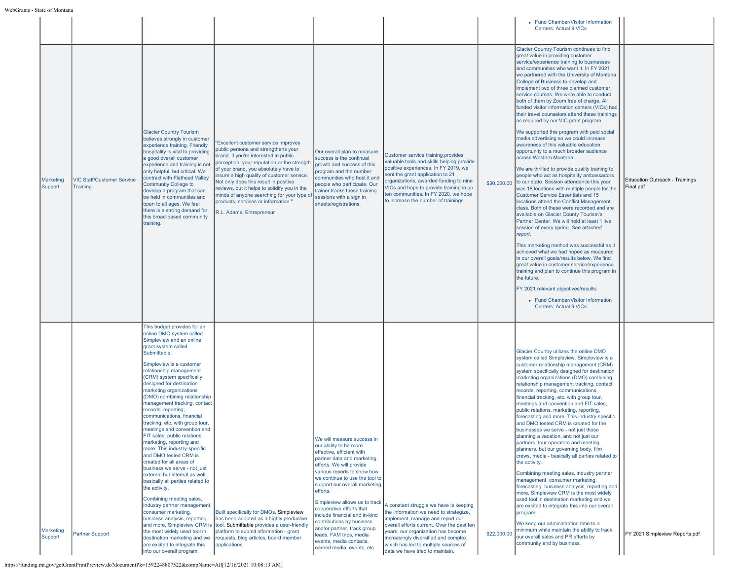| | | | | | | | | |
|---|---|---|---|---|---|---|---|---|
| | | | | | | | • Fund Chamber/Visitor Information Centers: Actual 9 VICs | |
| Marketing Support | VIC Staff/Customer Service Training | Glacier Country Tourism believes strongly in customer experience training. Friendly hospitality is vital to providing a good overall customer experience and training is not only helpful, but critical. We contract with Flathead Valley Community College to develop a program that can be held in communities and open to all ages. We feel there is a strong demand for this broad-based community training. | "Excellent customer service improves public persona and strengthens your brand. If you're interested in public perception, your reputation or the strength of your brand, you absolutely have to insure a high quality of customer service. Not only does this result in positive reviews, but it helps to solidify you in the minds of anyone searching for your type of products, services or information."<br><br>R.L. Adams, Entrepreneur | Our overall plan to measure success is the continual growth and success of this program and the number communities who host it and people who participate. Our trainer tracks these training sessions with a sign in sheets/registrations. | Customer service training provides valuable tools and skills helping provide positive experiences. In FY 2019, we sent the grant application to 21 organizations, awarded funding to nine VICs and hope to provide training in up ten communities. In FY 2020, we hope to increase the number of trainings. | $30,000.00 | Glacier Country Tourism continues to find great value in providing customer service/experience training to businesses and communities who want it. In FY 2021 we partnered with the University of Montana College of Business to develop and implement two of three planned customer service courses. We were able to conduct both of them by Zoom free of charge. All funded visitor information centers (VICs) had their travel counselors attend these trainings as required by our VIC grant program.<br><br>We supported this program with paid social media advertising so we could increase awareness of this valuable education opportunity to a much broader audience across Western Montana.<br><br>We are thrilled to provide quality training to people who act as hospitality ambassadors to our state. Session attendance this year was 18 locations with multiple people for the Customer Service Essentials and 15 locations attend the Conflict Management class. Both of these were recorded and are available on Glacier County Tourism's Partner Center. We will hold at least 1 live session of every spring. *See attached report.*<br><br>This marketing method was successful as it achieved what we had hoped as measured in our overall goals/results below. We find great value in customer service/experience training and plan to continue this program in the future.<br><br>FY 2021 relevant objectives/results:<br><br>• Fund Chamber/Visitor Information Centers: Actual 9 VICs | Education Outreach - Trainings Final.pdf |
| Marketing Support | Partner Support | This budget provides for an online DMO system called Simpleview and an online grant system called Submittable.<br><br>Simpleview is a customer relationship management (CRM) system specifically designed for destination marketing organizations (DMO) combining relationship management tracking, contact records, reporting, communications, financial tracking, etc. with group tour, meetings and convention and FIT sales, public relations, marketing, reporting and more. This industry-specific and DMO tested CRM is created for all areas of business we serve - not just external but internal as well - basically all parties related to the activity.<br><br>Combining meeting sales, industry partner management, consumer marketing, business analysis, reporting and more, Simpleview CRM is the most widely used tool in destination marketing and we are excited to integrate this into our overall program. | Built specifically for DMOs, Simpleview has been adopted as a highly productive tool. Submittable provides a user-friendly platform to submit information - grant requests, blog articles, board member applications. | We will measure success in our ability to be more effective, efficient with partner data and marketing efforts. We will provide various reports to show how we continue to use the tool to support our overall marketing efforts.<br><br>Simpleview allows us to track cooperative efforts that include financial and in-kind contributions by business and/or partner, track group leads, FAM trips, media events, media contacts, earned media, events, etc. | A constant struggle we have is keeping the information we need to strategize, implement, manage and report our overall efforts current. Over the past ten years, our organization has become increasingly diversified and complex which has led to multiple sources of data we have tried to maintain. | $22,000.00 | Glacier Country utilizes the online DMO system called Simpleview. Simpleview is a customer relationship management (CRM) system specifically designed for destination marketing organizations (DMO) combining relationship management tracking, contact records, reporting, communications, financial tracking, etc. with group tour, meetings and convention and FIT sales, public relations, marketing, reporting, forecasting and more. This industry-specific and DMO tested CRM is created for the businesses we serve - not just those planning a vacation, and not just our partners, tour operators and meeting planners, but our governing body, film crews, media - basically all parties related to the activity.<br><br>Combining meeting sales, industry partner management, consumer marketing, forecasting, business analysis, reporting and more, Simpleview CRM is the most widely used tool in destination marketing and we are excited to integrate this into our overall program.<br><br>We keep our administration time to a minimum while maintain the ability to track our overall sales and PR efforts by community and by business. | FY 2021 Simpleview Reports.pdf |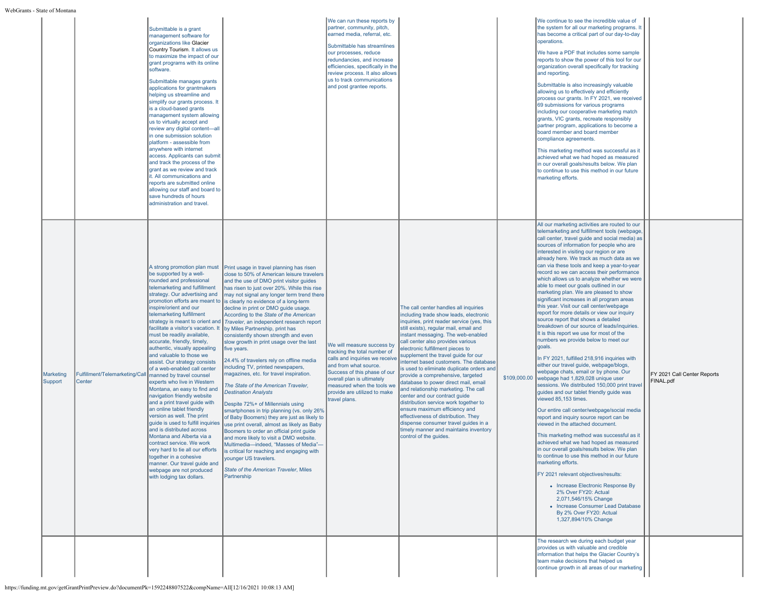| | | | | | | | | |
|---|---|---|---|---|---|---|---|---|
| | | Submittable is a grant management software for organizations like Glacier Country Tourism. It allows us to maximize the impact of our grant programs with its online software.<br><br>Submittable manages grants applications for grantmakers helping us streamline and simplify our grants process. It is a cloud-based grants management system allowing us to virtually accept and review any digital content—all in one submission solution platform - assessible from anywhere with internet access. Applicants can submit and track the process of the grant as we review and track it. All communications and reports are submitted online allowing our staff and board to save hundreds of hours administration and travel. | | We can run these reports by partner, community, pitch, earned media, referral, etc.<br><br>Submittable has streamlines our processes, reduce redundancies, and increase efficiencies, specifically in the review process. It also allows us to track communications and post grantee reports. | | | We continue to see the incredible value of the system for all our marketing programs. It has become a critical part of our day-to-day operations.<br><br>We have a PDF that includes some sample reports to show the power of this tool for our organization overall specifically for tracking and reporting.<br><br>Submittable is also increasingly valuable allowing us to effectively and efficiently process our grants. In FY 2021, we received 69 submissions for various programs including our cooperative marketing match grants, VIC grants, recreate responsibly partner program, applications to become a board member and board member compliance agreements.<br><br>This marketing method was successful as it achieved what we had hoped as measured in our overall goals/results below. We plan to continue to use this method in our future marketing efforts. | |
| Marketing Support | Fulfillment/Telemarketing/Call Center | A strong promotion plan must be supported by a well-rounded and professional telemarketing and fulfillment strategy. Our advertising and promotion efforts are meant to inspire/orient and our telemarketing fulfillment strategy is meant to orient and facilitate a visitor's vacation. It must be readily available, accurate, friendly, timely, authentic, visually appealing and valuable to those we assist. Our strategy consists of a web-enabled call center manned by travel counsel experts who live in Western Montana, an easy to find and navigation friendly website and a print travel guide with an online tablet friendly version as well. The print guide is used to fulfill inquiries and is distributed across Montana and Alberta via a contract service. We work very hard to tie all our efforts together in a cohesive manner. Our travel guide and webpage are not produced with lodging tax dollars. | Print usage in travel planning has risen close to 50% of American leisure travelers and the use of DMO print visitor guides has risen to just over 20%. While this rise may not signal any longer term trend there is clearly no evidence of a long-term decline in print or DMO guide usage. According to the *State of the American Traveler*, an independent research report by Miles Partnership, print has consistently shown strength and even slow growth in print usage over the last five years.<br><br>24.4% of travelers rely on offline media including TV, printed newspapers, magazines, etc. for travel inspiration.<br><br>*The State of the American Traveler, Destination Analysts*<br><br>Despite 72%+ of Millennials using smartphones in trip planning (vs. only 26% of Baby Boomers) they are just as likely to use print overall, almost as likely as Baby Boomers to order an official print guide and more likely to visit a DMO website. Multimedia—indeed, "Masses of Media"—is critical for reaching and engaging with younger US travelers.<br><br>*State of the American Traveler*, Miles Partnership | We will measure success by tracking the total number of calls and inquiries we receive and from what source. Success of this phase of our overall plan is ultimately measured when the tools we provide are utilized to make travel plans. | The call center handles all inquiries including trade show leads, electronic inquiries, print reader service (yes, this still exists), regular mail, email and instant messaging. The web-enabled call center also provides various electronic fulfillment pieces to supplement the travel guide for our internet based customers. The database is used to eliminate duplicate orders and provide a comprehensive, targeted database to power direct mail, email and relationship marketing. The call center and our contract guide distribution service work together to ensure maximum efficiency and effectiveness of distribution. They dispense consumer travel guides in a timely manner and maintains inventory control of the guides. | $109,000.00 | All our marketing activities are routed to our telemarketing and fulfillment tools (webpage, call center, travel guide and social media) as sources of information for people who are interested in visiting our region or are already here. We track as much data as we can via these tools and keep a year-to-year record so we can access their performance which allows us to analyze whether we were able to meet our goals outlined in our marketing plan. We are pleased to show significant increases in all program areas this year. Visit our call center/webpage report for more details or view our inquiry source report that shows a detailed breakdown of our source of leads/inquiries. It is this report we use for most of the numbers we provide below to meet our goals.<br><br>In FY 2021, fulfilled 218,916 inquiries with either our travel guide, webpage/blogs, webpage chats, email or by phone. Our webpage had 1,829,028 unique user sessions. We distributed 150,000 print travel guides and our tablet friendly guide was viewed 85,153 times.<br><br>Our entire call center/webpage/social media report and inquiry source report can be viewed in the attached document.<br><br>This marketing method was successful as it achieved what we had hoped as measured in our overall goals/results below. We plan to continue to use this method in our future marketing efforts.<br><br>FY 2021 relevant objectives/results:<br>• Increase Electronic Response By 2% Over FY20: Actual 2,071,546/15% Change<br>• Increase Consumer Lead Database By 2% Over FY20: Actual 1,327,894/10% Change | FY 2021 Call Center Reports FINAL.pdf |
| | | | | | | | The research we during each budget year provides us with valuable and credible information that helps the Glacier Country's team make decisions that helped us continue growth in all areas of our marketing | |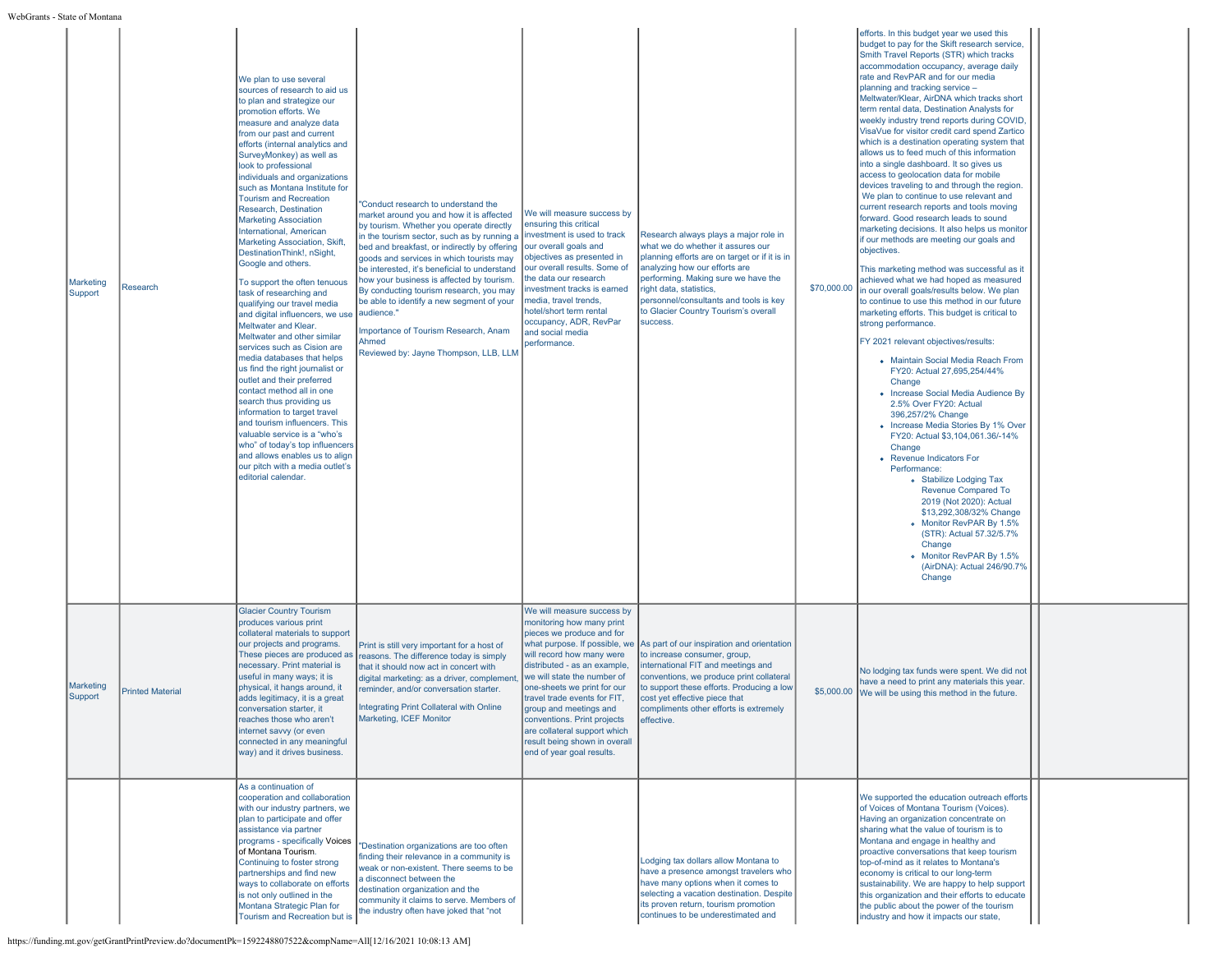| | | | | | | | | | |
|---|---|---|---|---|---|---|---|---|---|
| Marketing Support | Research | We plan to use several sources of research to aid us to plan and strategize our promotion efforts. We measure and analyze data from our past and current efforts (internal analytics and SurveyMonkey) as well as look to professional individuals and organizations such as Montana Institute for Tourism and Recreation Research, Destination Marketing Association International, American Marketing Association, Skift, DestinationThink!, nSight, Google and others.<br><br>To support the often tenuous task of researching and qualifying our travel media and digital influencers, we use Meltwater and Klear. Meltwater and other similar services such as Cision are media databases that helps us find the right journalist or outlet and their preferred contact method all in one search thus providing us information to target travel and tourism influencers. This valuable service is a "who's who" of today's top influencers and allows enables us to align our pitch with a media outlet's editorial calendar. | "Conduct research to understand the market around you and how it is affected by tourism. Whether you operate directly in the tourism sector, such as by running a bed and breakfast, or indirectly by offering goods and services in which tourists may be interested, it's beneficial to understand how your business is affected by tourism. By conducting tourism research, you may be able to identify a new segment of your audience."<br><br>Importance of Tourism Research, Anam Ahmed<br>Reviewed by: Jayne Thompson, LLB, LLM | We will measure success by ensuring this critical investment is used to track our overall goals and objectives as presented in our overall results. Some of the data our research investment tracks is earned media, travel trends, hotel/short term rental occupancy, ADR, RevPar and social media performance. | Research always plays a major role in what we do whether it assures our planning efforts are on target or if it is in analyzing how our efforts are performing. Making sure we have the right data, statistics, personnel/consultants and tools is key to Glacier Country Tourism's overall success. | $70,000.00 | efforts. In this budget year we used this budget to pay for the Skift research service, Smith Travel Reports (STR) which tracks accommodation occupancy, average daily rate and RevPAR and for our media planning and tracking service – Meltwater/Klear, AirDNA which tracks short term rental data, Destination Analysts for weekly industry trend reports during COVID, VisaVue for visitor credit card spend Zartico which is a destination operating system that allows us to feed much of this information into a single dashboard. It so gives us access to geolocation data for mobile devices traveling to and through the region. We plan to continue to use relevant and current research reports and tools moving forward. Good research leads to sound marketing decisions. It also helps us monitor if our methods are meeting our goals and objectives.<br><br>This marketing method was successful as it achieved what we had hoped as measured in our overall goals/results below. We plan to continue to use this method in our future marketing efforts. This budget is critical to strong performance.<br><br>FY 2021 relevant objectives/results:<br>• Maintain Social Media Reach From FY20: Actual 27,695,254/44% Change<br>• Increase Social Media Audience By 2.5% Over FY20: Actual 396,257/2% Change<br>• Increase Media Stories By 1% Over FY20: Actual $3,104,061.36/-14% Change<br>• Revenue Indicators For Performance:<br>  ◦ Stabilize Lodging Tax Revenue Compared To 2019 (Not 2020): Actual $13,292,308/32% Change<br>  ◦ Monitor RevPAR By 1.5% (STR): Actual 57.32/5.7% Change<br>  ◦ Monitor RevPAR By 1.5% (AirDNA): Actual 246/90.7% Change | | |
| Marketing Support | Printed Material | Glacier Country Tourism produces various print collateral materials to support our projects and programs. These pieces are produced as necessary. Print material is useful in many ways; it is physical, it hangs around, it adds legitimacy, it is a great conversation starter, it reaches those who aren't internet savvy (or even connected in any meaningful way) and it drives business. | Print is still very important for a host of reasons. The difference today is simply that it should now act in concert with digital marketing: as a driver, complement, reminder, and/or conversation starter.<br><br>Integrating Print Collateral with Online Marketing, ICEF Monitor | We will measure success by monitoring how many print pieces we produce and for what purpose. If possible, we will record how many were distributed - as an example, we will state the number of one-sheets we print for our travel trade events for FIT, group and meetings and conventions. Print projects are collateral support which result being shown in overall end of year goal results. | As part of our inspiration and orientation to increase consumer, group, international FIT and meetings and conventions, we produce print collateral to support these efforts. Producing a low cost yet effective piece that compliments other efforts is extremely effective. | $5,000.00 | No lodging tax funds were spent. We did not have a need to print any materials this year. We will be using this method in the future. | | |
| | | As a continuation of cooperation and collaboration with our industry partners, we plan to participate and offer assistance via partner programs - specifically Voices of Montana Tourism. Continuing to foster strong partnerships and find new ways to collaborate on efforts is not only outlined in the Montana Strategic Plan for Tourism and Recreation but is | "Destination organizations are too often finding their relevance in a community is weak or non-existent. There seems to be a disconnect between the destination organization and the community it claims to serve. Members of the industry often have joked that "not | | Lodging tax dollars allow Montana to have a presence amongst travelers who have many options when it comes to selecting a vacation destination. Despite its proven return, tourism promotion continues to be underestimated and | | We supported the education outreach efforts of Voices of Montana Tourism (Voices). Having an organization concentrate on sharing what the value of tourism is to Montana and engage in healthy and proactive conversations that keep tourism top-of-mind as it relates to Montana's economy is critical to our long-term sustainability. We are happy to help support this organization and their efforts to educate the public about the power of the tourism industry and how it impacts our state, | | |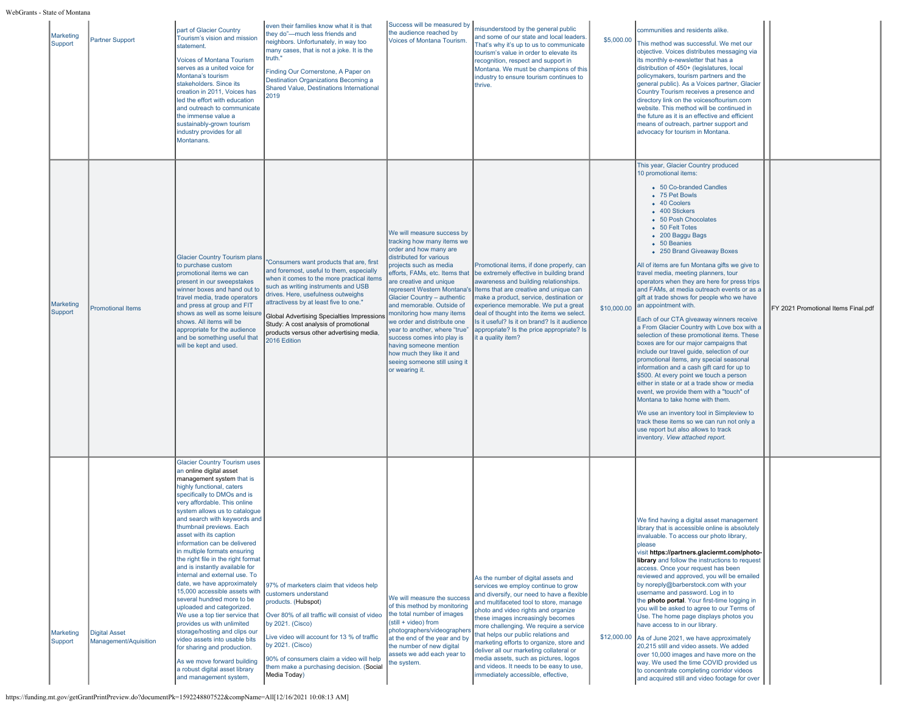| | | | | | | | | | |
|---|---|---|---|---|---|---|---|---|---|
| Marketing Support | Partner Support | part of Glacier Country Tourism's vision and mission statement.<br><br>Voices of Montana Tourism serves as a united voice for Montana's tourism stakeholders. Since its creation in 2011, Voices has led the effort with education and outreach to communicate the immense value a sustainably-grown tourism industry provides for all Montanans. | even their families know what it is that they do"—much less friends and neighbors. Unfortunately, in way too many cases, that is not a joke. It is the truth."<br><br>Finding Our Cornerstone, A Paper on Destination Organizations Becoming a Shared Value, Destinations International 2019 | Success will be measured by the audience reached by Voices of Montana Tourism. | misunderstood by the general public and some of our state and local leaders. That's why it's up to us to communicate tourism's value in order to elevate its recognition, respect and support in Montana. We must be champions of this industry to ensure tourism continues to thrive. | $5,000.00 | communities and residents alike.<br><br>This method was successful. We met our objective. Voices distributes messaging via its monthly e-newsletter that has a distribution of 450+ (legislatures, local policymakers, tourism partners and the general public). As a Voices partner, Glacier Country Tourism receives a presence and directory link on the voicesoftourism.com website. This method will be continued in the future as it is an effective and efficient means of outreach, partner support and advocacy for tourism in Montana. | | |
| Marketing Support | Promotional Items | Glacier Country Tourism plans to purchase custom promotional items we can present in our sweepstakes winner boxes and hand out to travel media, trade operators and press at group and FIT shows as well as some leisure shows. All items will be appropriate for the audience and be something useful that will be kept and used. | "Consumers want products that are, first and foremost, useful to them, especially when it comes to the more practical items such as writing instruments and USB drives. Here, usefulness outweighs attractiveness by at least five to one."<br><br>Global Advertising Specialties Impressions Study: A cost analysis of promotional products versus other advertising media, 2016 Edition | We will measure success by tracking how many items we order and how many are distributed for various projects such as media efforts, FAMs, etc. Items that are creative and unique represent Western Montana's Glacier Country – authentic and memorable. Outside of monitoring how many items we order and distribute one year to another, where "true" success comes into play is having someone mention how much they like it and seeing someone still using it or wearing it. | Promotional items, if done properly, can be extremely effective in building brand awareness and building relationships. Items that are creative and unique can make a product, service, destination or experience memorable. We put a great deal of thought into the items we select. Is it useful? Is it on brand? Is it audience appropriate? Is the price appropriate? Is it a quality item? | $10,000.00 | This year, Glacier Country produced 10 promotional items:<br>• 50 Co-branded Candles<br>• 75 Pet Bowls<br>• 40 Coolers<br>• 400 Stickers<br>• 50 Posh Chocolates<br>• 50 Felt Totes<br>• 200 Baggu Bags<br>• 50 Beanies<br>• 250 Brand Giveaway Boxes<br><br>All of items are fun Montana gifts we give to travel media, meeting planners, tour operators when they are here for press trips and FAMs, at media outreach events or as a gift at trade shows for people who we have an appointment with.<br><br>Each of our CTA giveaway winners receive a From Glacier Country with Love box with a selection of these promotional items. These boxes are for our major campaigns that include our travel guide, selection of our promotional items, any special seasonal information and a cash gift card for up to $500. At every point we touch a person either in state or at a trade show or media event, we provide them with a "touch" of Montana to take home with them.<br><br>We use an inventory tool in Simpleview to track these items so we can run not only a use report but also allows to track inventory. *View attached report.* | | FY 2021 Promotional Items Final.pdf |
| Marketing Support | Digital Asset Management/Aquisition | Glacier Country Tourism uses an online digital asset management system that is highly functional, caters specifically to DMOs and is very affordable. This online system allows us to catalogue and search with keywords and thumbnail previews. Each asset with its caption information can be delivered in multiple formats ensuring the right file in the right format and is instantly available for internal and external use. To date, we have approximately 15,000 accessible assets with several hundred more to be uploaded and categorized. We use a top tier service that provides us with unlimited storage/hosting and clips our video assets into usable bits for sharing and production.<br><br>As we move forward building a robust digital asset library and management system, | 97% of marketers claim that videos help customers understand products. (Hubspot)<br><br>Over 80% of all traffic will consist of video by 2021. (Cisco)<br><br>Live video will account for 13 % of traffic by 2021. (Cisco)<br><br>90% of consumers claim a video will help them make a purchasing decision. (Social Media Today) | We will measure the success of this method by monitoring the total number of images (still + video) from photographers/videographers at the end of the year and by the number of new digital assets we add each year to the system. | As the number of digital assets and services we employ continue to grow and diversify, our need to have a flexible and multifaceted tool to store, manage photo and video rights and organize these images increasingly becomes more challenging. We require a service that helps our public relations and marketing efforts to organize, store and deliver all our marketing collateral or media assets, such as pictures, logos and videos. It needs to be easy to use, immediately accessible, effective, | $12,000.00 | We find having a digital asset management library that is accessible online is absolutely invaluable. To access our photo library, please visit **https://partners.glaciermt.com/photo-library** and follow the instructions to request access. Once your request has been reviewed and approved, you will be emailed by noreply@barberstock.com with your username and password. Log in to the **photo portal**. Your first-time logging in you will be asked to agree to our Terms of Use. The home page displays photos you have access to in our library.<br><br>As of June 2021, we have approximately 20,215 still and video assets. We added over 10,000 images and have more on the way. We used the time COVID provided us to concentrate completing corridor videos and acquired still and video footage for over | | |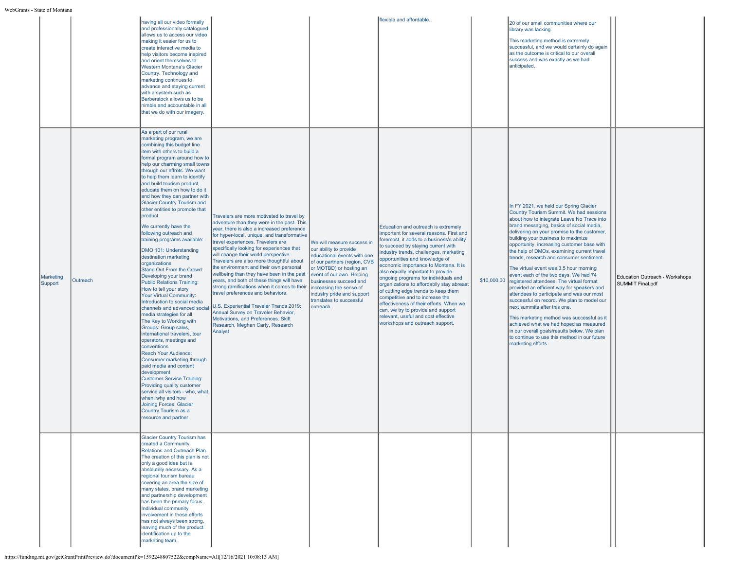| | | | | | | | | | |
|---|---|---|---|---|---|---|---|---|---|
| | | having all our video formally and professionally catalogued allows us to access our video making it easier for us to create interactive media to help visitors become inspired and orient themselves to Western Montana's Glacier Country. Technology and marketing continues to advance and staying current with a system such as Barberstock allows us to be nimble and accountable in all that we do with our imagery. | | | flexible and affordable. | | 20 of our small communities where our library was lacking.<br><br>This marketing method is extremely successful, and we would certainly do again as the outcome is critical to our overall success and was exactly as we had anticipated. | | |
| Marketing Support | Outreach | As a part of our rural marketing program, we are combining this budget line item with others to build a formal program around how to help our charming small towns through our effrots. We want to help them learn to identify and build tourism product, educate them on how to do it and how they can partner with Glacier Country Tourism and other entities to promote that product.<br><br>We currently have the following outreach and training programs available:<br><br>DMO 101: Understanding destination marketing organizations<br>Stand Out From the Crowd: Developing your brand<br>Public Relations Training: How to tell your story<br>Your Virtual Community: Introduction to social media channels and advanced social media strategies for all<br>The Key to Working with Groups: Group sales, international travelers, tour operators, meetings and conventions<br>Reach Your Audience: Consumer marketing through paid media and content development<br>Customer Service Training: Providing quality customer service all visitors - who, what, when, why and how<br>Joining Forces: Glacier Country Tourism as a resource and partner | Travelers are more motivated to travel by adventure than they were in the past. This year, there is also a increased preference for hyper-local, unique, and transformative travel experiences. Travelers are specifically looking for experiences that will change their world perspective. Travelers are also more thoughtful about the environment and their own personal wellbeing than they have been in the past years, and both of these things will have strong ramifications when it comes to their travel preferences and behaviors.<br><br>U.S. Experiential Traveler Trends 2019: Annual Survey on Traveler Behavior, Motivations, and Preferences. Skift Research, Meghan Carty, Research Analyst | We will measure success in our ability to provide educational events with one of our partners (region, CVB or MOTBD) or hosting an event of our own. Helping businesses succeed and increasing the sense of industry pride and support translates to successful outreach. | Education and outreach is extremely important for several reasons. First and foremost, it adds to a business's ability to succeed by staying current with industry trends, challenges, marketing opportunities and knowledge of economic importance to Montana. It is also equally important to provide ongoing programs for individuals and organizations to affordablly stay abreast of cutting edge trends to keep them competitive and to increase the effectiveness of their efforts. When we can, we try to provide and support relevant, useful and cost effective workshops and outreach support. | $10,000.00 | In FY 2021, we held our Spring Glacier Country Tourism Summit. We had sessions about how to integrate Leave No Trace into brand messaging, basics of social media, delivering on your promise to the customer, building your business to maximize opportunity, increasing customer base with the help of DMOs, examining current travel trends, research and consumer sentiment.<br><br>The virtual event was 3.5 hour morning event each of the two days. We had 74 registered attendees. The virtual format provided an efficient way for speakers and attendees to participate and was our most successful on record. We plan to model our next summits after this one.<br><br>This marketing method was successful as it achieved what we had hoped as measured in our overall goals/results below. We plan to continue to use this method in our future marketing efforts. | | Education Outreach - Workshops SUMMIT Final.pdf |
| | | Glacier Country Tourism has created a Community Relations and Outreach Plan. The creation of this plan is not only a good idea but is absolutely necessary. As a regional tourism bureau covering an area the size of many states, brand marketing and partnership development has been the primary focus. Individual community involvement in these efforts has not always been strong, leaving much of the product identification up to the marketing team, | | | | | | | |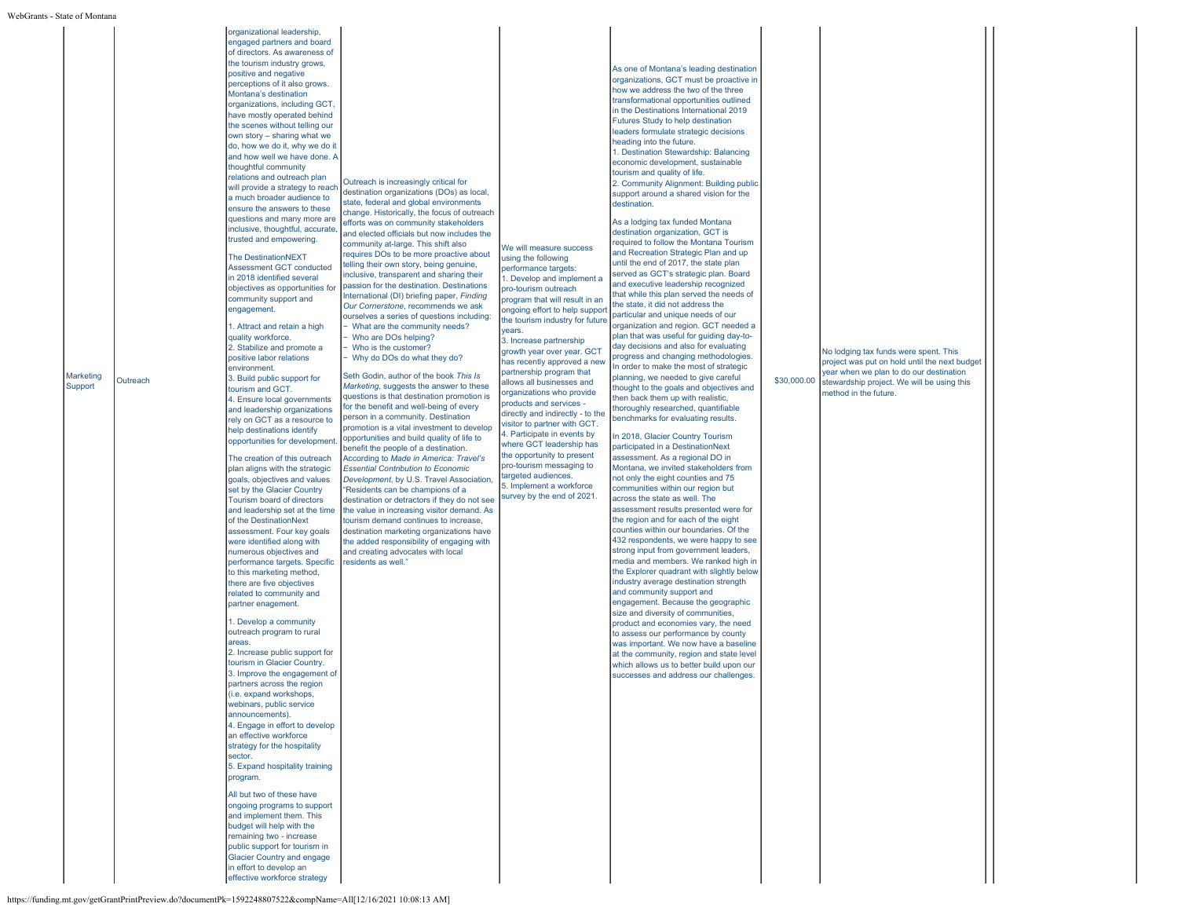| | | | | | | | | | |
|---|---|---|---|---|---|---|---|---|---|
| Marketing Support | Outreach | organizational leadership, engaged partners and board of directors. As awareness of the tourism industry grows, positive and negative perceptions of it also grows. Montana's destination organizations, including GCT, have mostly operated behind the scenes without telling our own story – sharing what we do, how we do it, why we do it and how well we have done. A thoughtful community relations and outreach plan will provide a strategy to reach a much broader audience to ensure the answers to these questions and many more are inclusive, thoughtful, accurate, trusted and empowering.<br><br>The DestinationNEXT Assessment GCT conducted in 2018 identified several objectives as opportunities for community support and engagement.<br><br>1. Attract and retain a high quality workforce.<br>2. Stabilize and promote a positive labor relations environment.<br>3. Build public support for tourism and GCT.<br>4. Ensure local governments and leadership organizations rely on GCT as a resource to help destinations identify opportunities for development.<br><br>The creation of this outreach plan aligns with the strategic goals, objectives and values set by the Glacier Country Tourism board of directors and leadership set at the time of the DestinationNext assessment. Four key goals were identified along with numerous objectives and performance targets. Specific to this marketing method, there are five objectives related to community and partner enagement.<br><br>1. Develop a community outreach program to rural areas.<br>2. Increase public support for tourism in Glacier Country.<br>3. Improve the engagement of partners across the region (i.e. expand workshops, webinars, public service announcements).<br>4. Engage in effort to develop an effective workforce strategy for the hospitality sector.<br>5. Expand hospitality training program.<br><br>All but two of these have ongoing programs to support and implement them. This budget will help with the remaining two - increase public support for tourism in Glacier Country and engage in effort to develop an effective workforce strategy | Outreach is increasingly critical for destination organizations (DOs) as local, state, federal and global environments change. Historically, the focus of outreach efforts was on community stakeholders and elected officials but now includes the community at-large. This shift also requires DOs to be more proactive about telling their own story, being genuine, inclusive, transparent and sharing their passion for the destination. Destinations International (DI) briefing paper, *Finding Our Cornerstone*, recommends we ask ourselves a series of questions including:<br>- What are the community needs?<br>- Who are DOs helping?<br>- Who is the customer?<br>- Why do DOs do what they do?<br><br>Seth Godin, author of the book *This Is Marketing*, suggests the answer to these questions is that destination promotion is for the benefit and well-being of every person in a community. Destination promotion is a vital investment to develop opportunities and build quality of life to benefit the people of a destination. According to *Made in America: Travel's Essential Contribution to Economic Development*, by U.S. Travel Association, "Residents can be champions of a destination or detractors if they do not see the value in increasing visitor demand. As tourism demand continues to increase, destination marketing organizations have the added responsibility of engaging with and creating advocates with local residents as well." | We will measure success using the following performance targets:<br>1. Develop and implement a pro-tourism outreach program that will result in an ongoing effort to help support the tourism industry for future years.<br>3. Increase partnership growth year over year. GCT has recently approved a new partnership program that allows all businesses and organizations who provide products and services - directly and indirectly - to the visitor to partner with GCT.<br>4. Participate in events by where GCT leadership has the opportunity to present pro-tourism messaging to targeted audiences.<br>5. Implement a workforce survey by the end of 2021. | As one of Montana's leading destination organizations, GCT must be proactive in how we address the two of the three transformational opportunities outlined in the Destinations International 2019 Futures Study to help destination leaders formulate strategic decisions heading into the future.<br>1. Destination Stewardship: Balancing economic development, sustainable tourism and quality of life.<br>2. Community Alignment: Building public support around a shared vision for the destination.<br><br>As a lodging tax funded Montana destination organization, GCT is required to follow the Montana Tourism and Recreation Strategic Plan and up until the end of 2017, the state plan served as GCT's strategic plan. Board and executive leadership recognized that while this plan served the needs of the state, it did not address the particular and unique needs of our organization and region. GCT needed a plan that was useful for guiding day-to-day decisions and also for evaluating progress and changing methodologies. In order to make the most of strategic planning, we needed to give careful thought to the goals and objectives and then back them up with realistic, thoroughly researched, quantifiable benchmarks for evaluating results.<br><br>In 2018, Glacier Country Tourism participated in a DestinationNext assessment. As a regional DO in Montana, we invited stakeholders from not only the eight counties and 75 communities within our region but across the state as well. The assessment results presented were for the region and for each of the eight counties within our boundaries. Of the 432 respondents, we were happy to see strong input from government leaders, media and members. We ranked high in the Explorer quadrant with slightly below industry average destination strength and community support and engagement. Because the geographic size and diversity of communities, product and economies vary, the need to assess our performance by county was important. We now have a baseline at the community, region and state level which allows us to better build upon our successes and address our challenges. | $30,000.00 | No lodging tax funds were spent. This project was put on hold until the next budget year when we plan to do our destination stewardship project. We will be using this method in the future. | | |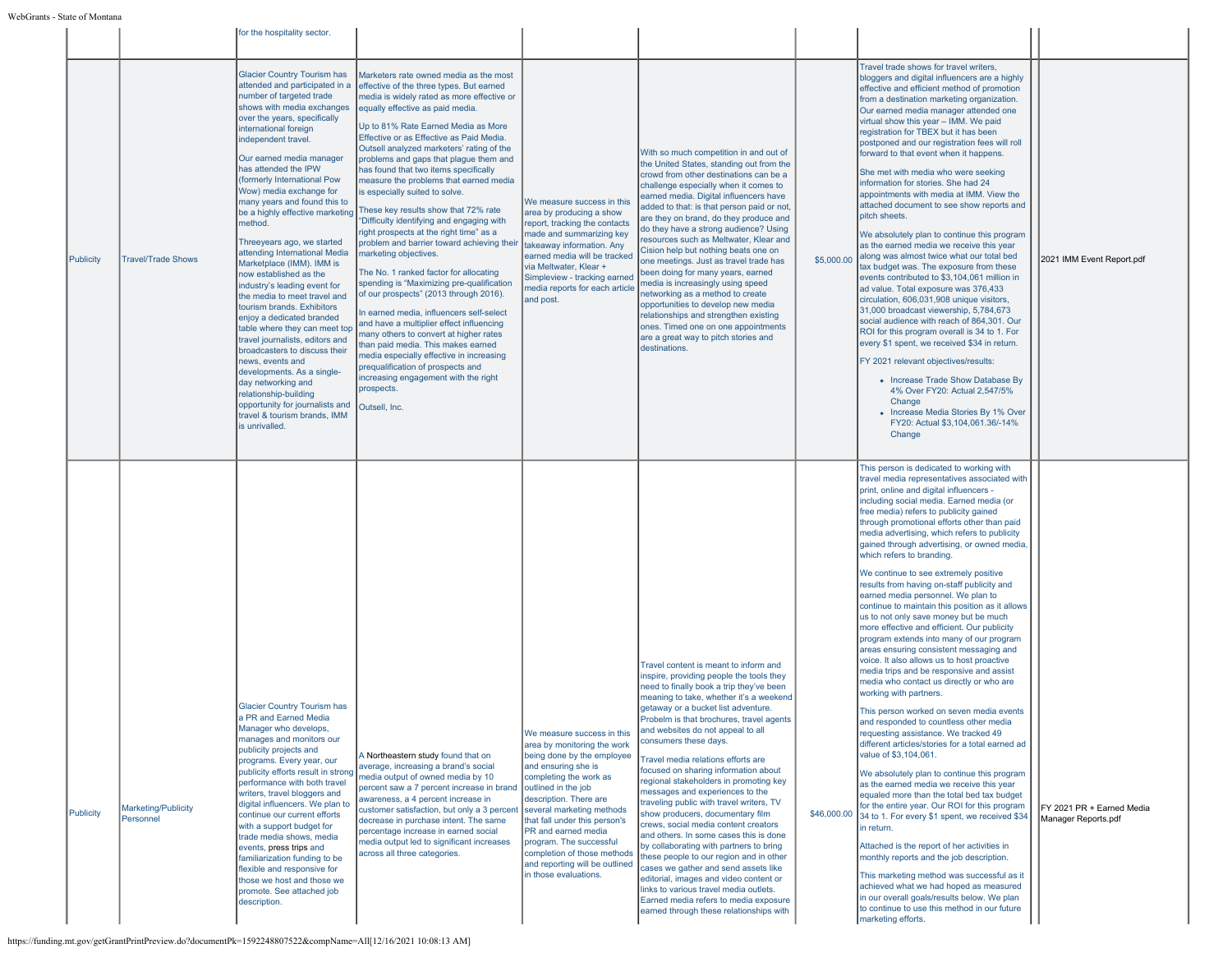| | | | | | | | | |
|---|---|---|---|---|---|---|---|---|
| | | for the hospitality sector. | | | | | | |
| Publicity | Travel/Trade Shows | Glacier Country Tourism has attended and participated in a number of targeted trade shows with media exchanges over the years, specifically international foreign independent travel.<br><br>Our earned media manager has attended the IPW (formerly International Pow Wow) media exchange for many years and found this to be a highly effective marketing method.<br><br>Threeyears ago, we started attending International Media Marketplace (IMM). IMM is now established as the industry's leading event for the media to meet travel and tourism brands. Exhibitors enjoy a dedicated branded table where they can meet top travel journalists, editors and broadcasters to discuss their news, events and developments. As a single-day networking and relationship-building opportunity for journalists and travel & tourism brands, IMM is unrivalled. | Marketers rate owned media as the most effective of the three types. But earned media is widely rated as more effective or equally effective as paid media.<br><br>Up to 81% Rate Earned Media as More Effective or as Effective as Paid Media. Outsell analyzed marketers' rating of the problems and gaps that plague them and has found that two items specifically measure the problems that earned media is especially suited to solve.<br><br>These key results show that 72% rate "Difficulty identifying and engaging with right prospects at the right time" as a problem and barrier toward achieving their marketing objectives.<br><br>The No. 1 ranked factor for allocating spending is "Maximizing pre-qualification of our prospects" (2013 through 2016).<br><br>In earned media, influencers self-select and have a multiplier effect influencing many others to convert at higher rates than paid media. This makes earned media especially effective in increasing prequalification of prospects and increasing engagement with the right prospects.<br><br>Outsell, Inc. | We measure success in this area by producing a show report, tracking the contacts made and summarizing key takeaway information. Any earned media will be tracked via Meltwater, Klear + Simpleview - tracking earned media reports for each article and post. | With so much competition in and out of the United States, standing out from the crowd from other destinations can be a challenge especially when it comes to earned media. Digital influencers have added to that: is that person paid or not, are they on brand, do they produce and do they have a strong audience? Using resources such as Meltwater, Klear and Cision help but nothing beats one on one meetings. Just as travel trade has been doing for many years, earned media is increasingly using speed networking as a method to create opportunities to develop new media relationships and strengthen existing ones. Timed one on one appointments are a great way to pitch stories and destinations. | $5,000.00 | Travel trade shows for travel writers, bloggers and digital influencers are a highly effective and efficient method of promotion from a destination marketing organization. Our earned media manager attended one virtual show this year – IMM. We paid registration for TBEX but it has been postponed and our registration fees will roll forward to that event when it happens.<br><br>She met with media who were seeking information for stories. She had 24 appointments with media at IMM. View the attached document to see show reports and pitch sheets.<br><br>We absolutely plan to continue this program as the earned media we receive this year along was almost twice what our total bed tax budget was. The exposure from these events contributed to $3,104,061 million in ad value. Total exposure was 376,433 circulation, 606,031,908 unique visitors, 31,000 broadcast viewership, 5,784,673 social audience with reach of 864,301. Our ROI for this program overall is 34 to 1. For every $1 spent, we received $34 in return.<br><br>FY 2021 relevant objectives/results:<br>• Increase Trade Show Database By 4% Over FY20: Actual 2,547/5% Change<br>• Increase Media Stories By 1% Over FY20: Actual $3,104,061.36/-14% Change | | 2021 IMM Event Report.pdf |
| Publicity | Marketing/Publicity Personnel | Glacier Country Tourism has a PR and Earned Media Manager who develops, manages and monitors our publicity projects and programs. Every year, our publicity efforts result in strong performance with both travel writers, travel bloggers and digital influencers. We plan to continue our current efforts with a support budget for trade media shows, media events, press trips and familiarization funding to be flexible and responsive for those we host and those we promote. See attached job description. | A Northeastern study found that on average, increasing a brand's social media output of owned media by 10 percent saw a 7 percent increase in brand awareness, a 4 percent increase in customer satisfaction, but only a 3 percent decrease in purchase intent. The same percentage increase in earned social media output led to significant increases across all three categories. | We measure success in this area by monitoring the work being done by the employee and ensuring she is completing the work as outlined in the job description. There are several marketing methods that fall under this person's PR and earned media program. The successful completion of those methods and reporting will be outlined in those evaluations. | Travel content is meant to inform and inspire, providing people the tools they need to finally book a trip they've been meaning to take, whether it's a weekend getaway or a bucket list adventure. Probelm is that brochures, travel agents and websites do not appeal to all consumers these days.<br><br>Travel media relations efforts are focused on sharing information about regional stakeholders in promoting key messages and experiences to the traveling public with travel writers, TV show producers, documentary film crews, social media content creators and others. In some cases this is done by collaborating with partners to bring these people to our region and in other cases we gather and send assets like editorial, images and video content or links to various travel media outlets. Earned media refers to media exposure earned through these relationships with | $46,000.00 | This person is dedicated to working with travel media representatives associated with print, online and digital influencers - including social media. Earned media (or free media) refers to publicity gained through promotional efforts other than paid media advertising, which refers to publicity gained through advertising, or owned media, which refers to branding.<br><br>We continue to see extremely positive results from having on-staff publicity and earned media personnel. We plan to continue to maintain this position as it allows us to not only save money but be much more effective and efficient. Our publicity program extends into many of our program areas ensuring consistent messaging and voice. It also allows us to host proactive media trips and be responsive and assist media who contact us directly or who are working with partners.<br><br>This person worked on seven media events and responded to countless other media requesting assistance. We tracked 49 different articles/stories for a total earned ad value of $3,104,061.<br><br>We absolutely plan to continue this program as the earned media we receive this year equaled more than the total bed tax budget for the entire year. Our ROI for this program 34 to 1. For every $1 spent, we received $34 in return.<br><br>Attached is the report of her activities in monthly reports and the job description.<br><br>This marketing method was successful as it achieved what we had hoped as measured in our overall goals/results below. We plan to continue to use this method in our future marketing efforts. | | FY 2021 PR + Earned Media Manager Reports.pdf |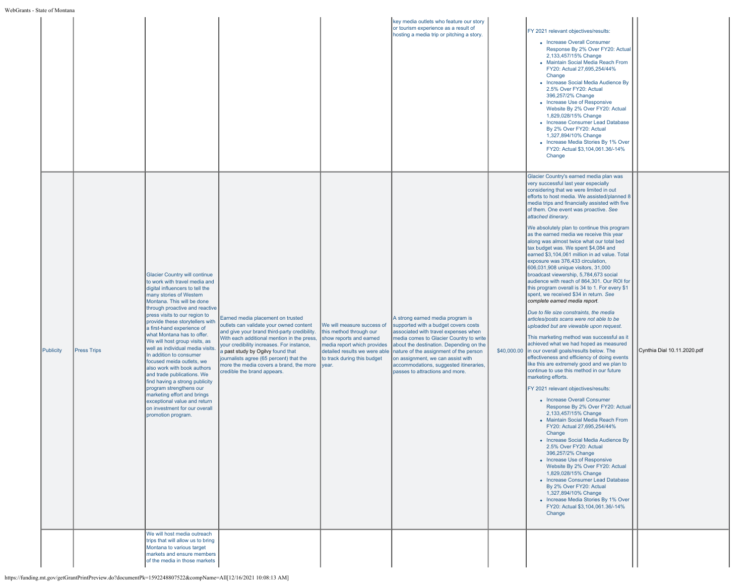| | | | | | | | | |
|---|---|---|---|---|---|---|---|---|
| | | | | | key media outlets who feature our story or tourism experience as a result of hosting a media trip or pitching a story. | | FY 2021 relevant objectives/results:<br>• Increase Overall Consumer Response By 2% Over FY20: Actual 2,133,457/15% Change<br>• Maintain Social Media Reach From FY20: Actual 27,695,254/44% Change<br>• Increase Social Media Audience By 2.5% Over FY20: Actual 396,257/2% Change<br>• Increase Use of Responsive Website By 2% Over FY20: Actual 1,829,028/15% Change<br>• Increase Consumer Lead Database By 2% Over FY20: Actual 1,327,894/10% Change<br>• Increase Media Stories By 1% Over FY20: Actual $3,104,061.36/-14% Change | |
| Publicity | Press Trips | Glacier Country will continue to work with travel media and digital influencers to tell the many stories of Western Montana. This will be done through proactive and reactive press visits to our region to provide these storytellers with a first-hand experience of what Montana has to offer. We will host group visits, as well as individual media visits. In addition to consumer focused meida outlets, we also work with book authors and trade publications. We find having a strong publicity program strengthens our marketing effort and brings exceptional value and return on investment for our overall promotion program. | Earned media placement on trusted outlets can validate your owned content and give your brand third-party credibility. With each additional mention in the press, your credibility increases. For instance, a past study by Ogilvy found that journalists agree (65 percent) that the more the media covers a brand, the more credible the brand appears. | We will measure success of this method through our show reports and earned media report which provides detailed results we were able to track during this budget year. | A strong earned media program is supported with a budget covers costs associated with travel expenses when media comes to Glacier Country to write about the destination. Depending on the nature of the assignment of the person on assignment, we can assist with accommodations, suggested itineraries, passes to attractions and more. | $40,000.00 | Glacier Country's earned media plan was very successful last year especially considering that we were limited in out efforts to host media. We assisted/planned 8 media trips and financially assisted with five of them. One event was proactive. *See attached itinerary.*<br><br>We absolutely plan to continue this program as the earned media we receive this year along was almost twice what our total bed tax budget was. We spent $4,084 and earned $3,104,061 million in ad value. Total exposure was 376,433 circulation, 606,031,908 unique visitors, 31,000 broadcast viewership, 5,784,673 social audience with reach of 864,301. Our ROI for this program overall is 34 to 1. For every $1 spent, we received $34 in return. *See complete earned media report.*<br><br>*Due to file size constraints, the media articles/posts scans were not able to be uploaded but are viewable upon request.*<br><br>This marketing method was successful as it achieved what we had hoped as measured in our overall goals/results below. The effectiveness and efficiency of doing events like this are extremely good and we plan to continue to use this method in our future marketing efforts.<br><br>FY 2021 relevant objectives/results:<br>• Increase Overall Consumer Response By 2% Over FY20: Actual 2,133,457/15% Change<br>• Maintain Social Media Reach From FY20: Actual 27,695,254/44% Change<br>• Increase Social Media Audience By 2.5% Over FY20: Actual 396,257/2% Change<br>• Increase Use of Responsive Website By 2% Over FY20: Actual 1,829,028/15% Change<br>• Increase Consumer Lead Database By 2% Over FY20: Actual 1,327,894/10% Change<br>• Increase Media Stories By 1% Over FY20: Actual $3,104,061.36/-14% Change | Cynthia Dial 10.11.2020.pdf |
| | | We will host media outreach trips that will allow us to bring Montana to various target markets and ensure members of the media in those markets | | | | | | |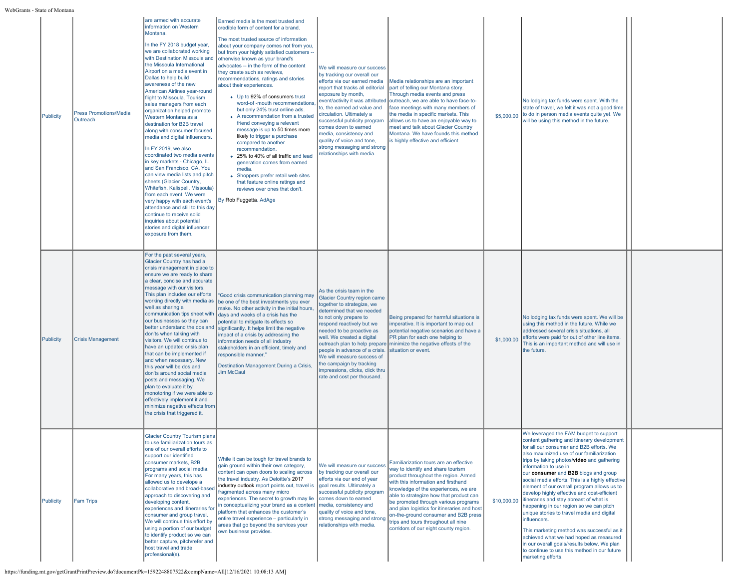| | | | | | | | | | |
|---|---|---|---|---|---|---|---|---|---|
| Publicity | Press Promotions/Media Outreach | are armed with accurate information on Western Montana.<br><br>In the FY 2018 budget year, we are collaborated working with Destination Missoula and the Missoula International Airport on a media event in Dallas to help build awareness of the new American Airlines year-round flight to Missoula. Tourism sales managers from each organization helped promote Western Montana as a destination for B2B travel along with consumer focused media and digital influencers.<br><br>In FY 2019, we also coordinated two media events in key markets - Chicago, IL and San Francisco, CA. You can view media lists and pitch sheets (Glacier Country, Whitefish, Kalispell, Missoula) from each event. We were very happy with each event's attendance and still to this day continue to receive solid inquiries about potential stories and digital influencer exposure from them. | Earned media is the most trusted and credible form of content for a brand.<br><br>The most trusted source of information about your company comes not from you, but from your highly satisfied customers -- otherwise known as your brand's advocates -- in the form of the content they create such as reviews, recommendations, ratings and stories about their experiences.<br><br>• Up to 92% of consumers trust word-of -mouth recommendations, but only 24% trust online ads.<br>• A recommendation from a trusted friend conveying a relevant message is up to 50 times more likely to trigger a purchase compared to another recommendation.<br>• 25% to 40% of all traffic and lead generation comes from earned media.<br>• Shoppers prefer retail web sites that feature online ratings and reviews over ones that don't.<br><br>By Rob Fuggetta. AdAge | We will measure our success by tracking our overall our efforts via our earned media report that tracks all editorial exposure by month, event/activity it was attributed to, the earned ad value and circulation. Ultimately a successful publicity program comes down to earned media, consistency and quality of voice and tone, strong messaging and strong relationships with media. | Media relationships are an important part of telling our Montana story. Through media events and press outreach, we are able to have face-to-face meetings with many members of the media in specific markets. This allows us to have an enjoyable way to meet and talk about Glacier Country Montana. We have founds this method is highly effective and efficient. | $5,000.00 | No lodging tax funds were spent. With the state of travel, we felt it was not a good time to do in person media events quite yet. We will be using this method in the future. | | |
| Publicity | Crisis Management | For the past several years, Glacier Country has had a crisis management in place to ensure we are ready to share a clear, concise and accurate message with our visitors. This plan includes our efforts working directly with media as well as sharing a communication tips sheet with our businesses so they can better understand the dos and don'ts when talking with visitors. We will continue to have an updated crisis plan that can be implemented if and when necessary. New this year will be dos and don'ts around social media posts and messaging. We plan to evaluate it by monotoring if we were able to effectively implement it and minimize negative effects from the crisis that triggered it. | "Good crisis communication planning may be one of the best investments you ever make. No other activity in the initial hours, days and weeks of a crisis has the potential to mitigate its effects so significantly. It helps limit the negative impact of a crisis by addressing the information needs of all industry stakeholders in an efficient, timely and responsible manner."<br><br>Destination Management During a Crisis, Jim McCaul | As the crisis team in the Glacier Country region came together to strategize, we determined that we needed to not only prepare to respond reactively but we needed to be proactive as well. We created a digital outreach plan to help prepare people in advance of a crisis. We will measure success of the campaign by tracking impressions, clicks, click thru rate and cost per thousand. | Being prepared for harmful situations is imperative. It is important to map out potential negative scenarios and have a PR plan for each one helping to minimize the negative effects of the situation or event. | $1,000.00 | No lodging tax funds were spent. We will be using this method in the future. While we addressed several crisis situations, all efforts were paid for out of other line items. This is an important method and will use in the future. | | |
| Publicity | Fam Trips | Glacier Country Tourism plans to use familiarization tours as one of our overall efforts to support our identified consumer markets, B2B programs and social media. For many years, this has allowed us to develope a collaborative and broad-based approach to discovering and developing content, experiences and itineraries for consumer and group travel. We will continue this effort by using a portion of our budget to identify product so we can better capture, pitch/refer and host travel and trade professional(s). | While it can be tough for travel brands to gain ground within their own category, content can open doors to scaling across the travel industry. As Deloitte's 2017 industry outlook report points out, travel is fragmented across many micro experiences. The secret to growth may lie in conceptualizing your brand as a content platform that enhances the customer's entire travel experience – particularly in areas that go beyond the services your own business provides. | We will measure our success by tracking our overall our efforts via our end of year goal results. Ultimately a successful publicity program comes down to earned media, consistency and quality of voice and tone, strong messaging and strong relationships with media. | Familiarization tours are an effective way to identify and share tourism product throughout the region. Armed with this information and firsthand knowledge of the experiences, we are able to strategize how that product can be promoted through various programs and plan logistics for itineraries and host on-the-ground consumer and B2B press trips and tours throughout all nine corridors of our eight county region. | $10,000.00 | We leveraged the FAM budget to support content gathering and itinerary development for all our consumer and B2B efforts. We also maximized use of our familiarization trips by taking photos/**video** and gathering information to use in our **consumer** and **B2B** blogs and group social media efforts. This is a highly effective element of our overall program allows us to develop highly effective and cost-efficient itineraries and stay abreast of what is happening in our region so we can pitch unique stories to travel media and digital influencers.<br><br>This marketing method was successful as it achieved what we had hoped as measured in our overall goals/results below. We plan to continue to use this method in our future marketing efforts. | | |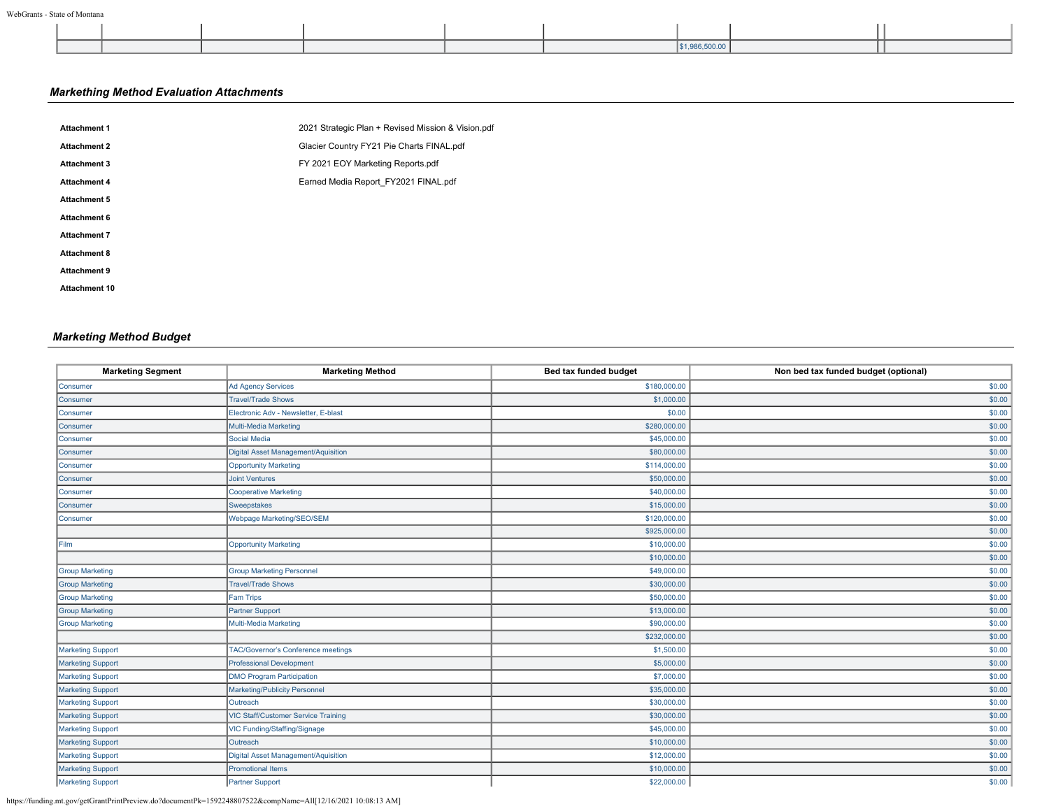| | | | | | | | | | |
|---|---|---|---|---|---|---|---|---|---|
| | | | | | | | | | |
| | | | | | | $1,986,500.00 | | | |

## *Markethining Method Evaluation Attachments*

| | |
|---|---|
| **Attachment 1** | 2021 Strategic Plan + Revised Mission & Vision.pdf |
| **Attachment 2** | Glacier Country FY21 Pie Charts FINAL.pdf |
| **Attachment 3** | FY 2021 EOY Marketing Reports.pdf |
| **Attachment 4** | Earned Media Report_FY2021 FINAL.pdf |
| **Attachment 5** | |
| **Attachment 6** | |
| **Attachment 7** | |
| **Attachment 8** | |
| **Attachment 9** | |
| **Attachment 10** | |

## *Marketing Method Budget*

| Marketing Segment | Marketing Method | Bed tax funded budget | Non bed tax funded budget (optional) |
|---|---|---|---|
| Consumer | Ad Agency Services | $180,000.00 | $0.00 |
| Consumer | Travel/Trade Shows | $1,000.00 | $0.00 |
| Consumer | Electronic Adv - Newsletter, E-blast | $0.00 | $0.00 |
| Consumer | Multi-Media Marketing | $280,000.00 | $0.00 |
| Consumer | Social Media | $45,000.00 | $0.00 |
| Consumer | Digital Asset Management/Aquisition | $80,000.00 | $0.00 |
| Consumer | Opportunity Marketing | $114,000.00 | $0.00 |
| Consumer | Joint Ventures | $50,000.00 | $0.00 |
| Consumer | Cooperative Marketing | $40,000.00 | $0.00 |
| Consumer | Sweepstakes | $15,000.00 | $0.00 |
| Consumer | Webpage Marketing/SEO/SEM | $120,000.00 | $0.00 |
| | | $925,000.00 | $0.00 |
| Film | Opportunity Marketing | $10,000.00 | $0.00 |
| | | $10,000.00 | $0.00 |
| Group Marketing | Group Marketing Personnel | $49,000.00 | $0.00 |
| Group Marketing | Travel/Trade Shows | $30,000.00 | $0.00 |
| Group Marketing | Fam Trips | $50,000.00 | $0.00 |
| Group Marketing | Partner Support | $13,000.00 | $0.00 |
| Group Marketing | Multi-Media Marketing | $90,000.00 | $0.00 |
| | | $232,000.00 | $0.00 |
| Marketing Support | TAC/Governor's Conference meetings | $1,500.00 | $0.00 |
| Marketing Support | Professional Development | $5,000.00 | $0.00 |
| Marketing Support | DMO Program Participation | $7,000.00 | $0.00 |
| Marketing Support | Marketing/Publicity Personnel | $35,000.00 | $0.00 |
| Marketing Support | Outreach | $30,000.00 | $0.00 |
| Marketing Support | VIC Staff/Customer Service Training | $30,000.00 | $0.00 |
| Marketing Support | VIC Funding/Staffing/Signage | $45,000.00 | $0.00 |
| Marketing Support | Outreach | $10,000.00 | $0.00 |
| Marketing Support | Digital Asset Management/Aquisition | $12,000.00 | $0.00 |
| Marketing Support | Promotional Items | $10,000.00 | $0.00 |
| Marketing Support | Partner Support | $22,000.00 | $0.00 |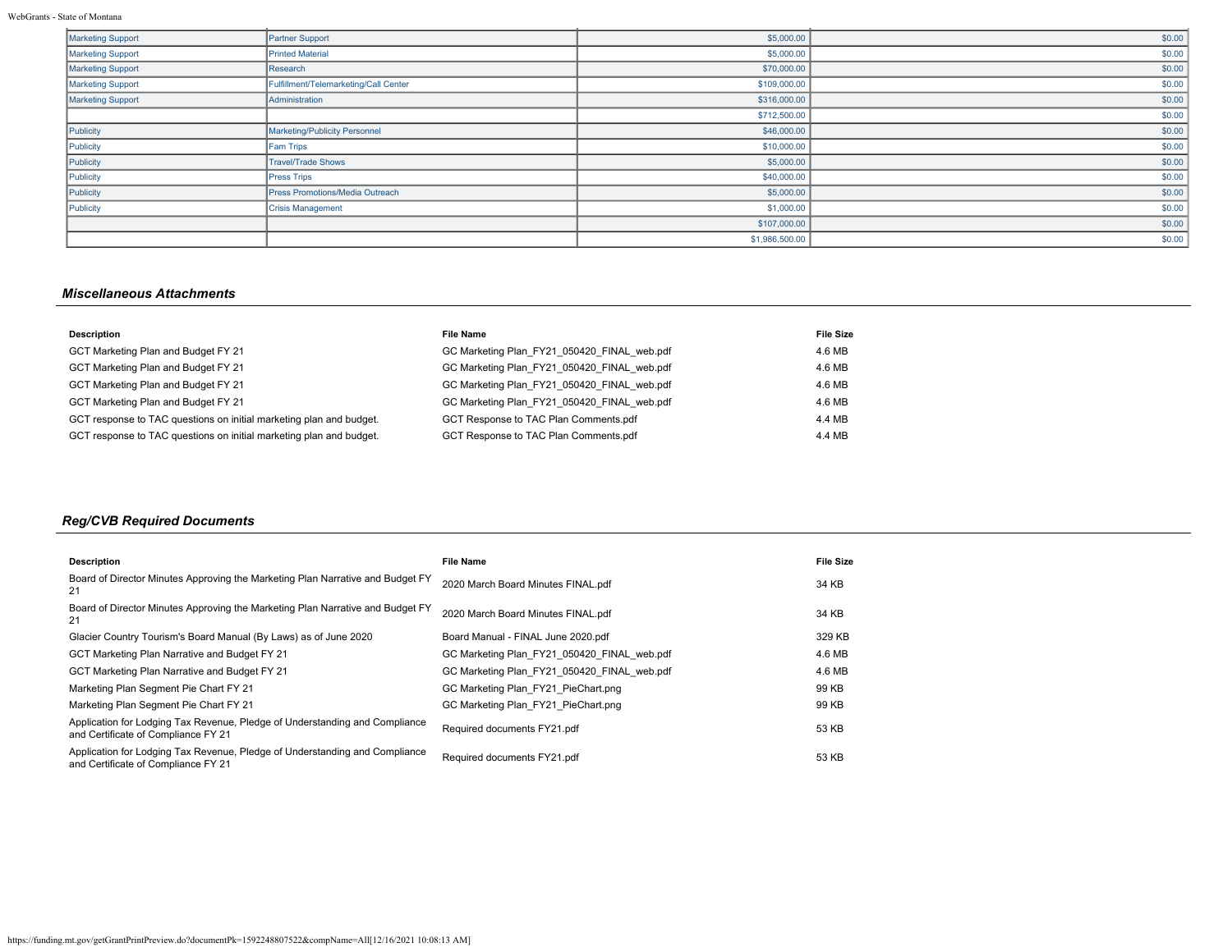| | | | |
|---|---|---|---|
| Marketing Support | Partner Support | $5,000.00 | $0.00 |
| Marketing Support | Printed Material | $5,000.00 | $0.00 |
| Marketing Support | Research | $70,000.00 | $0.00 |
| Marketing Support | Fulfillment/Telemarketing/Call Center | $109,000.00 | $0.00 |
| Marketing Support | Administration | $316,000.00 | $0.00 |
| | | $712,500.00 | $0.00 |
| Publicity | Marketing/Publicity Personnel | $46,000.00 | $0.00 |
| Publicity | Fam Trips | $10,000.00 | $0.00 |
| Publicity | Travel/Trade Shows | $5,000.00 | $0.00 |
| Publicity | Press Trips | $40,000.00 | $0.00 |
| Publicity | Press Promotions/Media Outreach | $5,000.00 | $0.00 |
| Publicity | Crisis Management | $1,000.00 | $0.00 |
| | | $107,000.00 | $0.00 |
| | | $1,986,500.00 | $0.00 |

### *Miscellaneous Attachments*

| Description | File Name | File Size |
|---|---|---|
| GCT Marketing Plan and Budget FY 21 | GC Marketing Plan_FY21_050420_FINAL_web.pdf | 4.6 MB |
| GCT Marketing Plan and Budget FY 21 | GC Marketing Plan_FY21_050420_FINAL_web.pdf | 4.6 MB |
| GCT Marketing Plan and Budget FY 21 | GC Marketing Plan_FY21_050420_FINAL_web.pdf | 4.6 MB |
| GCT Marketing Plan and Budget FY 21 | GC Marketing Plan_FY21_050420_FINAL_web.pdf | 4.6 MB |
| GCT response to TAC questions on initial marketing plan and budget. | GCT Response to TAC Plan Comments.pdf | 4.4 MB |
| GCT response to TAC questions on initial marketing plan and budget. | GCT Response to TAC Plan Comments.pdf | 4.4 MB |

### *Reg/CVB Required Documents*

| Description | File Name | File Size |
|---|---|---|
| Board of Director Minutes Approving the Marketing Plan Narrative and Budget FY 21 | 2020 March Board Minutes FINAL.pdf | 34 KB |
| Board of Director Minutes Approving the Marketing Plan Narrative and Budget FY 21 | 2020 March Board Minutes FINAL.pdf | 34 KB |
| Glacier Country Tourism's Board Manual (By Laws) as of June 2020 | Board Manual - FINAL June 2020.pdf | 329 KB |
| GCT Marketing Plan Narrative and Budget FY 21 | GC Marketing Plan_FY21_050420_FINAL_web.pdf | 4.6 MB |
| GCT Marketing Plan Narrative and Budget FY 21 | GC Marketing Plan_FY21_050420_FINAL_web.pdf | 4.6 MB |
| Marketing Plan Segment Pie Chart FY 21 | GC Marketing Plan_FY21_PieChart.png | 99 KB |
| Marketing Plan Segment Pie Chart FY 21 | GC Marketing Plan_FY21_PieChart.png | 99 KB |
| Application for Lodging Tax Revenue, Pledge of Understanding and Compliance and Certificate of Compliance FY 21 | Required documents FY21.pdf | 53 KB |
| Application for Lodging Tax Revenue, Pledge of Understanding and Compliance and Certificate of Compliance FY 21 | Required documents FY21.pdf | 53 KB |